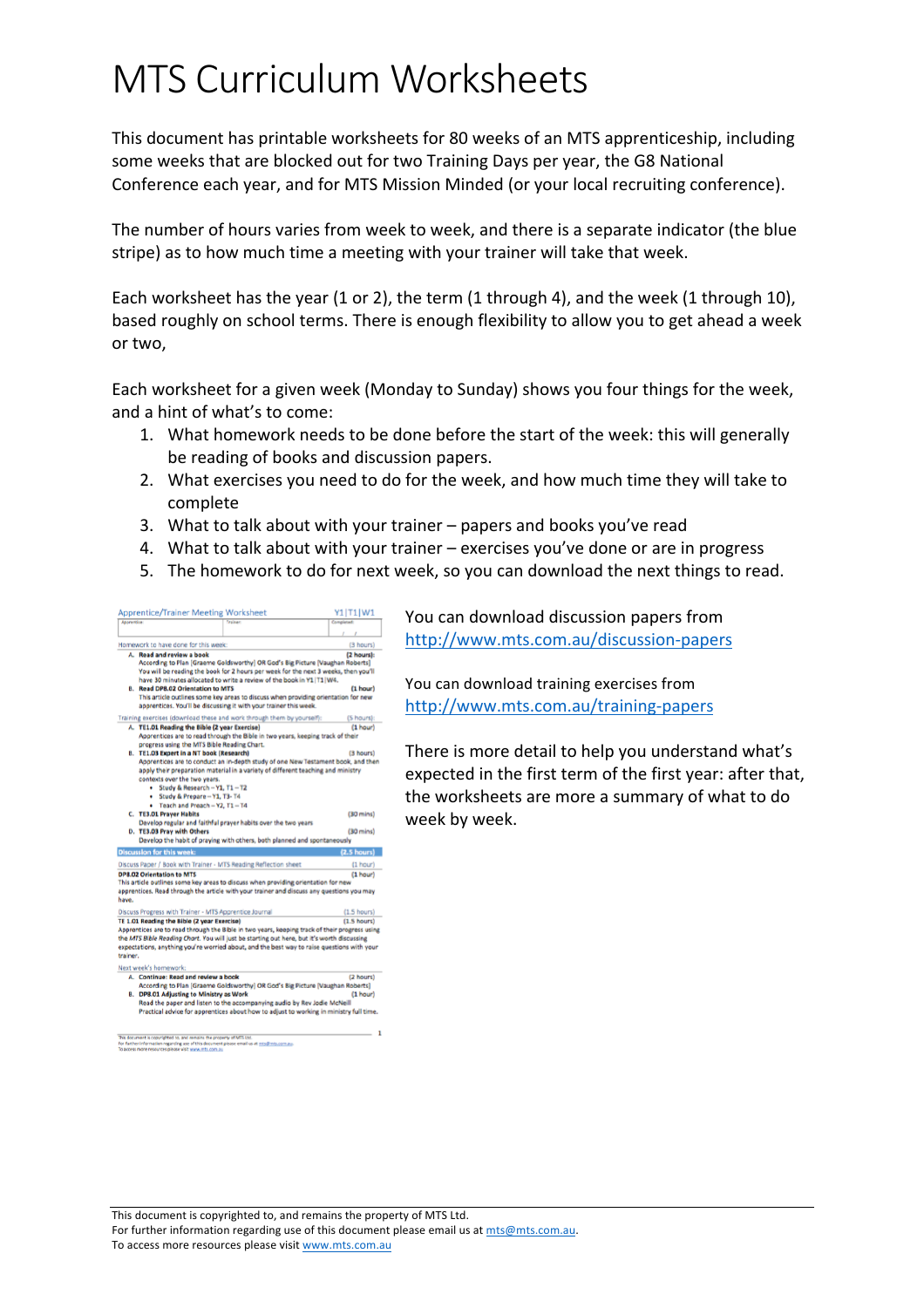# MTS Curriculum Worksheets

This document has printable worksheets for 80 weeks of an MTS apprenticeship, including some weeks that are blocked out for two Training Days per year, the G8 National Conference each year, and for MTS Mission Minded (or your local recruiting conference).

The number of hours varies from week to week, and there is a separate indicator (the blue stripe) as to how much time a meeting with your trainer will take that week.

Each worksheet has the year (1 or 2), the term (1 through 4), and the week (1 through 10), based roughly on school terms. There is enough flexibility to allow you to get ahead a week or two,

Each worksheet for a given week (Monday to Sunday) shows you four things for the week, and a hint of what's to come:

1. What homework needs to be done before the start of the week: this will generally be reading of books and discussion papers.
2. What exercises you need to do for the week, and how much time they will take to complete
3. What to talk about with your trainer – papers and books you've read
4. What to talk about with your trainer – exercises you've done or are in progress
5. The homework to do for next week, so you can download the next things to read.

You can download discussion papers from http://www.mts.com.au/discussion-papers

You can download training exercises from http://www.mts.com.au/training-papers

There is more detail to help you understand what's expected in the first term of the first year: after that, the worksheets are more a summary of what to do week by week.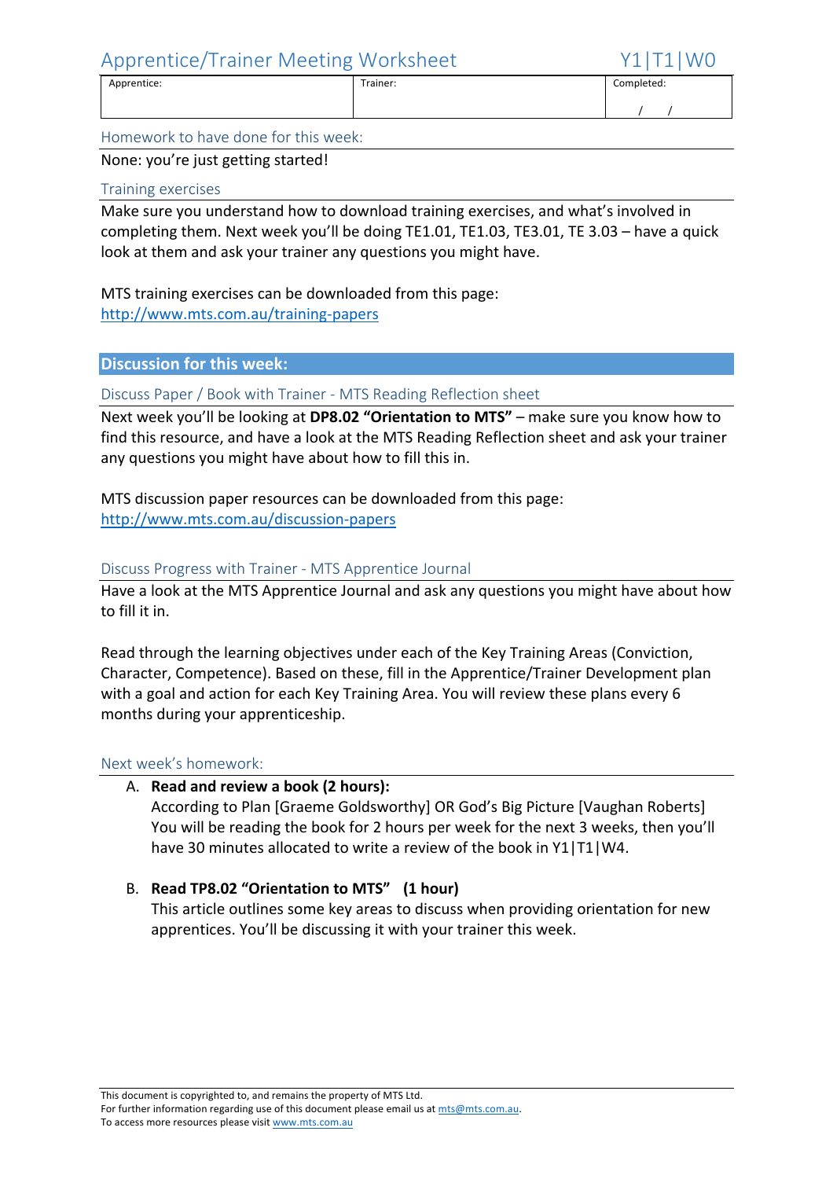# Apprentice/Trainer Meeting Worksheet Y1|T1|W0

| Apprentice: | Trainer: | Completed: / / |
|---|---|---|

## Homework to have done for this week:

None: you're just getting started!

## Training exercises

Make sure you understand how to download training exercises, and what's involved in completing them. Next week you'll be doing TE1.01, TE1.03, TE3.01, TE 3.03 – have a quick look at them and ask your trainer any questions you might have.

MTS training exercises can be downloaded from this page:
http://www.mts.com.au/training-papers

## Discussion for this week:

### Discuss Paper / Book with Trainer - MTS Reading Reflection sheet

Next week you'll be looking at **DP8.02 "Orientation to MTS"** – make sure you know how to find this resource, and have a look at the MTS Reading Reflection sheet and ask your trainer any questions you might have about how to fill this in.

MTS discussion paper resources can be downloaded from this page:
http://www.mts.com.au/discussion-papers

### Discuss Progress with Trainer - MTS Apprentice Journal

Have a look at the MTS Apprentice Journal and ask any questions you might have about how to fill it in.

Read through the learning objectives under each of the Key Training Areas (Conviction, Character, Competence). Based on these, fill in the Apprentice/Trainer Development plan with a goal and action for each Key Training Area. You will review these plans every 6 months during your apprenticeship.

## Next week's homework:

A. **Read and review a book (2 hours):**
   According to Plan [Graeme Goldsworthy] OR God's Big Picture [Vaughan Roberts]
   You will be reading the book for 2 hours per week for the next 3 weeks, then you'll have 30 minutes allocated to write a review of the book in Y1|T1|W4.

B. **Read TP8.02 "Orientation to MTS" (1 hour)**
   This article outlines some key areas to discuss when providing orientation for new apprentices. You'll be discussing it with your trainer this week.

This document is copyrighted to, and remains the property of MTS Ltd.
For further information regarding use of this document please email us at mts@mts.com.au.
To access more resources please visit www.mts.com.au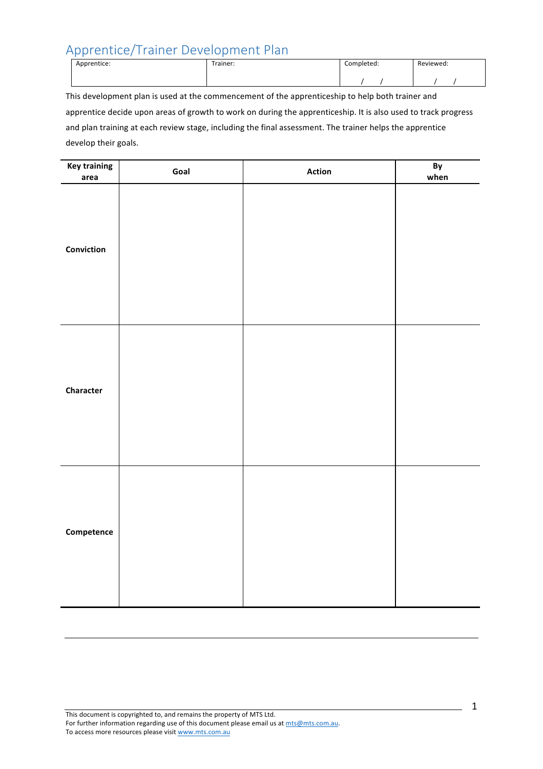# Apprentice/Trainer Development Plan

| Apprentice: | Trainer: | Completed: | Reviewed: |
|---|---|---|---|
| | | / / | / / |

This development plan is used at the commencement of the apprenticeship to help both trainer and apprentice decide upon areas of growth to work on during the apprenticeship. It is also used to track progress and plan training at each review stage, including the final assessment. The trainer helps the apprentice develop their goals.

| Key training area | Goal | Action | By when |
|---|---|---|---|
| **Conviction** | | | |
| **Character** | | | |
| **Competence** | | | |

This document is copyrighted to, and remains the property of MTS Ltd.
For further information regarding use of this document please email us at mts@mts.com.au.
To access more resources please visit www.mts.com.au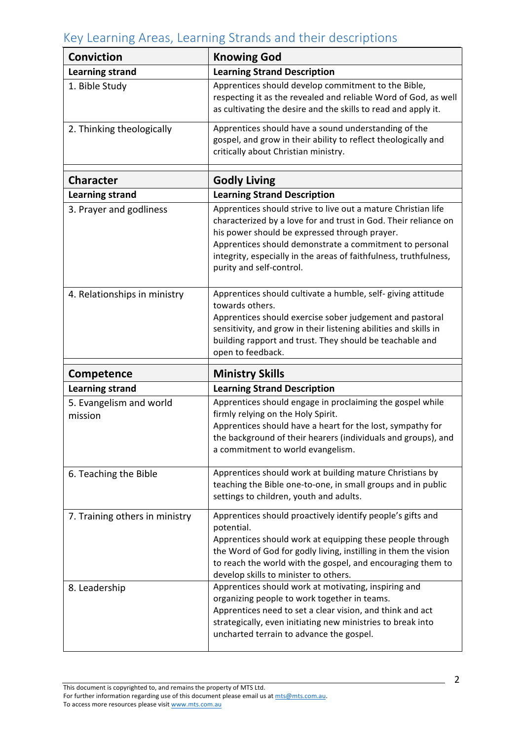## Key Learning Areas, Learning Strands and their descriptions

| **Conviction** | **Knowing God** |
|---|---|
| **Learning strand** | **Learning Strand Description** |
| 1. Bible Study | Apprentices should develop commitment to the Bible, respecting it as the revealed and reliable Word of God, as well as cultivating the desire and the skills to read and apply it. |
| 2. Thinking theologically | Apprentices should have a sound understanding of the gospel, and grow in their ability to reflect theologically and critically about Christian ministry. |
| **Character** | **Godly Living** |
| **Learning strand** | **Learning Strand Description** |
| 3. Prayer and godliness | Apprentices should strive to live out a mature Christian life characterized by a love for and trust in God. Their reliance on his power should be expressed through prayer. Apprentices should demonstrate a commitment to personal integrity, especially in the areas of faithfulness, truthfulness, purity and self-control. |
| 4. Relationships in ministry | Apprentices should cultivate a humble, self- giving attitude towards others. Apprentices should exercise sober judgement and pastoral sensitivity, and grow in their listening abilities and skills in building rapport and trust. They should be teachable and open to feedback. |
| **Competence** | **Ministry Skills** |
| **Learning strand** | **Learning Strand Description** |
| 5. Evangelism and world mission | Apprentices should engage in proclaiming the gospel while firmly relying on the Holy Spirit. Apprentices should have a heart for the lost, sympathy for the background of their hearers (individuals and groups), and a commitment to world evangelism. |
| 6. Teaching the Bible | Apprentices should work at building mature Christians by teaching the Bible one-to-one, in small groups and in public settings to children, youth and adults. |
| 7. Training others in ministry | Apprentices should proactively identify people's gifts and potential. Apprentices should work at equipping these people through the Word of God for godly living, instilling in them the vision to reach the world with the gospel, and encouraging them to develop skills to minister to others. |
| 8. Leadership | Apprentices should work at motivating, inspiring and organizing people to work together in teams. Apprentices need to set a clear vision, and think and act strategically, even initiating new ministries to break into uncharted terrain to advance the gospel. |

This document is copyrighted to, and remains the property of MTS Ltd.
For further information regarding use of this document please email us at mts@mts.com.au.
To access more resources please visit www.mts.com.au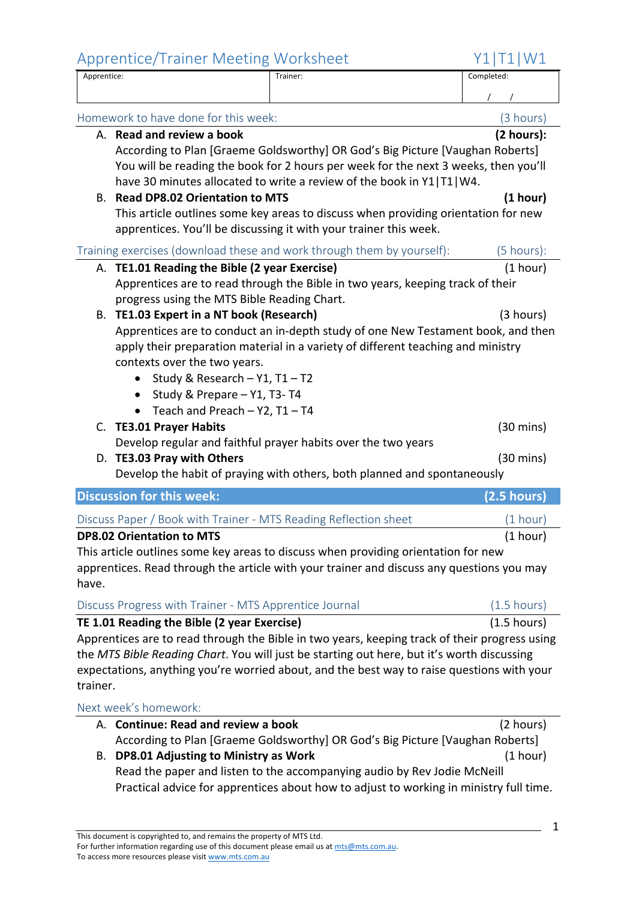# Apprentice/Trainer Meeting Worksheet — Y1|T1|W1

| Apprentice: | Trainer: | Completed: |
| --- | --- | --- |
| | | / / |

## Homework to have done for this week: (3 hours)

A. **Read and review a book** **(2 hours):**
According to Plan [Graeme Goldsworthy] OR God's Big Picture [Vaughan Roberts]
You will be reading the book for 2 hours per week for the next 3 weeks, then you'll have 30 minutes allocated to write a review of the book in Y1|T1|W4.

B. **Read DP8.02 Orientation to MTS** **(1 hour)**
This article outlines some key areas to discuss when providing orientation for new apprentices. You'll be discussing it with your trainer this week.

## Training exercises (download these and work through them by yourself): (5 hours):

A. **TE1.01 Reading the Bible (2 year Exercise)** (1 hour)
Apprentices are to read through the Bible in two years, keeping track of their progress using the MTS Bible Reading Chart.

B. **TE1.03 Expert in a NT book (Research)** (3 hours)
Apprentices are to conduct an in-depth study of one New Testament book, and then apply their preparation material in a variety of different teaching and ministry contexts over the two years.
- Study & Research – Y1, T1 – T2
- Study & Prepare – Y1, T3- T4
- Teach and Preach – Y2, T1 – T4

C. **TE3.01 Prayer Habits** (30 mins)
Develop regular and faithful prayer habits over the two years

D. **TE3.03 Pray with Others** (30 mins)
Develop the habit of praying with others, both planned and spontaneously

## Discussion for this week: (2.5 hours)

### Discuss Paper / Book with Trainer - MTS Reading Reflection sheet (1 hour)

**DP8.02 Orientation to MTS** (1 hour)
This article outlines some key areas to discuss when providing orientation for new apprentices. Read through the article with your trainer and discuss any questions you may have.

### Discuss Progress with Trainer - MTS Apprentice Journal (1.5 hours)

**TE 1.01 Reading the Bible (2 year Exercise)** (1.5 hours)
Apprentices are to read through the Bible in two years, keeping track of their progress using the *MTS Bible Reading Chart*. You will just be starting out here, but it's worth discussing expectations, anything you're worried about, and the best way to raise questions with your trainer.

## Next week's homework:

A. **Continue: Read and review a book** (2 hours)
According to Plan [Graeme Goldsworthy] OR God's Big Picture [Vaughan Roberts]

B. **DP8.01 Adjusting to Ministry as Work** (1 hour)
Read the paper and listen to the accompanying audio by Rev Jodie McNeill
Practical advice for apprentices about how to adjust to working in ministry full time.

This document is copyrighted to, and remains the property of MTS Ltd.
For further information regarding use of this document please email us at mts@mts.com.au.
To access more resources please visit www.mts.com.au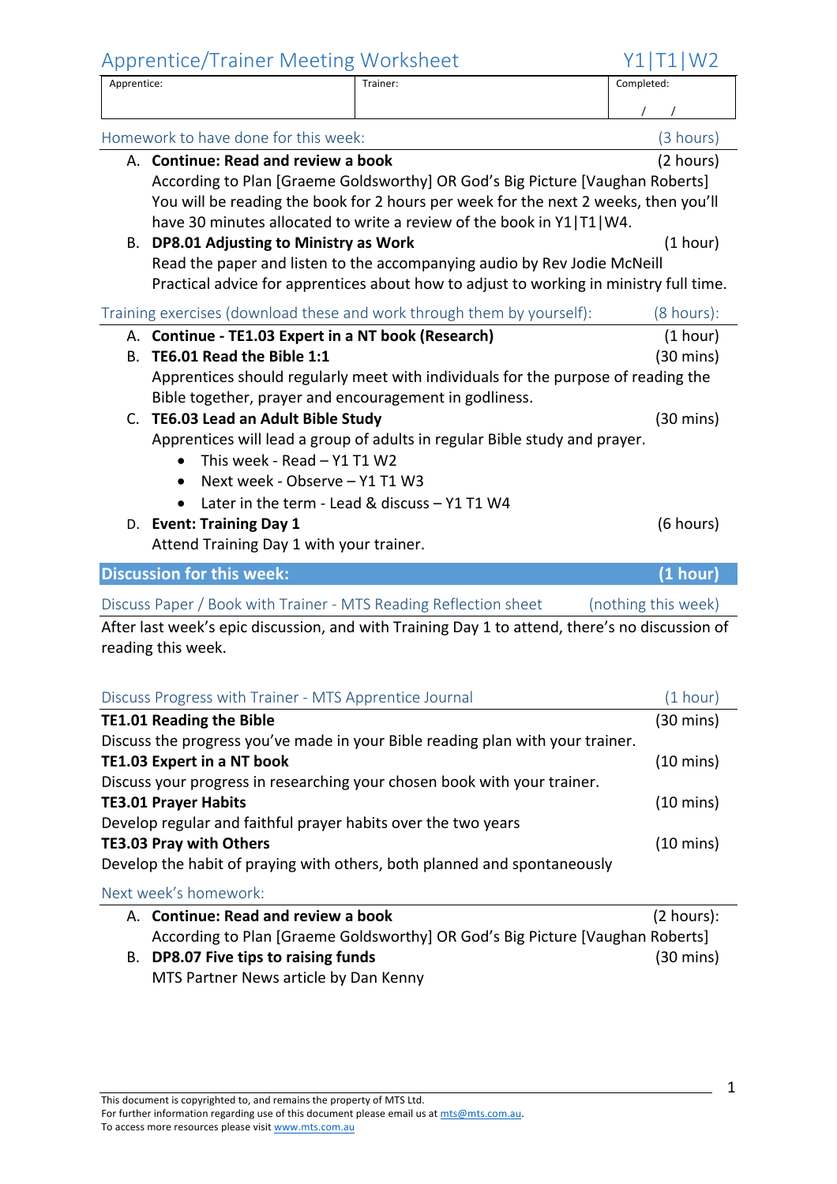# Apprentice/Trainer Meeting Worksheet — Y1|T1|W2

| Apprentice: | Trainer: | Completed: |
|---|---|---|
| | | / / |

## Homework to have done for this week: (3 hours)

A. **Continue: Read and review a book** (2 hours)
According to Plan [Graeme Goldsworthy] OR God's Big Picture [Vaughan Roberts]
You will be reading the book for 2 hours per week for the next 2 weeks, then you'll have 30 minutes allocated to write a review of the book in Y1|T1|W4.

B. **DP8.01 Adjusting to Ministry as Work** (1 hour)
Read the paper and listen to the accompanying audio by Rev Jodie McNeill
Practical advice for apprentices about how to adjust to working in ministry full time.

## Training exercises (download these and work through them by yourself): (8 hours):

A. **Continue - TE1.03 Expert in a NT book (Research)** (1 hour)

B. **TE6.01 Read the Bible 1:1** (30 mins)
Apprentices should regularly meet with individuals for the purpose of reading the Bible together, prayer and encouragement in godliness.

C. **TE6.03 Lead an Adult Bible Study** (30 mins)
Apprentices will lead a group of adults in regular Bible study and prayer.
- This week - Read – Y1 T1 W2
- Next week - Observe – Y1 T1 W3
- Later in the term - Lead & discuss – Y1 T1 W4

D. **Event: Training Day 1** (6 hours)
Attend Training Day 1 with your trainer.

## Discussion for this week: (1 hour)

### Discuss Paper / Book with Trainer - MTS Reading Reflection sheet (nothing this week)

After last week's epic discussion, and with Training Day 1 to attend, there's no discussion of reading this week.

### Discuss Progress with Trainer - MTS Apprentice Journal (1 hour)

**TE1.01 Reading the Bible** (30 mins)
Discuss the progress you've made in your Bible reading plan with your trainer.

**TE1.03 Expert in a NT book** (10 mins)
Discuss your progress in researching your chosen book with your trainer.

**TE3.01 Prayer Habits** (10 mins)
Develop regular and faithful prayer habits over the two years

**TE3.03 Pray with Others** (10 mins)
Develop the habit of praying with others, both planned and spontaneously

## Next week's homework:

A. **Continue: Read and review a book** (2 hours):
According to Plan [Graeme Goldsworthy] OR God's Big Picture [Vaughan Roberts]

B. **DP8.07 Five tips to raising funds** (30 mins)
MTS Partner News article by Dan Kenny

This document is copyrighted to, and remains the property of MTS Ltd.
For further information regarding use of this document please email us at mts@mts.com.au.
To access more resources please visit www.mts.com.au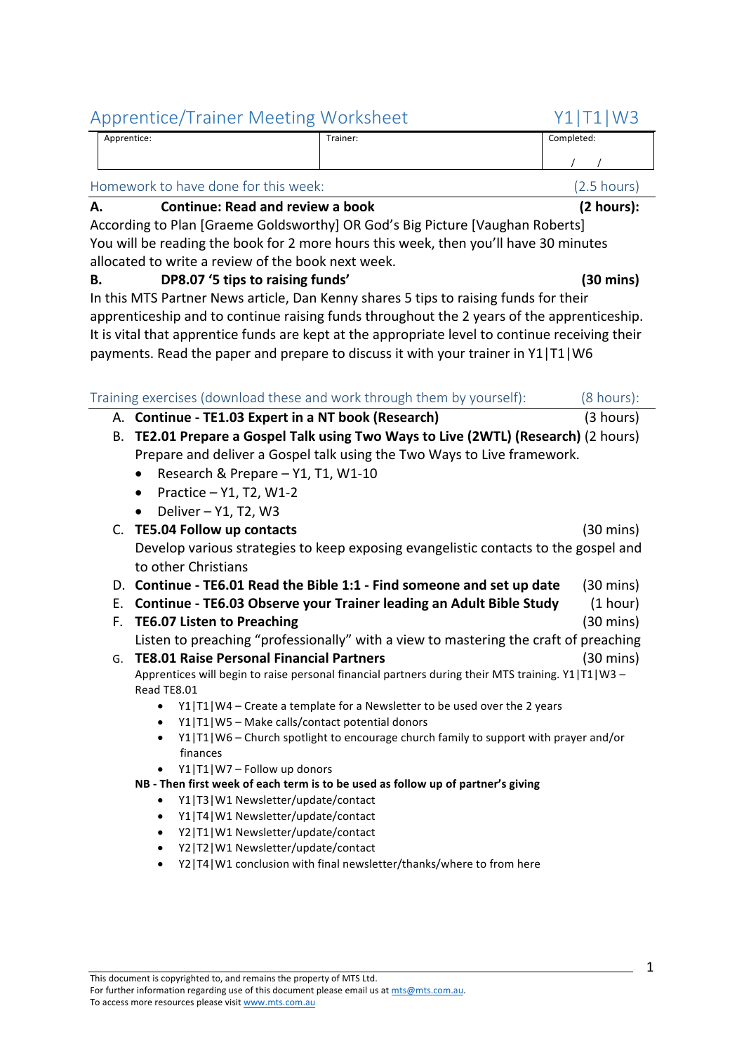# Apprentice/Trainer Meeting Worksheet Y1|T1|W3

| Apprentice: | Trainer: | Completed: |
|---|---|---|
| | | / / |

## Homework to have done for this week: (2.5 hours)

**A. Continue: Read and review a book (2 hours):**

According to Plan [Graeme Goldsworthy] OR God's Big Picture [Vaughan Roberts]
You will be reading the book for 2 more hours this week, then you'll have 30 minutes allocated to write a review of the book next week.

**B. DP8.07 '5 tips to raising funds' (30 mins)**

In this MTS Partner News article, Dan Kenny shares 5 tips to raising funds for their apprenticeship and to continue raising funds throughout the 2 years of the apprenticeship. It is vital that apprentice funds are kept at the appropriate level to continue receiving their payments. Read the paper and prepare to discuss it with your trainer in Y1|T1|W6

## Training exercises (download these and work through them by yourself): (8 hours):

A. **Continue - TE1.03 Expert in a NT book (Research)** (3 hours)

B. **TE2.01 Prepare a Gospel Talk using Two Ways to Live (2WTL) (Research)** (2 hours)
Prepare and deliver a Gospel talk using the Two Ways to Live framework.
- Research & Prepare – Y1, T1, W1-10
- Practice – Y1, T2, W1-2
- Deliver – Y1, T2, W3

C. **TE5.04 Follow up contacts** (30 mins)
Develop various strategies to keep exposing evangelistic contacts to the gospel and to other Christians

D. **Continue - TE6.01 Read the Bible 1:1 - Find someone and set up date** (30 mins)

E. **Continue - TE6.03 Observe your Trainer leading an Adult Bible Study** (1 hour)

F. **TE6.07 Listen to Preaching** (30 mins)
Listen to preaching "professionally" with a view to mastering the craft of preaching

G. **TE8.01 Raise Personal Financial Partners** (30 mins)
Apprentices will begin to raise personal financial partners during their MTS training. Y1|T1|W3 – Read TE8.01
- Y1|T1|W4 – Create a template for a Newsletter to be used over the 2 years
- Y1|T1|W5 – Make calls/contact potential donors
- Y1|T1|W6 – Church spotlight to encourage church family to support with prayer and/or finances
- Y1|T1|W7 – Follow up donors

**NB - Then first week of each term is to be used as follow up of partner's giving**
- Y1|T3|W1 Newsletter/update/contact
- Y1|T4|W1 Newsletter/update/contact
- Y2|T1|W1 Newsletter/update/contact
- Y2|T2|W1 Newsletter/update/contact
- Y2|T4|W1 conclusion with final newsletter/thanks/where to from here

This document is copyrighted to, and remains the property of MTS Ltd.
For further information regarding use of this document please email us at mts@mts.com.au.
To access more resources please visit www.mts.com.au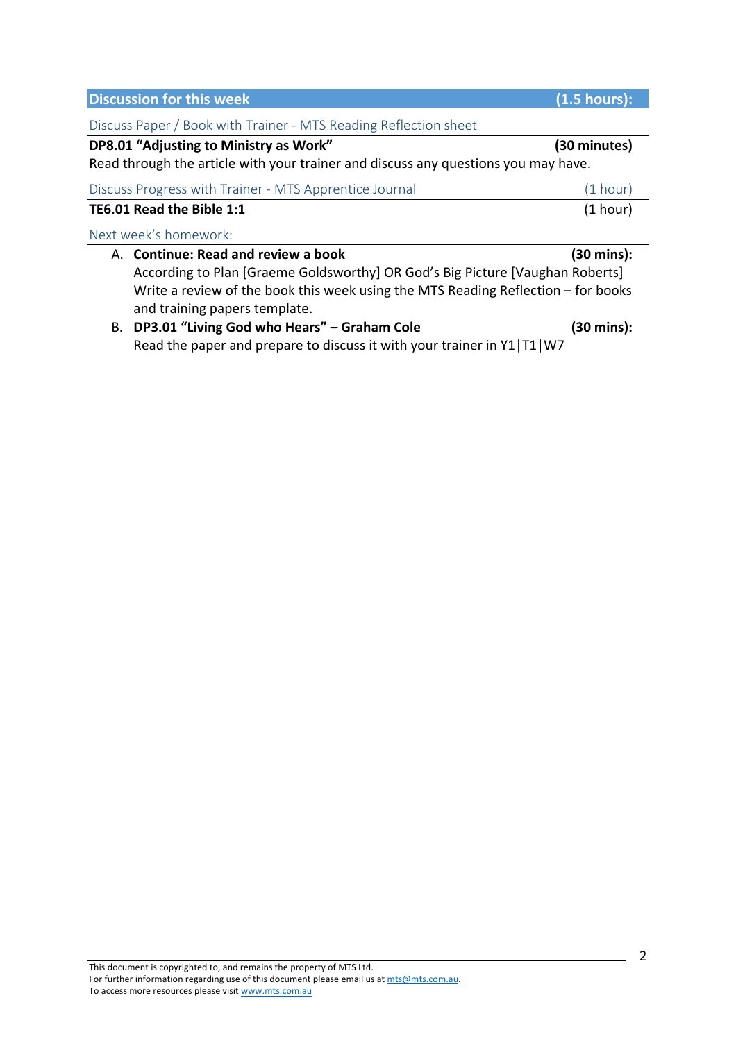## Discussion for this week (1.5 hours):

### Discuss Paper / Book with Trainer - MTS Reading Reflection sheet

**DP8.01 "Adjusting to Ministry as Work" (30 minutes)**

Read through the article with your trainer and discuss any questions you may have.

### Discuss Progress with Trainer - MTS Apprentice Journal (1 hour)

**TE6.01 Read the Bible 1:1** (1 hour)

### Next week's homework:

A. **Continue: Read and review a book (30 mins):**
   According to Plan [Graeme Goldsworthy] OR God's Big Picture [Vaughan Roberts]
   Write a review of the book this week using the MTS Reading Reflection – for books and training papers template.

B. **DP3.01 "Living God who Hears" – Graham Cole (30 mins):**
   Read the paper and prepare to discuss it with your trainer in Y1|T1|W7

This document is copyrighted to, and remains the property of MTS Ltd.
For further information regarding use of this document please email us at mts@mts.com.au.
To access more resources please visit www.mts.com.au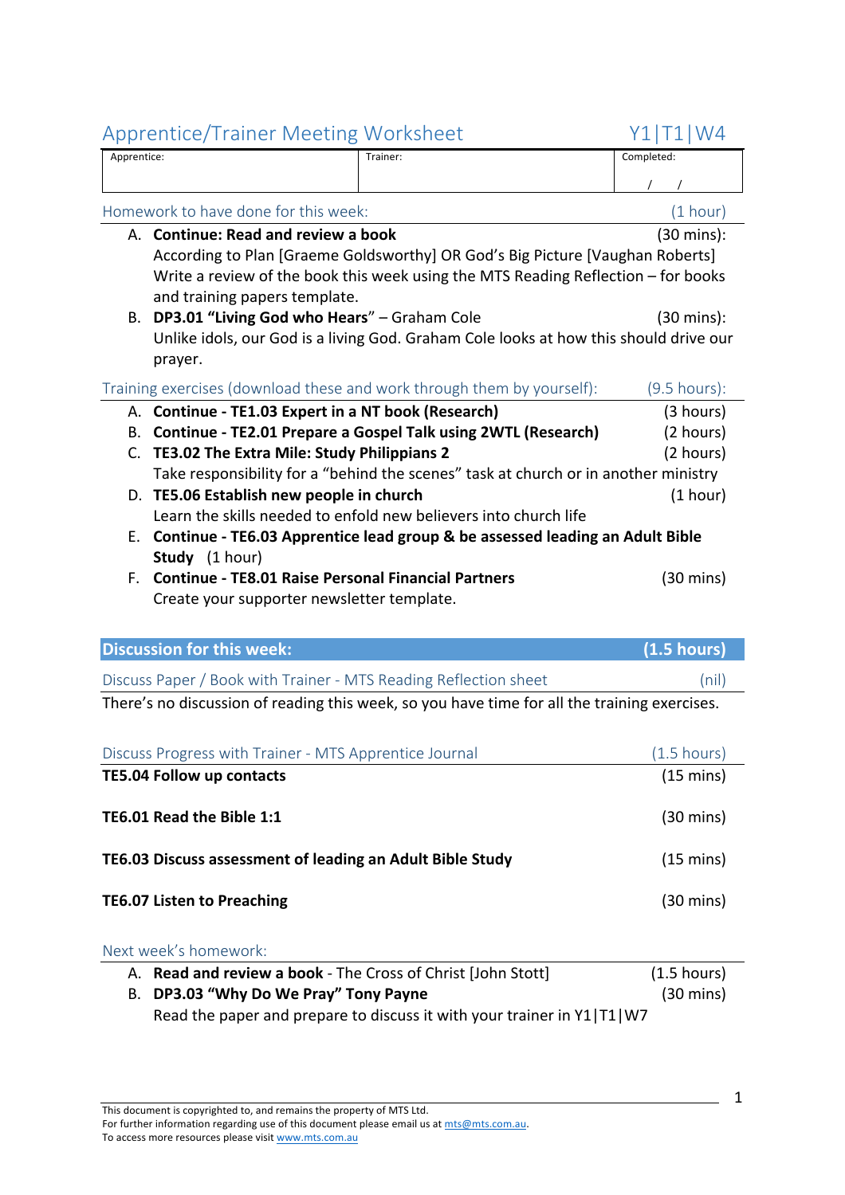## Apprentice/Trainer Meeting Worksheet — Y1|T1|W4

| Apprentice: | Trainer: | Completed: |
|---|---|---|
| | | / / |

### Homework to have done for this week: (1 hour)

A. **Continue: Read and review a book** (30 mins):
According to Plan [Graeme Goldsworthy] OR God's Big Picture [Vaughan Roberts]
Write a review of the book this week using the MTS Reading Reflection – for books and training papers template.

B. **DP3.01 "Living God who Hears"** – Graham Cole (30 mins):
Unlike idols, our God is a living God. Graham Cole looks at how this should drive our prayer.

### Training exercises (download these and work through them by yourself): (9.5 hours):

A. **Continue - TE1.03 Expert in a NT book (Research)** (3 hours)

B. **Continue - TE2.01 Prepare a Gospel Talk using 2WTL (Research)** (2 hours)

C. **TE3.02 The Extra Mile: Study Philippians 2** (2 hours)
Take responsibility for a "behind the scenes" task at church or in another ministry

D. **TE5.06 Establish new people in church** (1 hour)
Learn the skills needed to enfold new believers into church life

E. **Continue - TE6.03 Apprentice lead group & be assessed leading an Adult Bible Study** (1 hour)

F. **Continue - TE8.01 Raise Personal Financial Partners** (30 mins)
Create your supporter newsletter template.

## Discussion for this week: (1.5 hours)

### Discuss Paper / Book with Trainer - MTS Reading Reflection sheet (nil)

There's no discussion of reading this week, so you have time for all the training exercises.

### Discuss Progress with Trainer - MTS Apprentice Journal (1.5 hours)

**TE5.04 Follow up contacts** (15 mins)

**TE6.01 Read the Bible 1:1** (30 mins)

**TE6.03 Discuss assessment of leading an Adult Bible Study** (15 mins)

**TE6.07 Listen to Preaching** (30 mins)

### Next week's homework:

A. **Read and review a book** - The Cross of Christ [John Stott] (1.5 hours)

B. **DP3.03 "Why Do We Pray" Tony Payne** (30 mins)
Read the paper and prepare to discuss it with your trainer in Y1|T1|W7

This document is copyrighted to, and remains the property of MTS Ltd.
For further information regarding use of this document please email us at mts@mts.com.au.
To access more resources please visit www.mts.com.au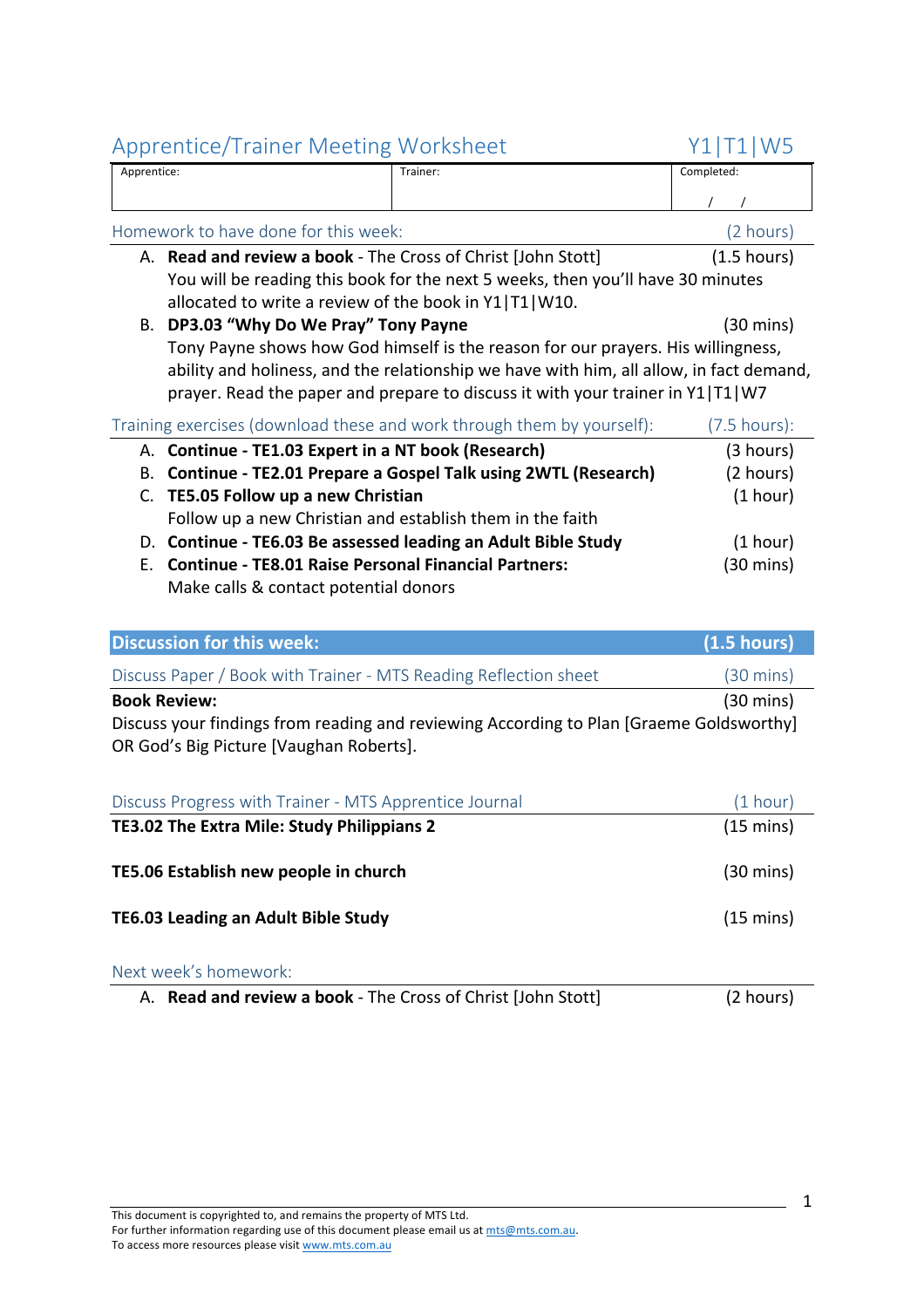## Apprentice/Trainer Meeting Worksheet — Y1|T1|W5

| Apprentice: | Trainer: | Completed: |
|---|---|---|
| | | / / |

### Homework to have done for this week: (2 hours)

A. **Read and review a book** - The Cross of Christ [John Stott] (1.5 hours)
You will be reading this book for the next 5 weeks, then you'll have 30 minutes allocated to write a review of the book in Y1|T1|W10.

B. **DP3.03 "Why Do We Pray" Tony Payne** (30 mins)
Tony Payne shows how God himself is the reason for our prayers. His willingness, ability and holiness, and the relationship we have with him, all allow, in fact demand, prayer. Read the paper and prepare to discuss it with your trainer in Y1|T1|W7

### Training exercises (download these and work through them by yourself): (7.5 hours):

A. **Continue - TE1.03 Expert in a NT book (Research)** (3 hours)

B. **Continue - TE2.01 Prepare a Gospel Talk using 2WTL (Research)** (2 hours)

C. **TE5.05 Follow up a new Christian** (1 hour)
Follow up a new Christian and establish them in the faith

D. **Continue - TE6.03 Be assessed leading an Adult Bible Study** (1 hour)

E. **Continue - TE8.01 Raise Personal Financial Partners:** (30 mins)
Make calls & contact potential donors

## Discussion for this week: (1.5 hours)

### Discuss Paper / Book with Trainer - MTS Reading Reflection sheet (30 mins)

**Book Review:** (30 mins)
Discuss your findings from reading and reviewing According to Plan [Graeme Goldsworthy] OR God's Big Picture [Vaughan Roberts].

### Discuss Progress with Trainer - MTS Apprentice Journal (1 hour)

**TE3.02 The Extra Mile: Study Philippians 2** (15 mins)

**TE5.06 Establish new people in church** (30 mins)

**TE6.03 Leading an Adult Bible Study** (15 mins)

### Next week's homework:

A. **Read and review a book** - The Cross of Christ [John Stott] (2 hours)

This document is copyrighted to, and remains the property of MTS Ltd.
For further information regarding use of this document please email us at mts@mts.com.au.
To access more resources please visit www.mts.com.au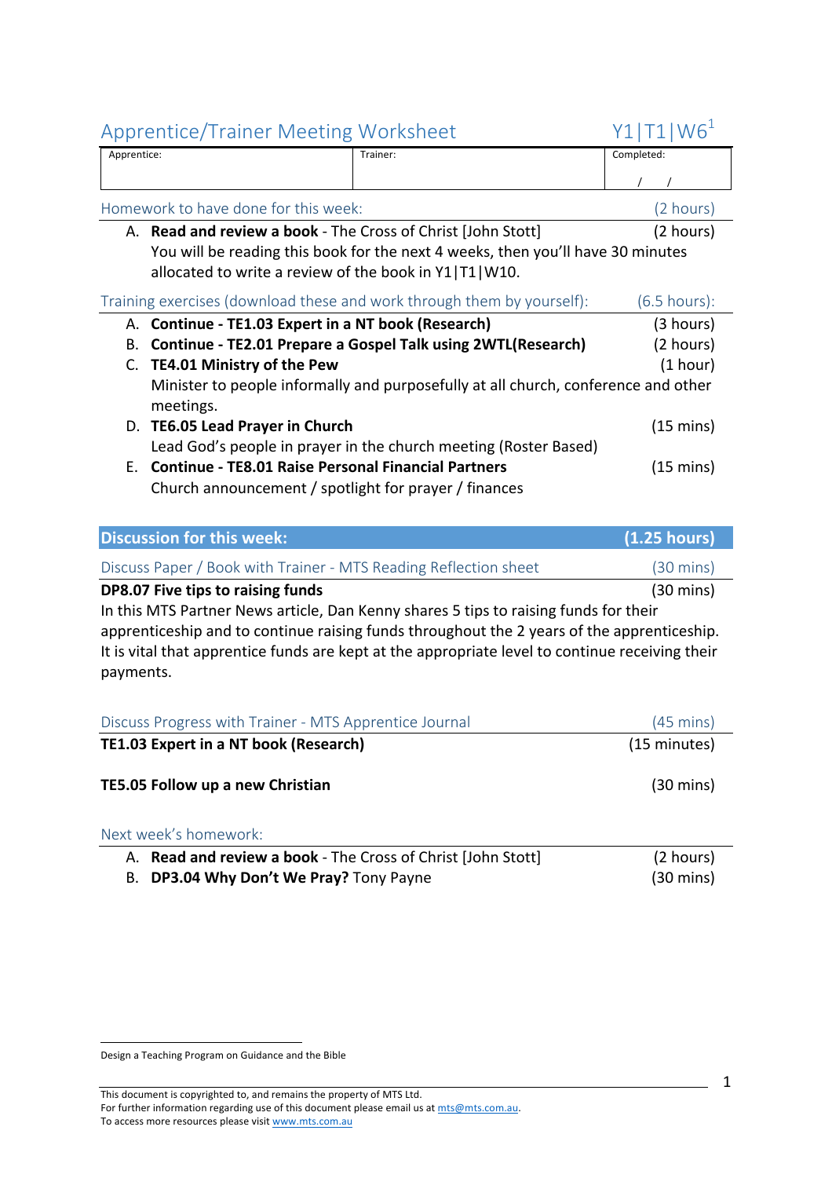# Apprentice/Trainer Meeting Worksheet — Y1|T1|W6[1]

| Apprentice: | Trainer: | Completed: |
|---|---|---|
| | | / / |

## Homework to have done for this week: (2 hours)

A. **Read and review a book** - The Cross of Christ [John Stott] (2 hours)
You will be reading this book for the next 4 weeks, then you'll have 30 minutes allocated to write a review of the book in Y1|T1|W10.

## Training exercises (download these and work through them by yourself): (6.5 hours):

A. **Continue - TE1.03 Expert in a NT book (Research)** (3 hours)

B. **Continue - TE2.01 Prepare a Gospel Talk using 2WTL(Research)** (2 hours)

C. **TE4.01 Ministry of the Pew** (1 hour)
Minister to people informally and purposefully at all church, conference and other meetings.

D. **TE6.05 Lead Prayer in Church** (15 mins)
Lead God's people in prayer in the church meeting (Roster Based)

E. **Continue - TE8.01 Raise Personal Financial Partners** (15 mins)
Church announcement / spotlight for prayer / finances

## Discussion for this week: (1.25 hours)

### Discuss Paper / Book with Trainer - MTS Reading Reflection sheet (30 mins)

**DP8.07 Five tips to raising funds** (30 mins)
In this MTS Partner News article, Dan Kenny shares 5 tips to raising funds for their apprenticeship and to continue raising funds throughout the 2 years of the apprenticeship. It is vital that apprentice funds are kept at the appropriate level to continue receiving their payments.

### Discuss Progress with Trainer - MTS Apprentice Journal (45 mins)

**TE1.03 Expert in a NT book (Research)** (15 minutes)

**TE5.05 Follow up a new Christian** (30 mins)

## Next week's homework:

A. **Read and review a book** - The Cross of Christ [John Stott] (2 hours)

B. **DP3.04 Why Don't We Pray?** Tony Payne (30 mins)

---

[1] Design a Teaching Program on Guidance and the Bible

This document is copyrighted to, and remains the property of MTS Ltd.
For further information regarding use of this document please email us at mts@mts.com.au.
To access more resources please visit www.mts.com.au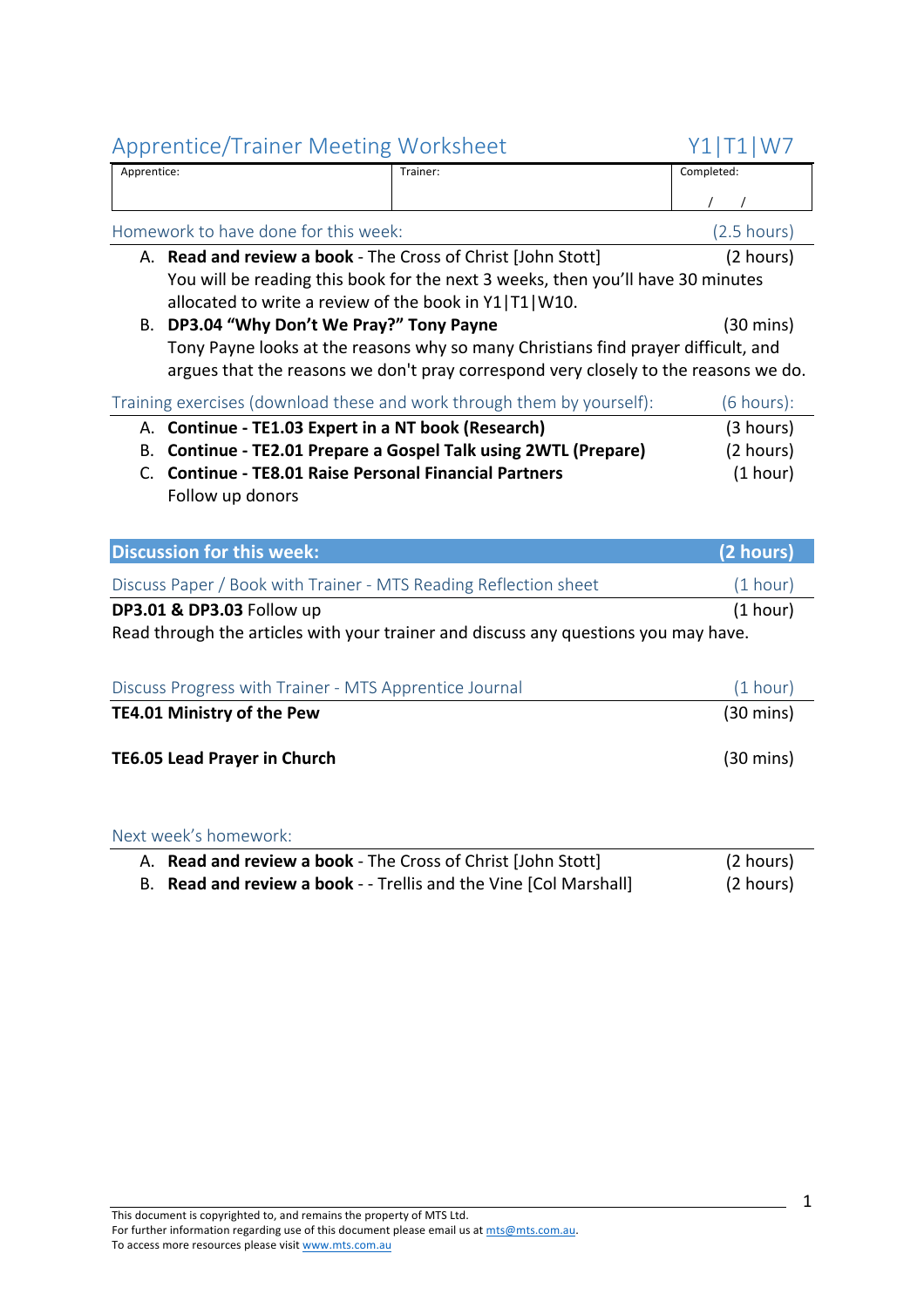# Apprentice/Trainer Meeting Worksheet Y1|T1|W7

| Apprentice: | Trainer: | Completed: |
|---|---|---|
| | | / / |

## Homework to have done for this week: (2.5 hours)

A. **Read and review a book** - The Cross of Christ [John Stott] (2 hours)
You will be reading this book for the next 3 weeks, then you'll have 30 minutes allocated to write a review of the book in Y1|T1|W10.

B. **DP3.04 "Why Don't We Pray?" Tony Payne** (30 mins)
Tony Payne looks at the reasons why so many Christians find prayer difficult, and argues that the reasons we don't pray correspond very closely to the reasons we do.

## Training exercises (download these and work through them by yourself): (6 hours):

A. **Continue - TE1.03 Expert in a NT book (Research)** (3 hours)
B. **Continue - TE2.01 Prepare a Gospel Talk using 2WTL (Prepare)** (2 hours)
C. **Continue - TE8.01 Raise Personal Financial Partners** (1 hour)
Follow up donors

## Discussion for this week: (2 hours)

### Discuss Paper / Book with Trainer - MTS Reading Reflection sheet (1 hour)

**DP3.01 & DP3.03** Follow up (1 hour)
Read through the articles with your trainer and discuss any questions you may have.

### Discuss Progress with Trainer - MTS Apprentice Journal (1 hour)

**TE4.01 Ministry of the Pew** (30 mins)

**TE6.05 Lead Prayer in Church** (30 mins)

## Next week's homework:

A. **Read and review a book** - The Cross of Christ [John Stott] (2 hours)
B. **Read and review a book** - - Trellis and the Vine [Col Marshall] (2 hours)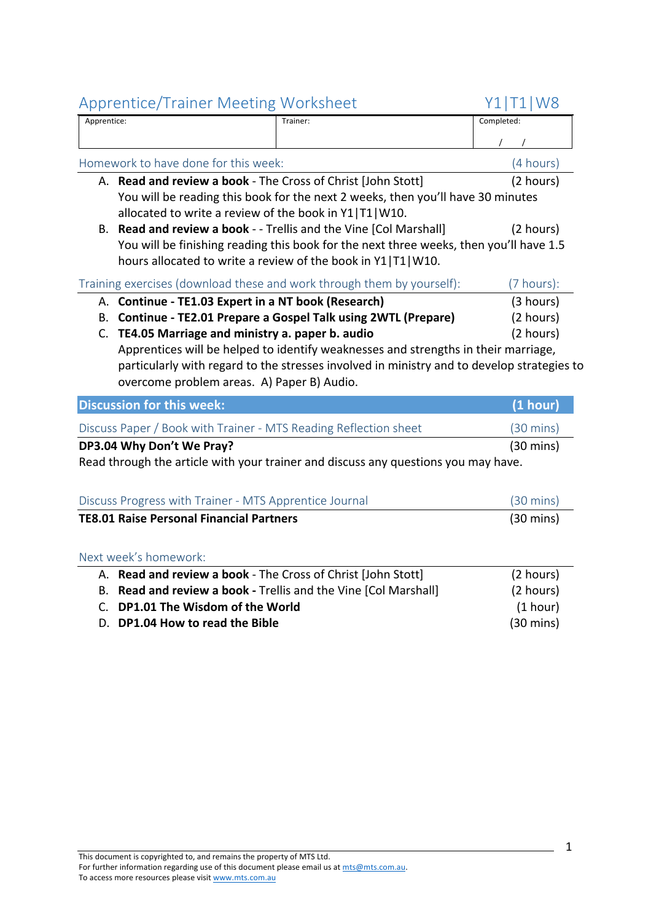## Apprentice/Trainer Meeting Worksheet — Y1|T1|W8

| Apprentice: | Trainer: | Completed: |
|---|---|---|
| | | / / |

### Homework to have done for this week: (4 hours)

A. **Read and review a book** - The Cross of Christ [John Stott] (2 hours)
You will be reading this book for the next 2 weeks, then you'll have 30 minutes allocated to write a review of the book in Y1|T1|W10.

B. **Read and review a book** - - Trellis and the Vine [Col Marshall] (2 hours)
You will be finishing reading this book for the next three weeks, then you'll have 1.5 hours allocated to write a review of the book in Y1|T1|W10.

### Training exercises (download these and work through them by yourself): (7 hours):

A. **Continue - TE1.03 Expert in a NT book (Research)** (3 hours)

B. **Continue - TE2.01 Prepare a Gospel Talk using 2WTL (Prepare)** (2 hours)

C. **TE4.05 Marriage and ministry a. paper b. audio** (2 hours)
Apprentices will be helped to identify weaknesses and strengths in their marriage, particularly with regard to the stresses involved in ministry and to develop strategies to overcome problem areas. A) Paper B) Audio.

### Discussion for this week: (1 hour)

#### Discuss Paper / Book with Trainer - MTS Reading Reflection sheet (30 mins)

**DP3.04 Why Don't We Pray?** (30 mins)
Read through the article with your trainer and discuss any questions you may have.

#### Discuss Progress with Trainer - MTS Apprentice Journal (30 mins)

**TE8.01 Raise Personal Financial Partners** (30 mins)

### Next week's homework:

A. **Read and review a book** - The Cross of Christ [John Stott] (2 hours)

B. **Read and review a book -** Trellis and the Vine [Col Marshall] (2 hours)

C. **DP1.01 The Wisdom of the World** (1 hour)

D. **DP1.04 How to read the Bible** (30 mins)

This document is copyrighted to, and remains the property of MTS Ltd.
For further information regarding use of this document please email us at mts@mts.com.au.
To access more resources please visit www.mts.com.au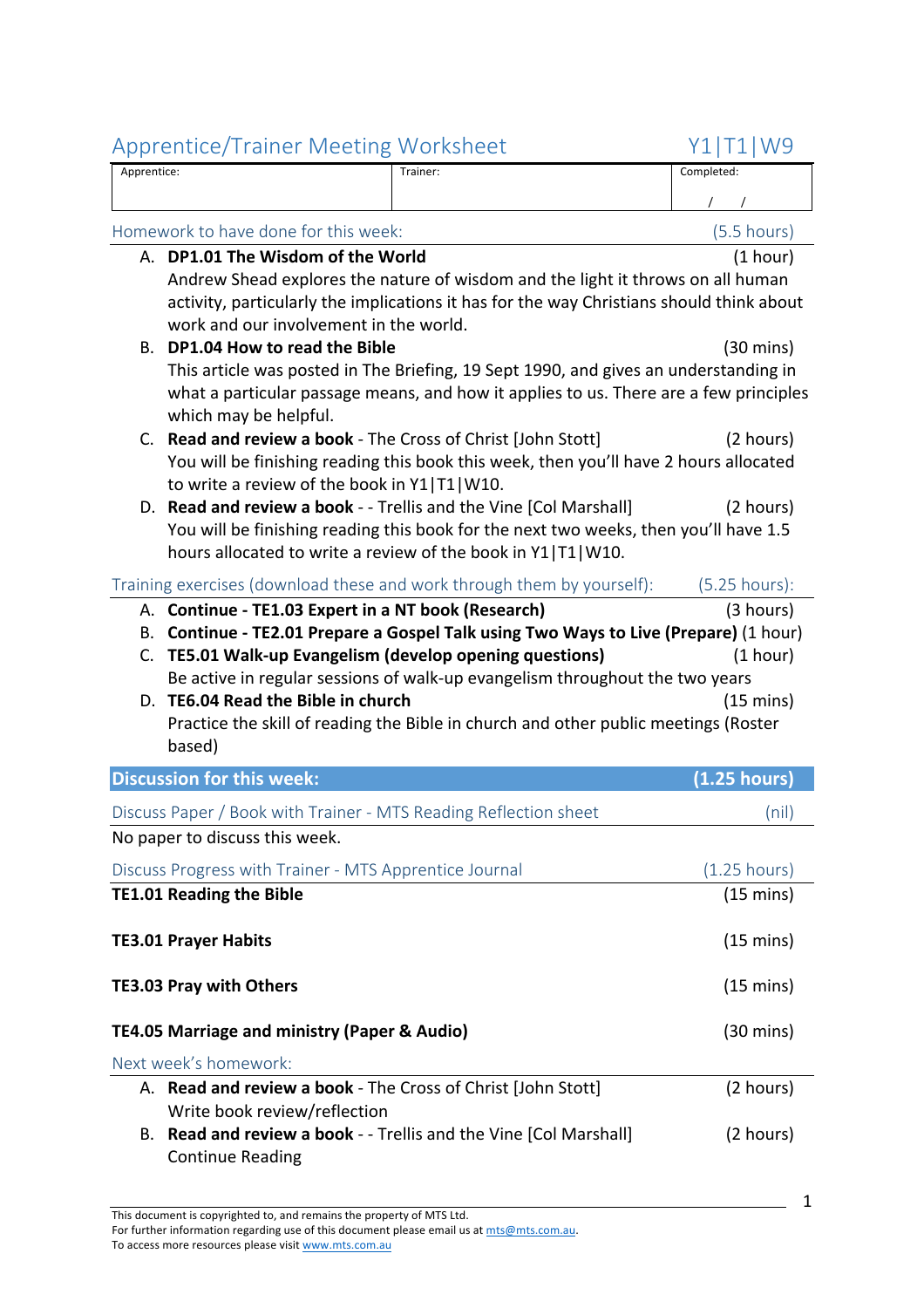# Apprentice/Trainer Meeting Worksheet

Y1|T1|W9

| Apprentice: | Trainer: | Completed: |
| --- | --- | --- |
| | | / / |

## Homework to have done for this week: (5.5 hours)

A. **DP1.01 The Wisdom of the World** (1 hour)
Andrew Shead explores the nature of wisdom and the light it throws on all human activity, particularly the implications it has for the way Christians should think about work and our involvement in the world.

B. **DP1.04 How to read the Bible** (30 mins)
This article was posted in The Briefing, 19 Sept 1990, and gives an understanding in what a particular passage means, and how it applies to us. There are a few principles which may be helpful.

C. **Read and review a book** - The Cross of Christ [John Stott] (2 hours)
You will be finishing reading this book this week, then you'll have 2 hours allocated to write a review of the book in Y1|T1|W10.

D. **Read and review a book** - - Trellis and the Vine [Col Marshall] (2 hours)
You will be finishing reading this book for the next two weeks, then you'll have 1.5 hours allocated to write a review of the book in Y1|T1|W10.

## Training exercises (download these and work through them by yourself): (5.25 hours):

A. **Continue - TE1.03 Expert in a NT book (Research)** (3 hours)

B. **Continue - TE2.01 Prepare a Gospel Talk using Two Ways to Live (Prepare)** (1 hour)

C. **TE5.01 Walk-up Evangelism (develop opening questions)** (1 hour)
Be active in regular sessions of walk-up evangelism throughout the two years

D. **TE6.04 Read the Bible in church** (15 mins)
Practice the skill of reading the Bible in church and other public meetings (Roster based)

## Discussion for this week: (1.25 hours)

### Discuss Paper / Book with Trainer - MTS Reading Reflection sheet (nil)

No paper to discuss this week.

### Discuss Progress with Trainer - MTS Apprentice Journal (1.25 hours)

**TE1.01 Reading the Bible** (15 mins)

**TE3.01 Prayer Habits** (15 mins)

**TE3.03 Pray with Others** (15 mins)

**TE4.05 Marriage and ministry (Paper & Audio)** (30 mins)

## Next week's homework:

A. **Read and review a book** - The Cross of Christ [John Stott] (2 hours)
Write book review/reflection

B. **Read and review a book** - - Trellis and the Vine [Col Marshall] (2 hours)
Continue Reading

This document is copyrighted to, and remains the property of MTS Ltd.
For further information regarding use of this document please email us at mts@mts.com.au.
To access more resources please visit www.mts.com.au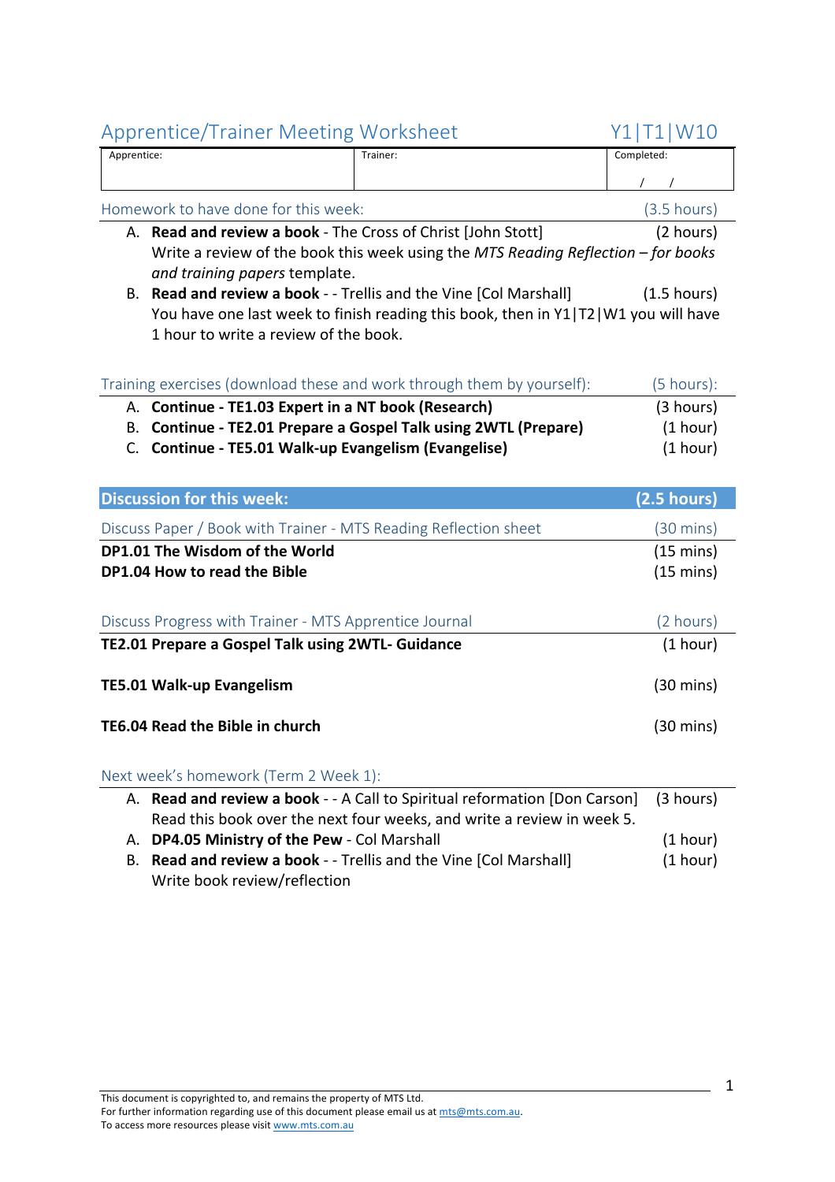## Apprentice/Trainer Meeting Worksheet — Y1|T1|W10

| Apprentice: | Trainer: | Completed: |
|---|---|---|
| | | / / |

### Homework to have done for this week: (3.5 hours)

A. **Read and review a book** - The Cross of Christ [John Stott] (2 hours)
Write a review of the book this week using the *MTS Reading Reflection – for books and training papers* template.

B. **Read and review a book** - - Trellis and the Vine [Col Marshall] (1.5 hours)
You have one last week to finish reading this book, then in Y1|T2|W1 you will have 1 hour to write a review of the book.

### Training exercises (download these and work through them by yourself): (5 hours):

A. **Continue - TE1.03 Expert in a NT book (Research)** (3 hours)
B. **Continue - TE2.01 Prepare a Gospel Talk using 2WTL (Prepare)** (1 hour)
C. **Continue - TE5.01 Walk-up Evangelism (Evangelise)** (1 hour)

## Discussion for this week: (2.5 hours)

### Discuss Paper / Book with Trainer - MTS Reading Reflection sheet (30 mins)

**DP1.01 The Wisdom of the World** (15 mins)
**DP1.04 How to read the Bible** (15 mins)

### Discuss Progress with Trainer - MTS Apprentice Journal (2 hours)

**TE2.01 Prepare a Gospel Talk using 2WTL- Guidance** (1 hour)

**TE5.01 Walk-up Evangelism** (30 mins)

**TE6.04 Read the Bible in church** (30 mins)

### Next week's homework (Term 2 Week 1):

A. **Read and review a book** - - A Call to Spiritual reformation [Don Carson] (3 hours)
Read this book over the next four weeks, and write a review in week 5.

A. **DP4.05 Ministry of the Pew** - Col Marshall (1 hour)

B. **Read and review a book** - - Trellis and the Vine [Col Marshall] (1 hour)
Write book review/reflection

This document is copyrighted to, and remains the property of MTS Ltd.
For further information regarding use of this document please email us at mts@mts.com.au.
To access more resources please visit www.mts.com.au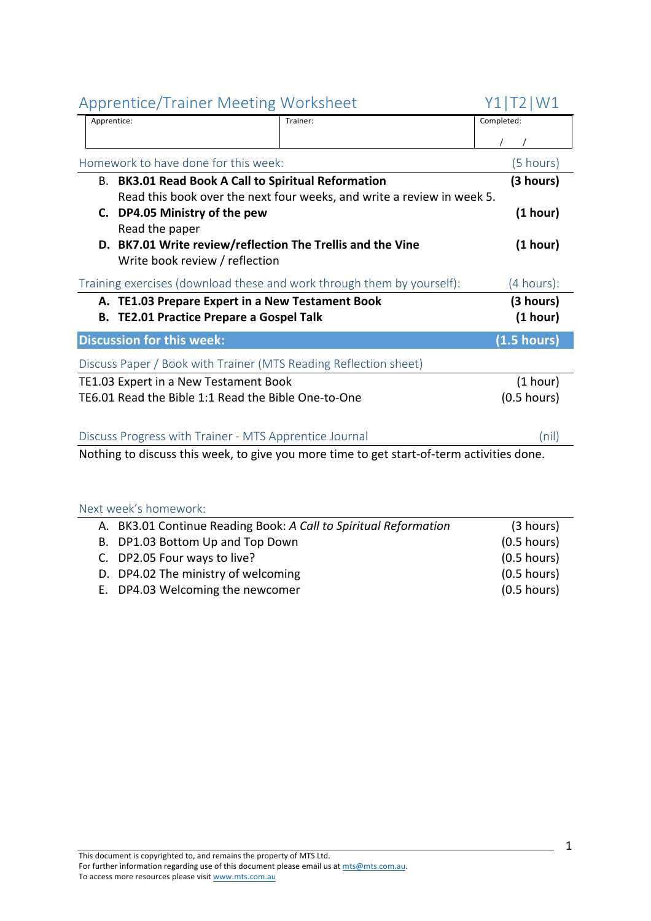## Apprentice/Trainer Meeting Worksheet — Y1|T2|W1

| Apprentice: | Trainer: | Completed: |
|---|---|---|
| | | / / |

### Homework to have done for this week: (5 hours)

B. **BK3.01 Read Book A Call to Spiritual Reformation** **(3 hours)**
   Read this book over the next four weeks, and write a review in week 5.

C. **DP4.05 Ministry of the pew** **(1 hour)**
   Read the paper

D. **BK7.01 Write review/reflection The Trellis and the Vine** **(1 hour)**
   Write book review / reflection

### Training exercises (download these and work through them by yourself): (4 hours):

A. **TE1.03 Prepare Expert in a New Testament Book** **(3 hours)**

B. **TE2.01 Practice Prepare a Gospel Talk** **(1 hour)**

## Discussion for this week: (1.5 hours)

### Discuss Paper / Book with Trainer (MTS Reading Reflection sheet)

TE1.03 Expert in a New Testament Book (1 hour)

TE6.01 Read the Bible 1:1 Read the Bible One-to-One (0.5 hours)

### Discuss Progress with Trainer - MTS Apprentice Journal (nil)

Nothing to discuss this week, to give you more time to get start-of-term activities done.

### Next week's homework:

A. BK3.01 Continue Reading Book: *A Call to Spiritual Reformation* (3 hours)

B. DP1.03 Bottom Up and Top Down (0.5 hours)

C. DP2.05 Four ways to live? (0.5 hours)

D. DP4.02 The ministry of welcoming (0.5 hours)

E. DP4.03 Welcoming the newcomer (0.5 hours)

This document is copyrighted to, and remains the property of MTS Ltd.
For further information regarding use of this document please email us at mts@mts.com.au.
To access more resources please visit www.mts.com.au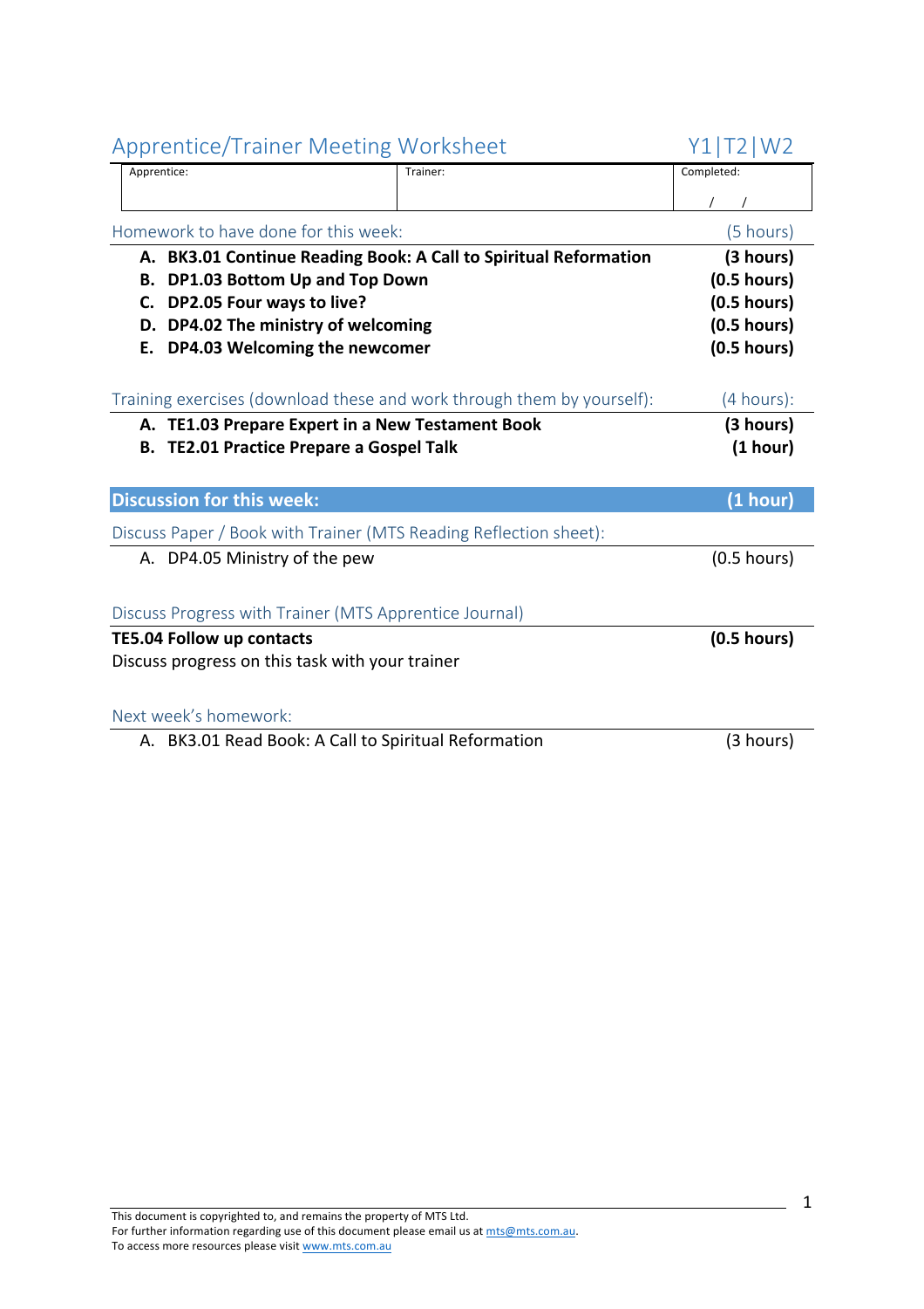# Apprentice/Trainer Meeting Worksheet

Y1|T2|W2

| Apprentice: | Trainer: | Completed: |
|---|---|---|
| | | / / |

## Homework to have done for this week: (5 hours)

| | |
|---|---|
| **A. BK3.01 Continue Reading Book: A Call to Spiritual Reformation** | **(3 hours)** |
| **B. DP1.03 Bottom Up and Top Down** | **(0.5 hours)** |
| **C. DP2.05 Four ways to live?** | **(0.5 hours)** |
| **D. DP4.02 The ministry of welcoming** | **(0.5 hours)** |
| **E. DP4.03 Welcoming the newcomer** | **(0.5 hours)** |

## Training exercises (download these and work through them by yourself): (4 hours):

| | |
|---|---|
| **A. TE1.03 Prepare Expert in a New Testament Book** | **(3 hours)** |
| **B. TE2.01 Practice Prepare a Gospel Talk** | **(1 hour)** |

## Discussion for this week: (1 hour)

### Discuss Paper / Book with Trainer (MTS Reading Reflection sheet):

| | |
|---|---|
| A. DP4.05 Ministry of the pew | (0.5 hours) |

### Discuss Progress with Trainer (MTS Apprentice Journal)

**TE5.04 Follow up contacts** **(0.5 hours)**

Discuss progress on this task with your trainer

### Next week's homework:

| | |
|---|---|
| A. BK3.01 Read Book: A Call to Spiritual Reformation | (3 hours) |

This document is copyrighted to, and remains the property of MTS Ltd.
For further information regarding use of this document please email us at mts@mts.com.au.
To access more resources please visit www.mts.com.au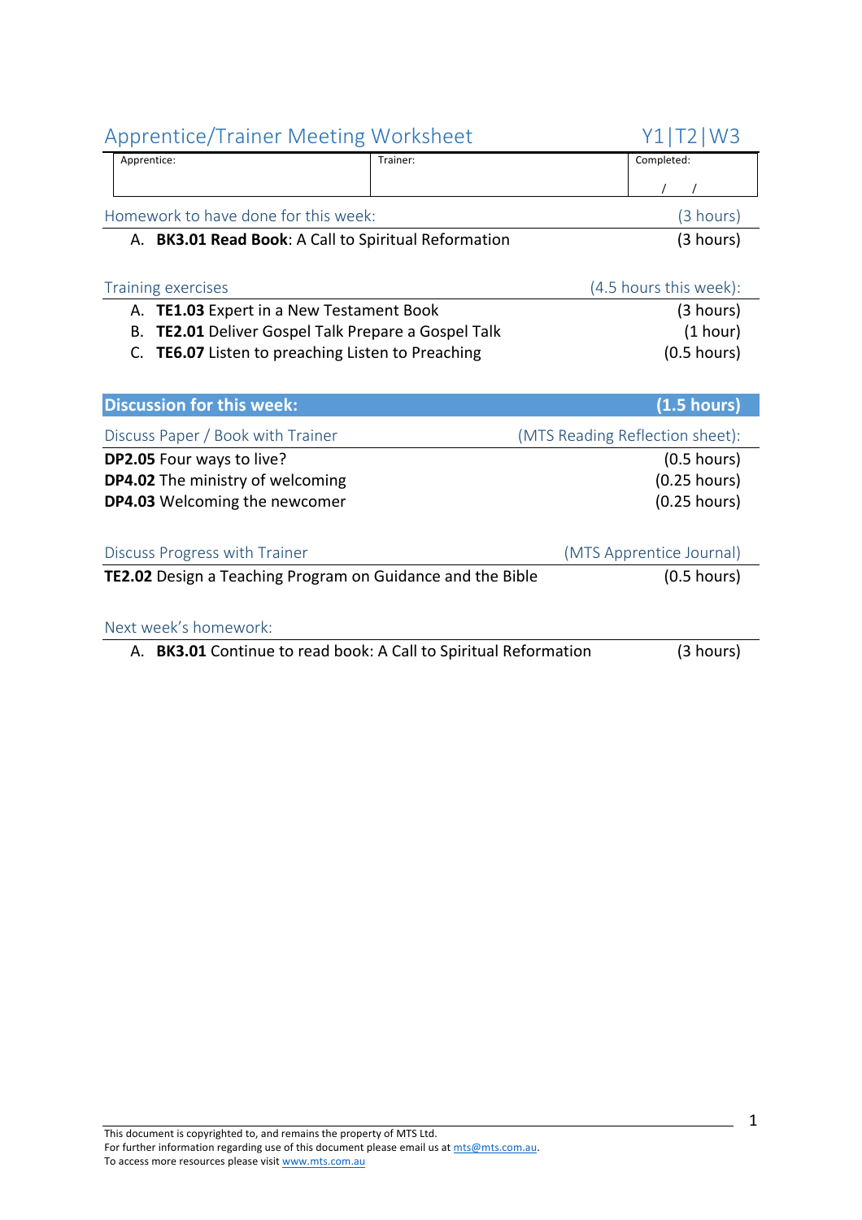## Apprentice/Trainer Meeting Worksheet — Y1|T2|W3

| Apprentice: | Trainer: | Completed: |
|---|---|---|
| | | / / |

### Homework to have done for this week: (3 hours)

A. **BK3.01 Read Book**: A Call to Spiritual Reformation (3 hours)

### Training exercises (4.5 hours this week):

A. **TE1.03** Expert in a New Testament Book (3 hours)
B. **TE2.01** Deliver Gospel Talk Prepare a Gospel Talk (1 hour)
C. **TE6.07** Listen to preaching Listen to Preaching (0.5 hours)

## Discussion for this week: (1.5 hours)

### Discuss Paper / Book with Trainer (MTS Reading Reflection sheet):

**DP2.05** Four ways to live? (0.5 hours)
**DP4.02** The ministry of welcoming (0.25 hours)
**DP4.03** Welcoming the newcomer (0.25 hours)

### Discuss Progress with Trainer (MTS Apprentice Journal)

**TE2.02** Design a Teaching Program on Guidance and the Bible (0.5 hours)

### Next week's homework:

A. **BK3.01** Continue to read book: A Call to Spiritual Reformation (3 hours)

This document is copyrighted to, and remains the property of MTS Ltd.
For further information regarding use of this document please email us at mts@mts.com.au.
To access more resources please visit www.mts.com.au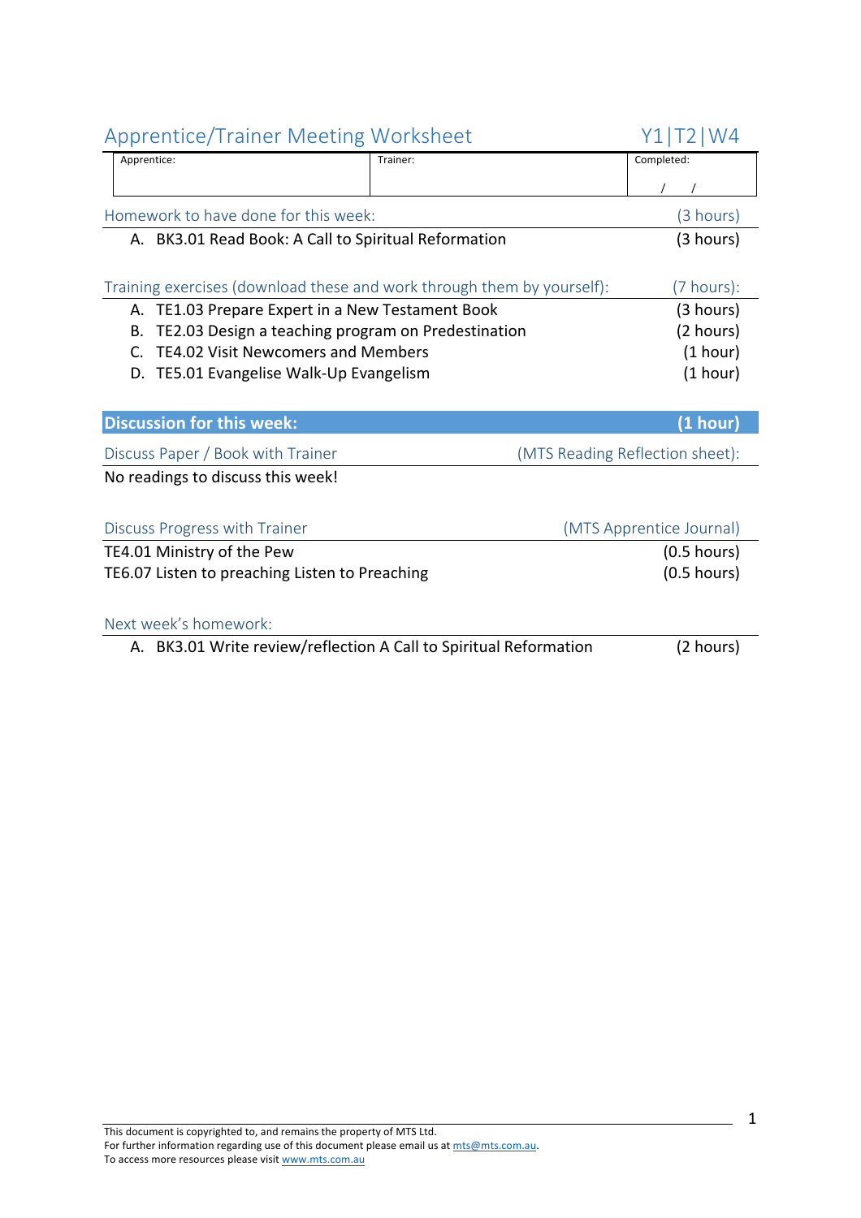# Apprentice/Trainer Meeting Worksheet

Y1|T2|W4

| Apprentice: | Trainer: | Completed: |
|---|---|---|
| | | / / |

## Homework to have done for this week: (3 hours)

A. BK3.01 Read Book: A Call to Spiritual Reformation (3 hours)

## Training exercises (download these and work through them by yourself): (7 hours):

A. TE1.03 Prepare Expert in a New Testament Book (3 hours)
B. TE2.03 Design a teaching program on Predestination (2 hours)
C. TE4.02 Visit Newcomers and Members (1 hour)
D. TE5.01 Evangelise Walk-Up Evangelism (1 hour)

## Discussion for this week: (1 hour)

### Discuss Paper / Book with Trainer (MTS Reading Reflection sheet):

No readings to discuss this week!

### Discuss Progress with Trainer (MTS Apprentice Journal)

TE4.01 Ministry of the Pew (0.5 hours)
TE6.07 Listen to preaching Listen to Preaching (0.5 hours)

### Next week's homework:

A. BK3.01 Write review/reflection A Call to Spiritual Reformation (2 hours)

This document is copyrighted to, and remains the property of MTS Ltd.
For further information regarding use of this document please email us at mts@mts.com.au.
To access more resources please visit www.mts.com.au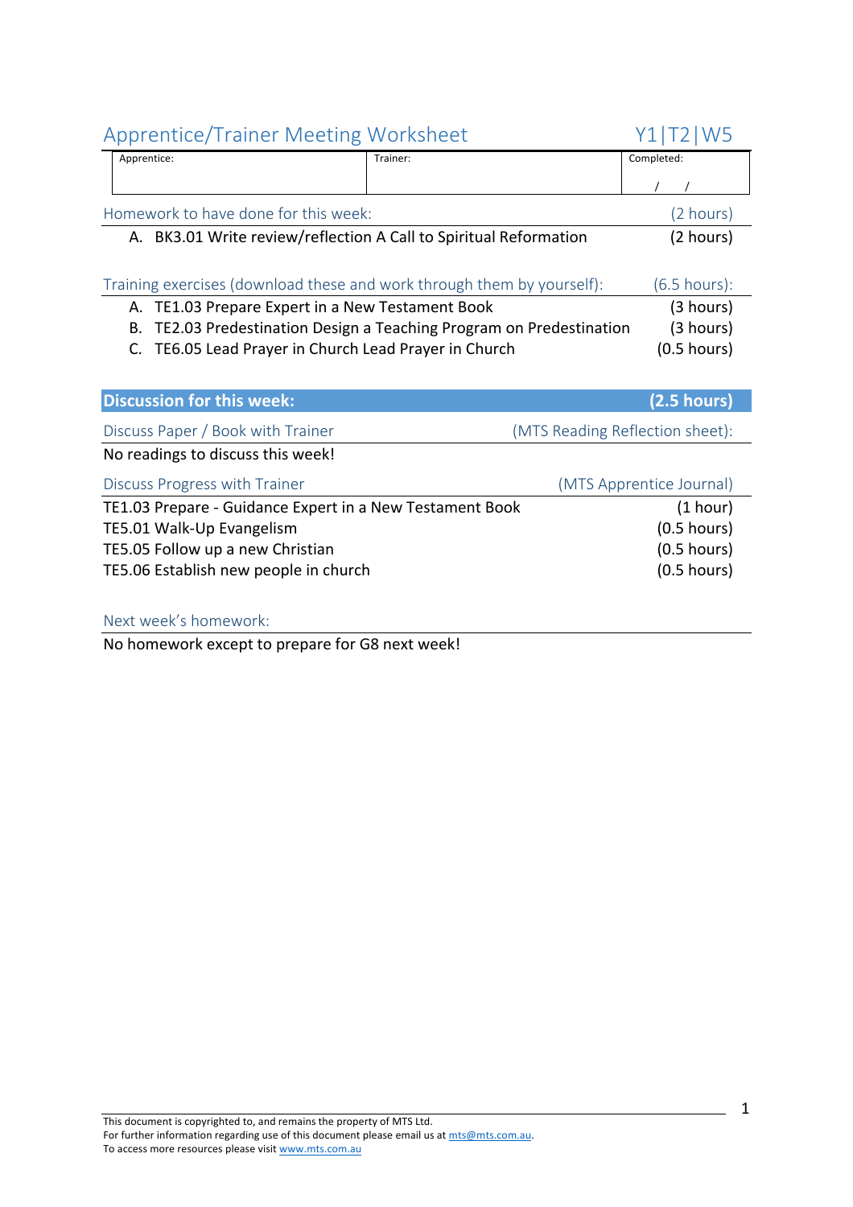## Apprentice/Trainer Meeting Worksheet — Y1|T2|W5

| Apprentice: | Trainer: | Completed: |
|---|---|---|
| | | / / |

### Homework to have done for this week: (2 hours)

A. BK3.01 Write review/reflection A Call to Spiritual Reformation (2 hours)

### Training exercises (download these and work through them by yourself): (6.5 hours):

A. TE1.03 Prepare Expert in a New Testament Book (3 hours)
B. TE2.03 Predestination Design a Teaching Program on Predestination (3 hours)
C. TE6.05 Lead Prayer in Church Lead Prayer in Church (0.5 hours)

## **Discussion for this week: (2.5 hours)**

### Discuss Paper / Book with Trainer (MTS Reading Reflection sheet):

No readings to discuss this week!

### Discuss Progress with Trainer (MTS Apprentice Journal)

TE1.03 Prepare - Guidance Expert in a New Testament Book (1 hour)
TE5.01 Walk-Up Evangelism (0.5 hours)
TE5.05 Follow up a new Christian (0.5 hours)
TE5.06 Establish new people in church (0.5 hours)

### Next week's homework:

No homework except to prepare for G8 next week!

This document is copyrighted to, and remains the property of MTS Ltd.
For further information regarding use of this document please email us at mts@mts.com.au.
To access more resources please visit www.mts.com.au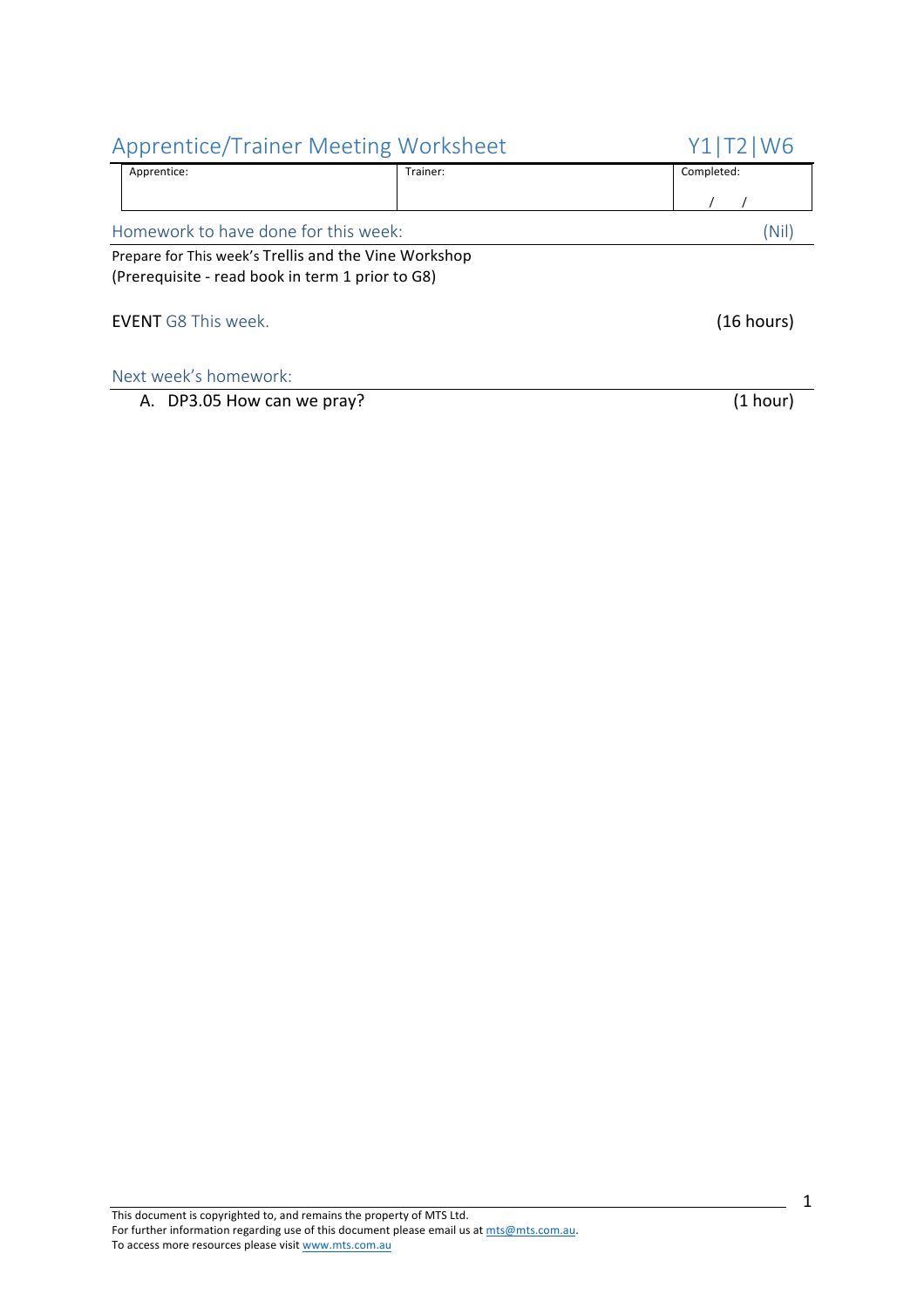# Apprentice/Trainer Meeting Worksheet Y1|T2|W6

| Apprentice: | Trainer: | Completed: |
|---|---|---|
| | | / / |

## Homework to have done for this week: (Nil)

Prepare for This week's Trellis and the Vine Workshop
(Prerequisite - read book in term 1 prior to G8)

**EVENT** G8 This week. (16 hours)

## Next week's homework:

A. DP3.05 How can we pray? (1 hour)

This document is copyrighted to, and remains the property of MTS Ltd.
For further information regarding use of this document please email us at mts@mts.com.au.
To access more resources please visit www.mts.com.au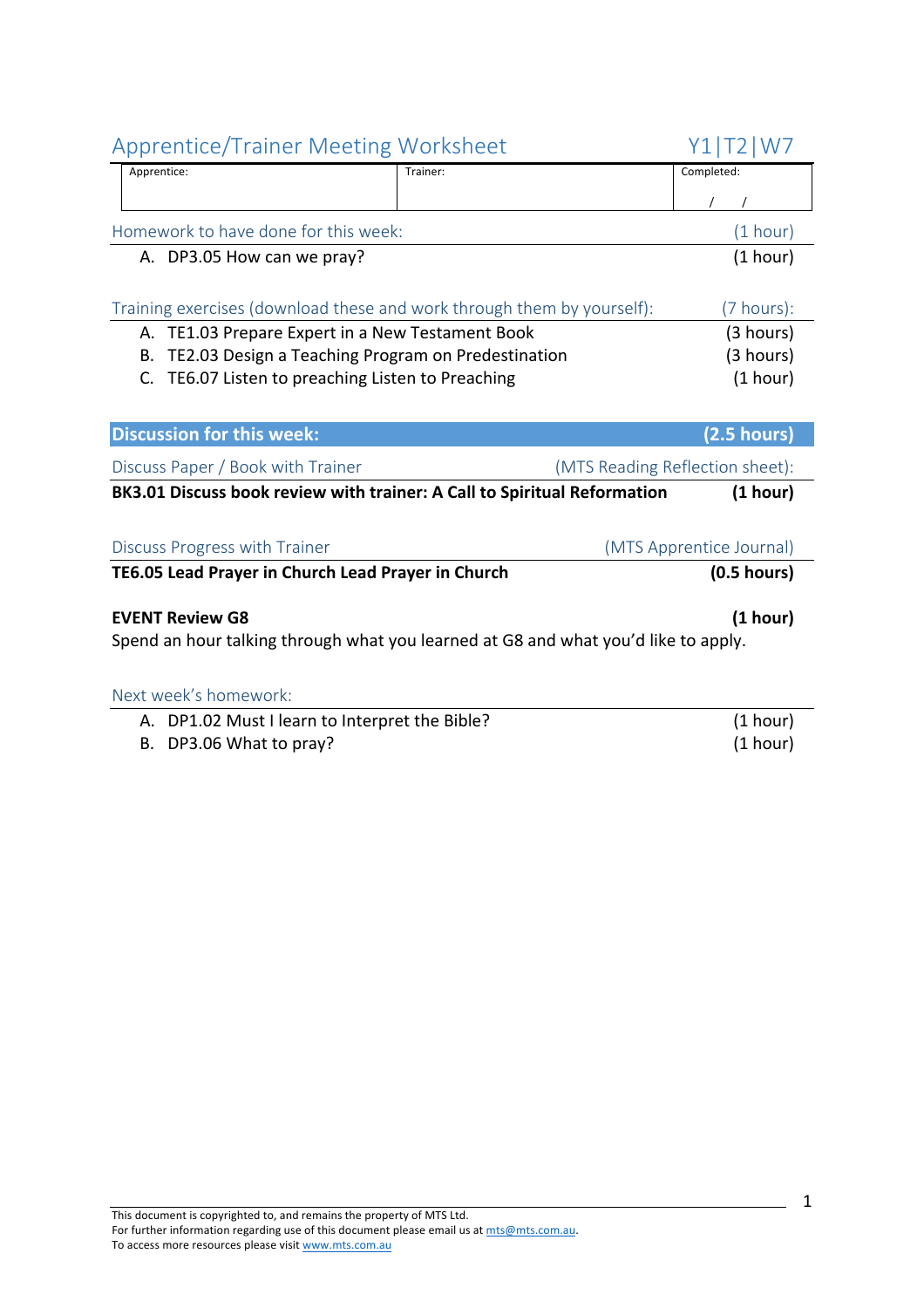# Apprentice/Trainer Meeting Worksheet

Y1|T2|W7

| Apprentice: | Trainer: | Completed: |
|---|---|---|
| | | / / |

## Homework to have done for this week: (1 hour)

A. DP3.05 How can we pray? (1 hour)

## Training exercises (download these and work through them by yourself): (7 hours):

A. TE1.03 Prepare Expert in a New Testament Book (3 hours)
B. TE2.03 Design a Teaching Program on Predestination (3 hours)
C. TE6.07 Listen to preaching Listen to Preaching (1 hour)

## Discussion for this week: (2.5 hours)

### Discuss Paper / Book with Trainer (MTS Reading Reflection sheet):

**BK3.01 Discuss book review with trainer: A Call to Spiritual Reformation (1 hour)**

### Discuss Progress with Trainer (MTS Apprentice Journal)

**TE6.05 Lead Prayer in Church Lead Prayer in Church (0.5 hours)**

**EVENT Review G8 (1 hour)**

Spend an hour talking through what you learned at G8 and what you'd like to apply.

## Next week's homework:

A. DP1.02 Must I learn to Interpret the Bible? (1 hour)
B. DP3.06 What to pray? (1 hour)

This document is copyrighted to, and remains the property of MTS Ltd.
For further information regarding use of this document please email us at mts@mts.com.au.
To access more resources please visit www.mts.com.au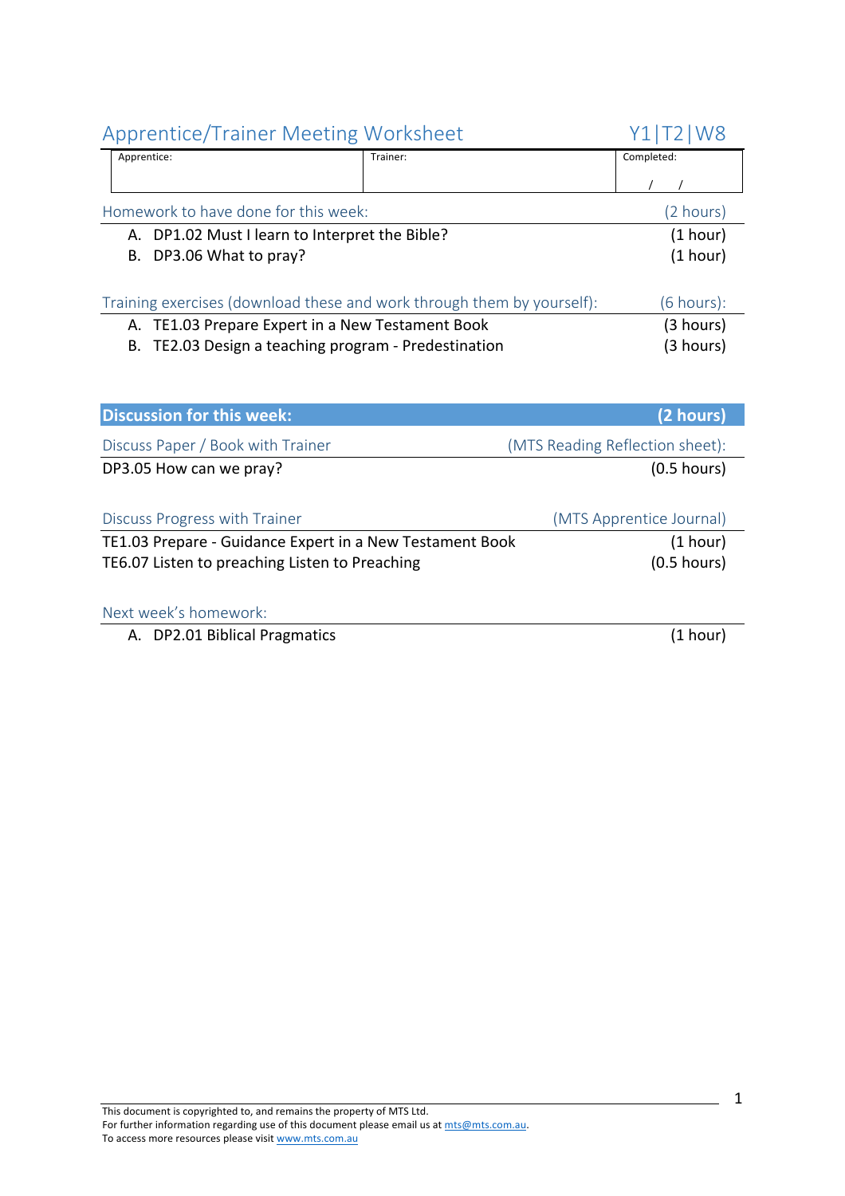# Apprentice/Trainer Meeting Worksheet Y1|T2|W8

| Apprentice: | Trainer: | Completed: |
|---|---|---|
| | | / / |

## Homework to have done for this week: (2 hours)

A. DP1.02 Must I learn to Interpret the Bible? (1 hour)
B. DP3.06 What to pray? (1 hour)

## Training exercises (download these and work through them by yourself): (6 hours):

A. TE1.03 Prepare Expert in a New Testament Book (3 hours)
B. TE2.03 Design a teaching program - Predestination (3 hours)

## Discussion for this week: (2 hours)

### Discuss Paper / Book with Trainer (MTS Reading Reflection sheet):

DP3.05 How can we pray? (0.5 hours)

### Discuss Progress with Trainer (MTS Apprentice Journal)

TE1.03 Prepare - Guidance Expert in a New Testament Book (1 hour)
TE6.07 Listen to preaching Listen to Preaching (0.5 hours)

### Next week's homework:

A. DP2.01 Biblical Pragmatics (1 hour)

This document is copyrighted to, and remains the property of MTS Ltd.
For further information regarding use of this document please email us at mts@mts.com.au.
To access more resources please visit www.mts.com.au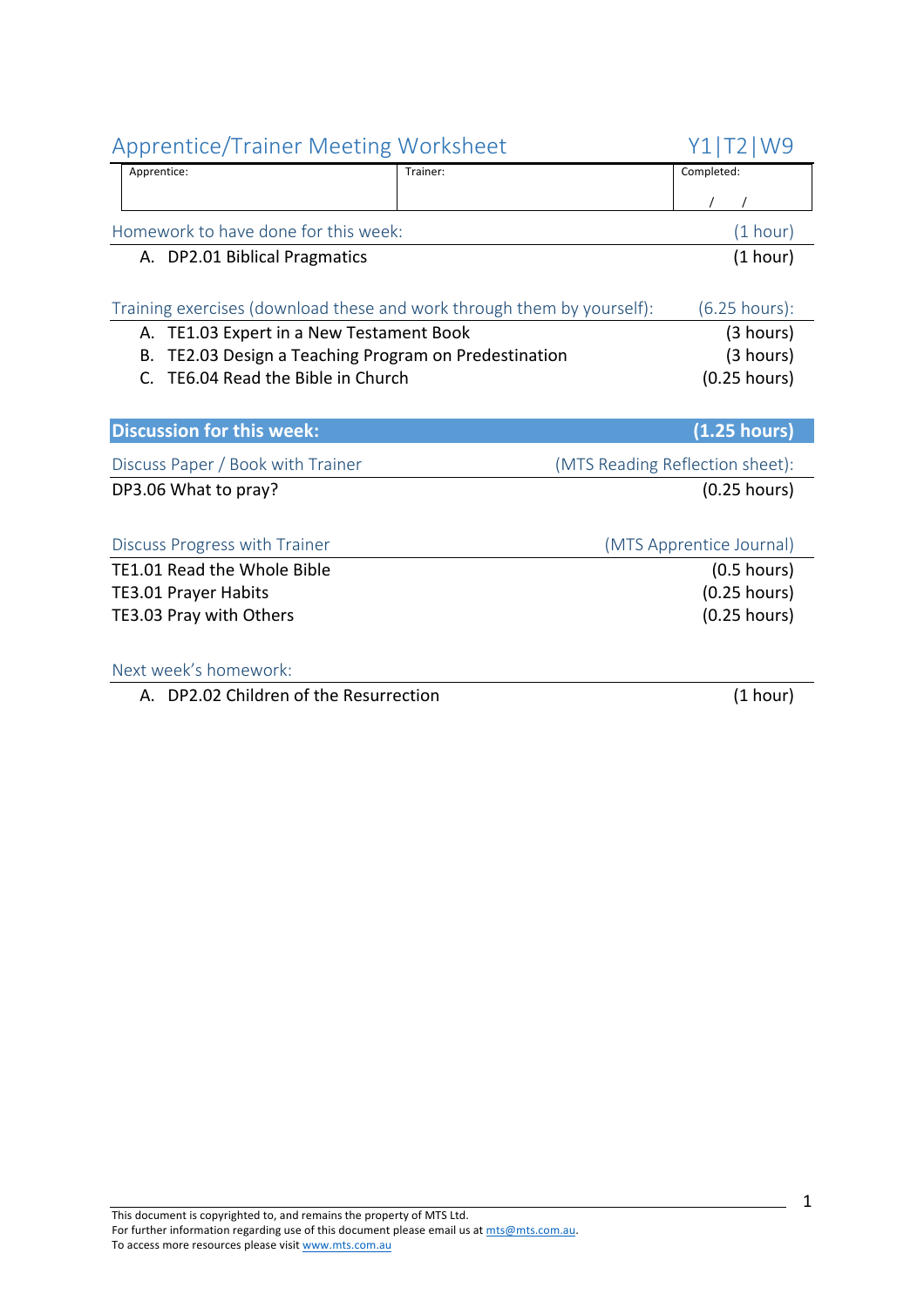# Apprentice/Trainer Meeting Worksheet

Y1|T2|W9

| Apprentice: | Trainer: | Completed: |
|---|---|---|
| | | / / |

## Homework to have done for this week: (1 hour)

A. DP2.01 Biblical Pragmatics (1 hour)

## Training exercises (download these and work through them by yourself): (6.25 hours):

A. TE1.03 Expert in a New Testament Book (3 hours)
B. TE2.03 Design a Teaching Program on Predestination (3 hours)
C. TE6.04 Read the Bible in Church (0.25 hours)

## Discussion for this week: (1.25 hours)

### Discuss Paper / Book with Trainer (MTS Reading Reflection sheet):

DP3.06 What to pray? (0.25 hours)

### Discuss Progress with Trainer (MTS Apprentice Journal)

TE1.01 Read the Whole Bible (0.5 hours)
TE3.01 Prayer Habits (0.25 hours)
TE3.03 Pray with Others (0.25 hours)

## Next week's homework:

A. DP2.02 Children of the Resurrection (1 hour)

This document is copyrighted to, and remains the property of MTS Ltd.
For further information regarding use of this document please email us at mts@mts.com.au.
To access more resources please visit www.mts.com.au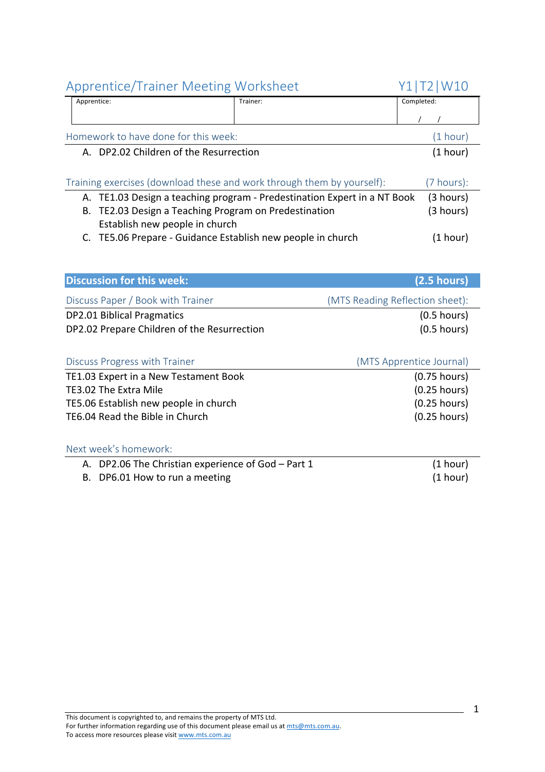# Apprentice/Trainer Meeting Worksheet — Y1|T2|W10

| Apprentice: | Trainer: | Completed: |
|---|---|---|
| | | / / |

## Homework to have done for this week: (1 hour)

A. DP2.02 Children of the Resurrection (1 hour)

## Training exercises (download these and work through them by yourself): (7 hours):

A. TE1.03 Design a teaching program - Predestination Expert in a NT Book (3 hours)
B. TE2.03 Design a Teaching Program on Predestination Establish new people in church (3 hours)
C. TE5.06 Prepare - Guidance Establish new people in church (1 hour)

## **Discussion for this week: (2.5 hours)**

### Discuss Paper / Book with Trainer (MTS Reading Reflection sheet):

DP2.01 Biblical Pragmatics (0.5 hours)
DP2.02 Prepare Children of the Resurrection (0.5 hours)

### Discuss Progress with Trainer (MTS Apprentice Journal)

TE1.03 Expert in a New Testament Book (0.75 hours)
TE3.02 The Extra Mile (0.25 hours)
TE5.06 Establish new people in church (0.25 hours)
TE6.04 Read the Bible in Church (0.25 hours)

### Next week's homework:

A. DP2.06 The Christian experience of God – Part 1 (1 hour)
B. DP6.01 How to run a meeting (1 hour)

This document is copyrighted to, and remains the property of MTS Ltd.
For further information regarding use of this document please email us at mts@mts.com.au.
To access more resources please visit www.mts.com.au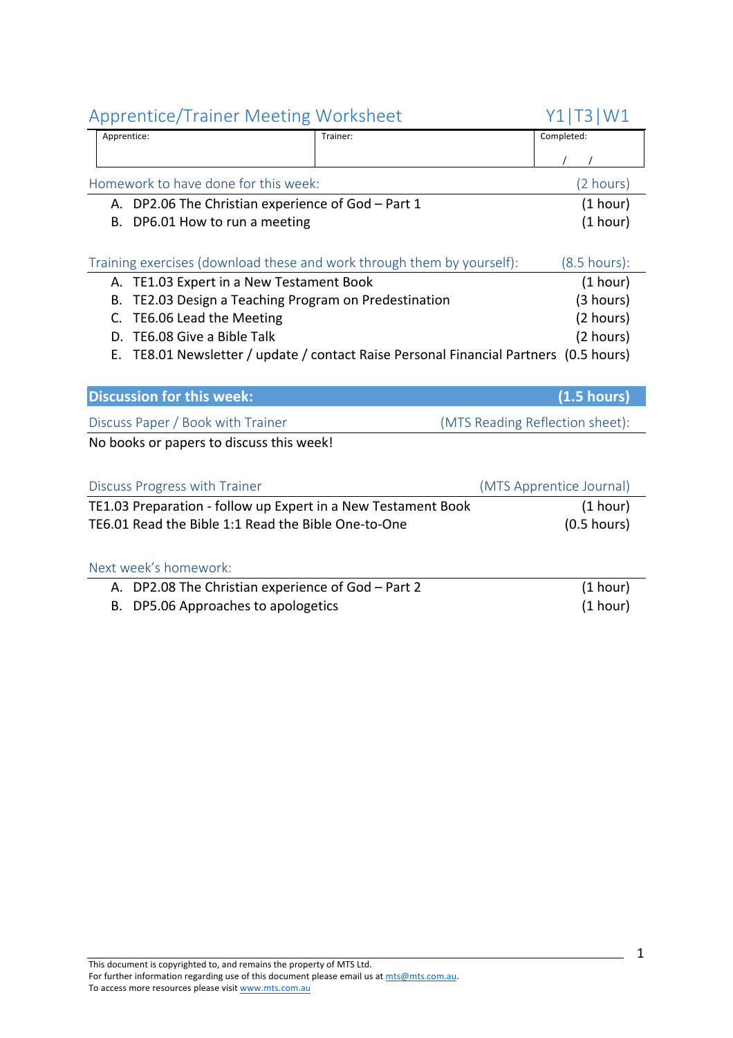# Apprentice/Trainer Meeting Worksheet Y1|T3|W1

| Apprentice: | Trainer: | Completed: |
|---|---|---|
| | | / / |

## Homework to have done for this week: (2 hours)

A. DP2.06 The Christian experience of God – Part 1 (1 hour)
B. DP6.01 How to run a meeting (1 hour)

## Training exercises (download these and work through them by yourself): (8.5 hours):

A. TE1.03 Expert in a New Testament Book (1 hour)
B. TE2.03 Design a Teaching Program on Predestination (3 hours)
C. TE6.06 Lead the Meeting (2 hours)
D. TE6.08 Give a Bible Talk (2 hours)
E. TE8.01 Newsletter / update / contact Raise Personal Financial Partners (0.5 hours)

## Discussion for this week: (1.5 hours)

### Discuss Paper / Book with Trainer (MTS Reading Reflection sheet):

No books or papers to discuss this week!

### Discuss Progress with Trainer (MTS Apprentice Journal)

TE1.03 Preparation - follow up Expert in a New Testament Book (1 hour)
TE6.01 Read the Bible 1:1 Read the Bible One-to-One (0.5 hours)

### Next week's homework:

A. DP2.08 The Christian experience of God – Part 2 (1 hour)
B. DP5.06 Approaches to apologetics (1 hour)

This document is copyrighted to, and remains the property of MTS Ltd.
For further information regarding use of this document please email us at mts@mts.com.au.
To access more resources please visit www.mts.com.au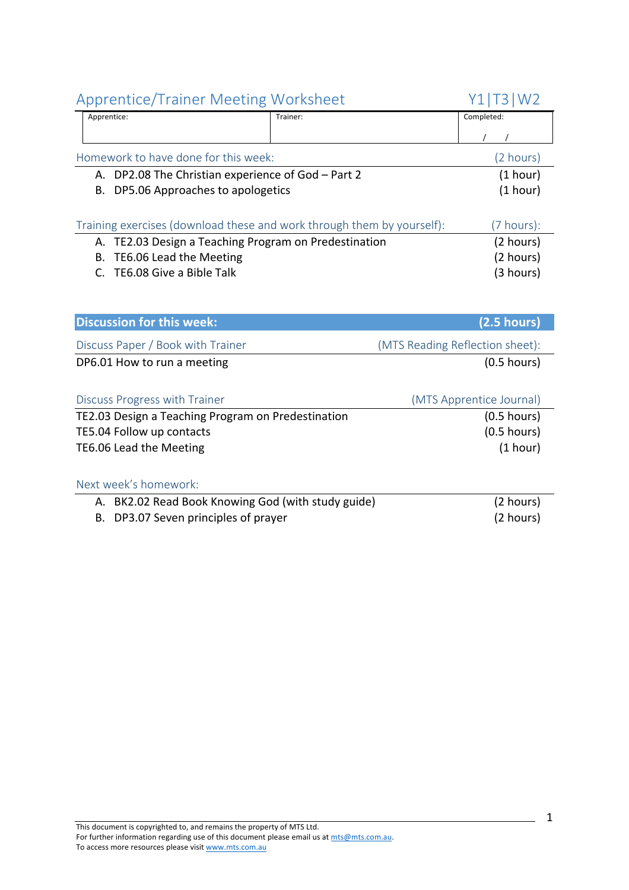## Apprentice/Trainer Meeting Worksheet — Y1|T3|W2

| Apprentice: | Trainer: | Completed: |
|---|---|---|
| | | / / |

### Homework to have done for this week: (2 hours)

A. DP2.08 The Christian experience of God – Part 2 (1 hour)
B. DP5.06 Approaches to apologetics (1 hour)

### Training exercises (download these and work through them by yourself): (7 hours):

A. TE2.03 Design a Teaching Program on Predestination (2 hours)
B. TE6.06 Lead the Meeting (2 hours)
C. TE6.08 Give a Bible Talk (3 hours)

### **Discussion for this week: (2.5 hours)**

**Discuss Paper / Book with Trainer** (MTS Reading Reflection sheet):

DP6.01 How to run a meeting (0.5 hours)

**Discuss Progress with Trainer** (MTS Apprentice Journal)

TE2.03 Design a Teaching Program on Predestination (0.5 hours)
TE5.04 Follow up contacts (0.5 hours)
TE6.06 Lead the Meeting (1 hour)

### Next week's homework:

A. BK2.02 Read Book Knowing God (with study guide) (2 hours)
B. DP3.07 Seven principles of prayer (2 hours)

This document is copyrighted to, and remains the property of MTS Ltd.
For further information regarding use of this document please email us at mts@mts.com.au.
To access more resources please visit www.mts.com.au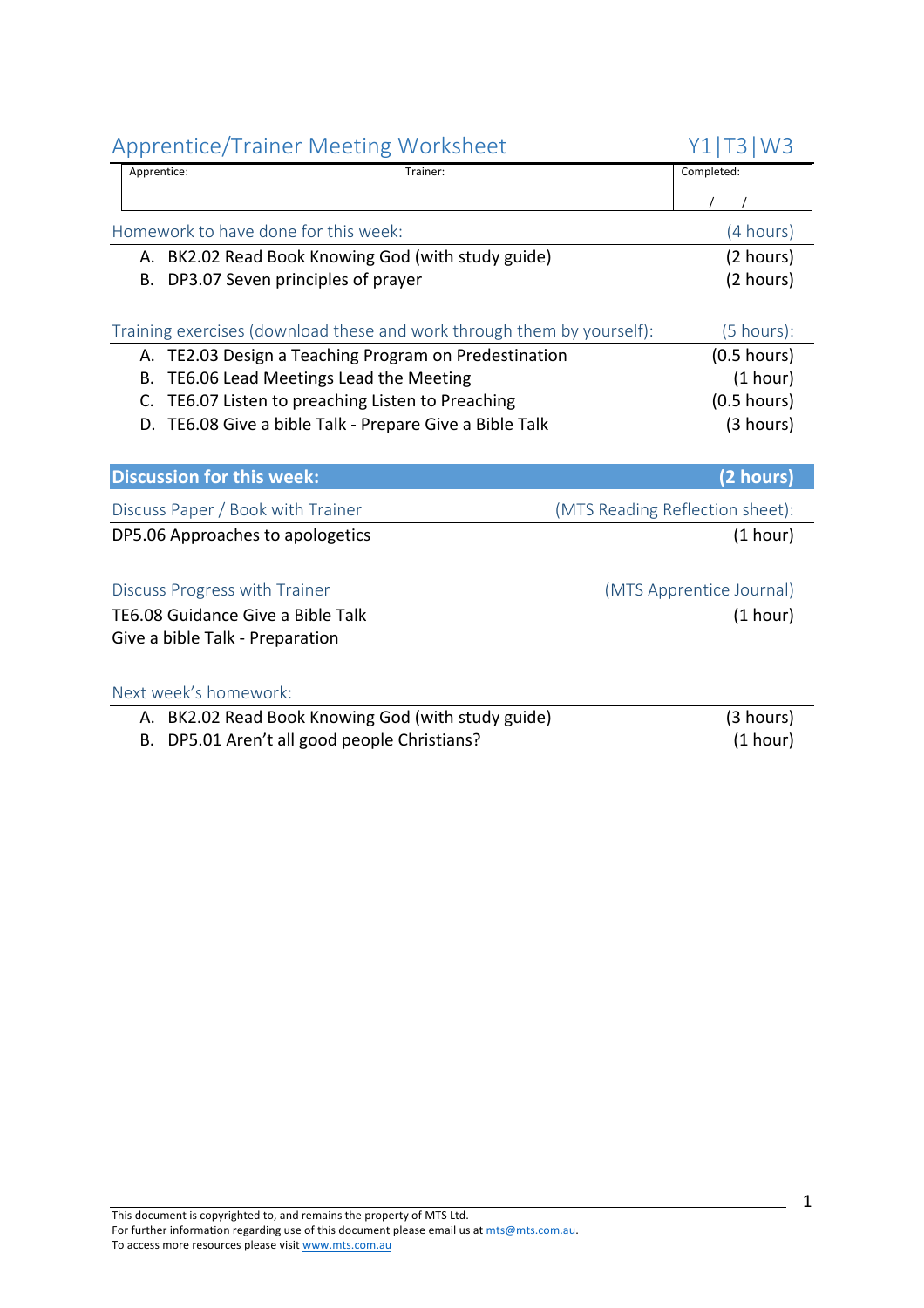## Apprentice/Trainer Meeting Worksheet — Y1|T3|W3

| Apprentice: | Trainer: | Completed: |
|---|---|---|
| | | / / |

### Homework to have done for this week: (4 hours)

A. BK2.02 Read Book Knowing God (with study guide) (2 hours)
B. DP3.07 Seven principles of prayer (2 hours)

### Training exercises (download these and work through them by yourself): (5 hours):

A. TE2.03 Design a Teaching Program on Predestination (0.5 hours)
B. TE6.06 Lead Meetings Lead the Meeting (1 hour)
C. TE6.07 Listen to preaching Listen to Preaching (0.5 hours)
D. TE6.08 Give a bible Talk - Prepare Give a Bible Talk (3 hours)

### **Discussion for this week: (2 hours)**

**Discuss Paper / Book with Trainer** (MTS Reading Reflection sheet):

DP5.06 Approaches to apologetics (1 hour)

**Discuss Progress with Trainer** (MTS Apprentice Journal)

TE6.08 Guidance Give a Bible Talk (1 hour)
Give a bible Talk - Preparation

### Next week's homework:

A. BK2.02 Read Book Knowing God (with study guide) (3 hours)
B. DP5.01 Aren't all good people Christians? (1 hour)

This document is copyrighted to, and remains the property of MTS Ltd.
For further information regarding use of this document please email us at mts@mts.com.au.
To access more resources please visit www.mts.com.au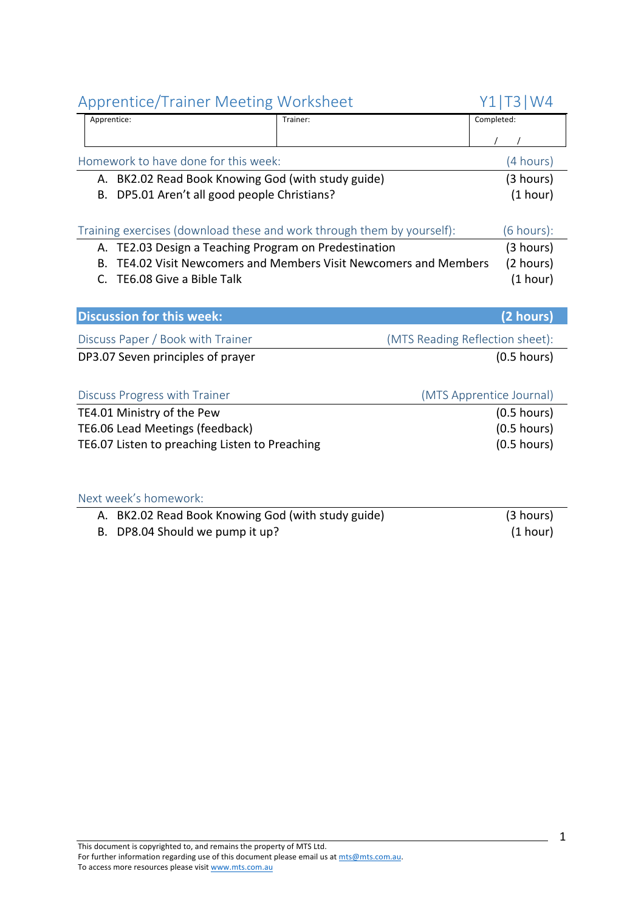## Apprentice/Trainer Meeting Worksheet — Y1|T3|W4

| Apprentice: | Trainer: | Completed: |
|---|---|---|
| | | / / |

### Homework to have done for this week: (4 hours)

A. BK2.02 Read Book Knowing God (with study guide) (3 hours)
B. DP5.01 Aren't all good people Christians? (1 hour)

### Training exercises (download these and work through them by yourself): (6 hours):

A. TE2.03 Design a Teaching Program on Predestination (3 hours)
B. TE4.02 Visit Newcomers and Members Visit Newcomers and Members (2 hours)
C. TE6.08 Give a Bible Talk (1 hour)

### **Discussion for this week: (2 hours)**

#### Discuss Paper / Book with Trainer (MTS Reading Reflection sheet):

DP3.07 Seven principles of prayer (0.5 hours)

#### Discuss Progress with Trainer (MTS Apprentice Journal)

TE4.01 Ministry of the Pew (0.5 hours)
TE6.06 Lead Meetings (feedback) (0.5 hours)
TE6.07 Listen to preaching Listen to Preaching (0.5 hours)

### Next week's homework:

A. BK2.02 Read Book Knowing God (with study guide) (3 hours)
B. DP8.04 Should we pump it up? (1 hour)

This document is copyrighted to, and remains the property of MTS Ltd.
For further information regarding use of this document please email us at mts@mts.com.au.
To access more resources please visit www.mts.com.au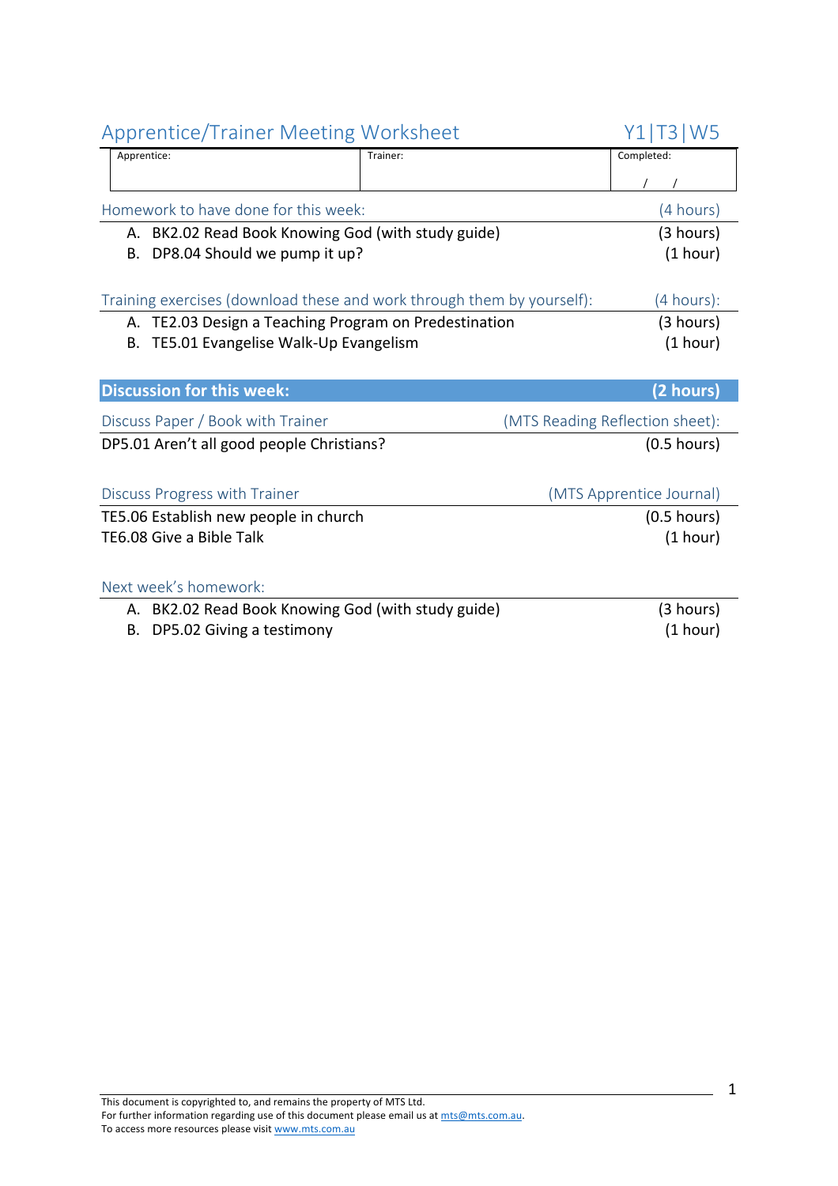# Apprentice/Trainer Meeting Worksheet

Y1|T3|W5

| Apprentice: | Trainer: | Completed: |
|---|---|---|
| | | / / |

## Homework to have done for this week: (4 hours)

A. BK2.02 Read Book Knowing God (with study guide) (3 hours)
B. DP8.04 Should we pump it up? (1 hour)

## Training exercises (download these and work through them by yourself): (4 hours):

A. TE2.03 Design a Teaching Program on Predestination (3 hours)
B. TE5.01 Evangelise Walk-Up Evangelism (1 hour)

## **Discussion for this week: (2 hours)**

### Discuss Paper / Book with Trainer (MTS Reading Reflection sheet):

DP5.01 Aren't all good people Christians? (0.5 hours)

### Discuss Progress with Trainer (MTS Apprentice Journal)

TE5.06 Establish new people in church (0.5 hours)
TE6.08 Give a Bible Talk (1 hour)

### Next week's homework:

A. BK2.02 Read Book Knowing God (with study guide) (3 hours)
B. DP5.02 Giving a testimony (1 hour)

This document is copyrighted to, and remains the property of MTS Ltd.
For further information regarding use of this document please email us at mts@mts.com.au.
To access more resources please visit www.mts.com.au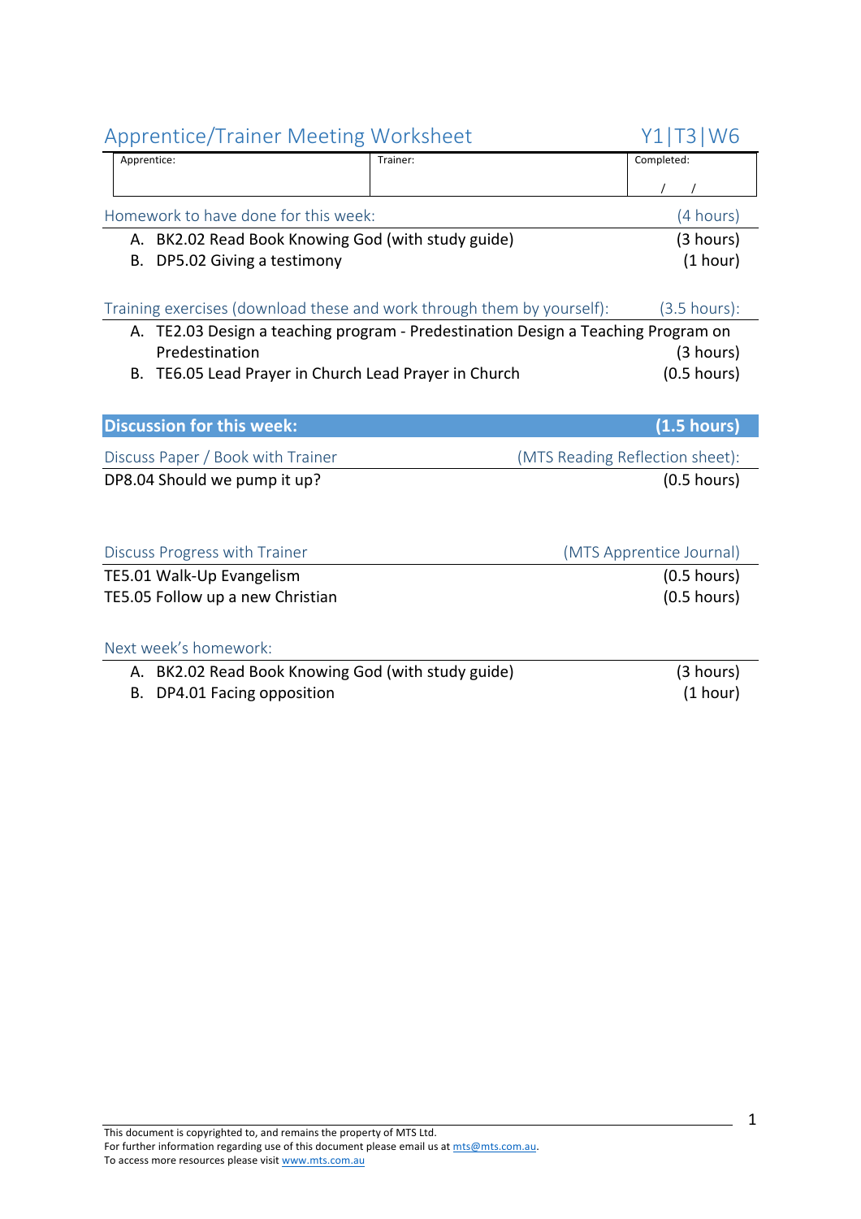## Apprentice/Trainer Meeting Worksheet — Y1|T3|W6

| Apprentice: | Trainer: | Completed: |
|---|---|---|
| | | / / |

### Homework to have done for this week: (4 hours)

A. BK2.02 Read Book Knowing God (with study guide) (3 hours)
B. DP5.02 Giving a testimony (1 hour)

### Training exercises (download these and work through them by yourself): (3.5 hours):

A. TE2.03 Design a teaching program - Predestination Design a Teaching Program on Predestination (3 hours)
B. TE6.05 Lead Prayer in Church Lead Prayer in Church (0.5 hours)

### Discussion for this week: (1.5 hours)

#### Discuss Paper / Book with Trainer (MTS Reading Reflection sheet):

DP8.04 Should we pump it up? (0.5 hours)

#### Discuss Progress with Trainer (MTS Apprentice Journal)

TE5.01 Walk-Up Evangelism (0.5 hours)
TE5.05 Follow up a new Christian (0.5 hours)

### Next week's homework:

A. BK2.02 Read Book Knowing God (with study guide) (3 hours)
B. DP4.01 Facing opposition (1 hour)

This document is copyrighted to, and remains the property of MTS Ltd.
For further information regarding use of this document please email us at mts@mts.com.au.
To access more resources please visit www.mts.com.au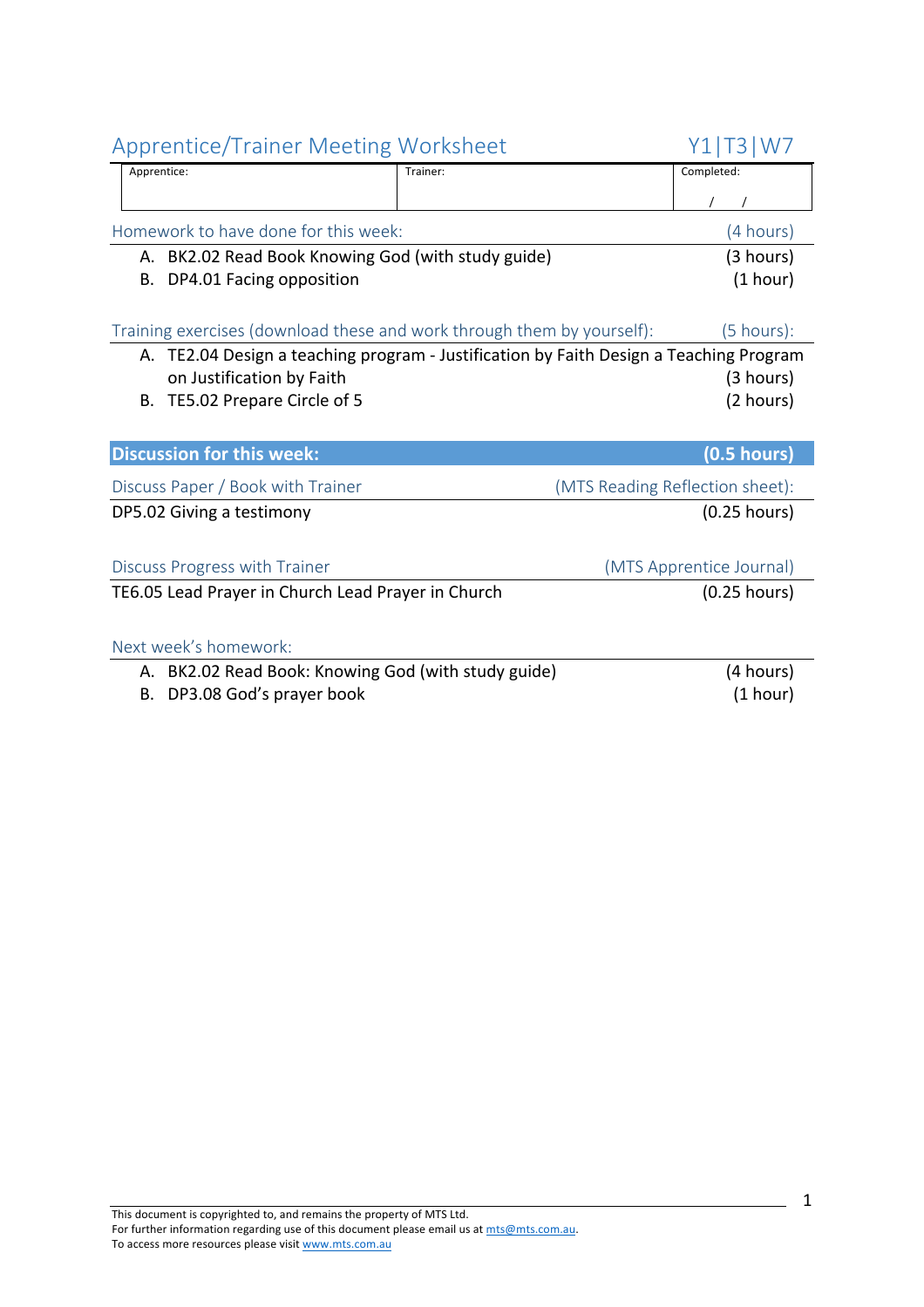## Apprentice/Trainer Meeting Worksheet — Y1|T3|W7

| Apprentice: | Trainer: | Completed: |
|---|---|---|
| | | / / |

### Homework to have done for this week: (4 hours)

A. BK2.02 Read Book Knowing God (with study guide) (3 hours)
B. DP4.01 Facing opposition (1 hour)

### Training exercises (download these and work through them by yourself): (5 hours):

A. TE2.04 Design a teaching program - Justification by Faith Design a Teaching Program on Justification by Faith (3 hours)
B. TE5.02 Prepare Circle of 5 (2 hours)

### Discussion for this week: (0.5 hours)

**Discuss Paper / Book with Trainer** (MTS Reading Reflection sheet):

DP5.02 Giving a testimony (0.25 hours)

**Discuss Progress with Trainer** (MTS Apprentice Journal)

TE6.05 Lead Prayer in Church Lead Prayer in Church (0.25 hours)

### Next week's homework:

A. BK2.02 Read Book: Knowing God (with study guide) (4 hours)
B. DP3.08 God's prayer book (1 hour)

This document is copyrighted to, and remains the property of MTS Ltd.
For further information regarding use of this document please email us at mts@mts.com.au.
To access more resources please visit www.mts.com.au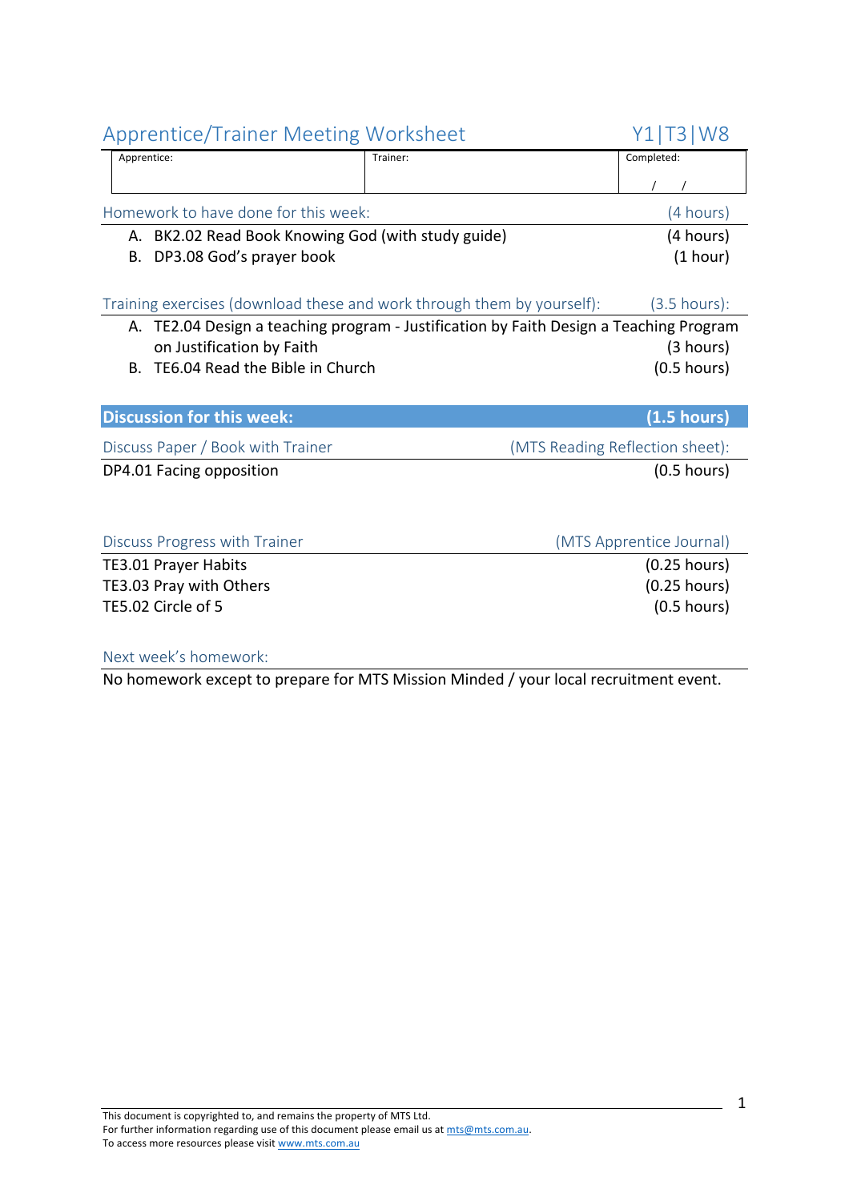## Apprentice/Trainer Meeting Worksheet — Y1|T3|W8

| Apprentice: | Trainer: | Completed: |
|---|---|---|
| | | / / |

### Homework to have done for this week: (4 hours)

A. BK2.02 Read Book Knowing God (with study guide) (4 hours)
B. DP3.08 God's prayer book (1 hour)

### Training exercises (download these and work through them by yourself): (3.5 hours):

A. TE2.04 Design a teaching program - Justification by Faith Design a Teaching Program on Justification by Faith (3 hours)
B. TE6.04 Read the Bible in Church (0.5 hours)

### Discussion for this week: (1.5 hours)

**Discuss Paper / Book with Trainer** (MTS Reading Reflection sheet):

DP4.01 Facing opposition (0.5 hours)

**Discuss Progress with Trainer** (MTS Apprentice Journal)

TE3.01 Prayer Habits (0.25 hours)
TE3.03 Pray with Others (0.25 hours)
TE5.02 Circle of 5 (0.5 hours)

### Next week's homework:

No homework except to prepare for MTS Mission Minded / your local recruitment event.

This document is copyrighted to, and remains the property of MTS Ltd.
For further information regarding use of this document please email us at mts@mts.com.au.
To access more resources please visit www.mts.com.au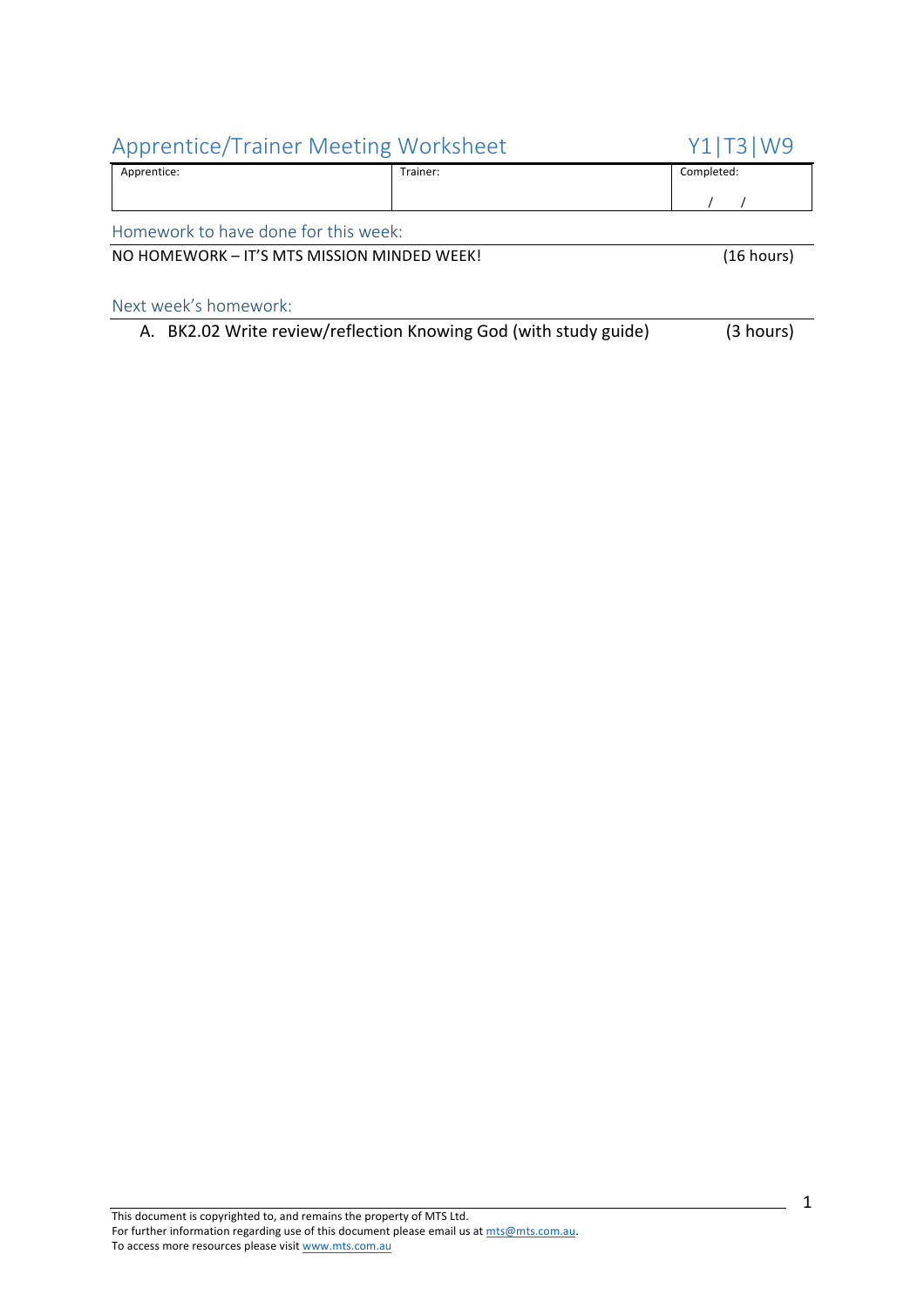# Apprentice/Trainer Meeting Worksheet

Y1|T3|W9

| Apprentice: | Trainer: | Completed: |
|---|---|---|
| | | / / |

## Homework to have done for this week:

NO HOMEWORK – IT'S MTS MISSION MINDED WEEK! (16 hours)

## Next week's homework:

A. BK2.02 Write review/reflection Knowing God (with study guide) (3 hours)

This document is copyrighted to, and remains the property of MTS Ltd.
For further information regarding use of this document please email us at mts@mts.com.au.
To access more resources please visit www.mts.com.au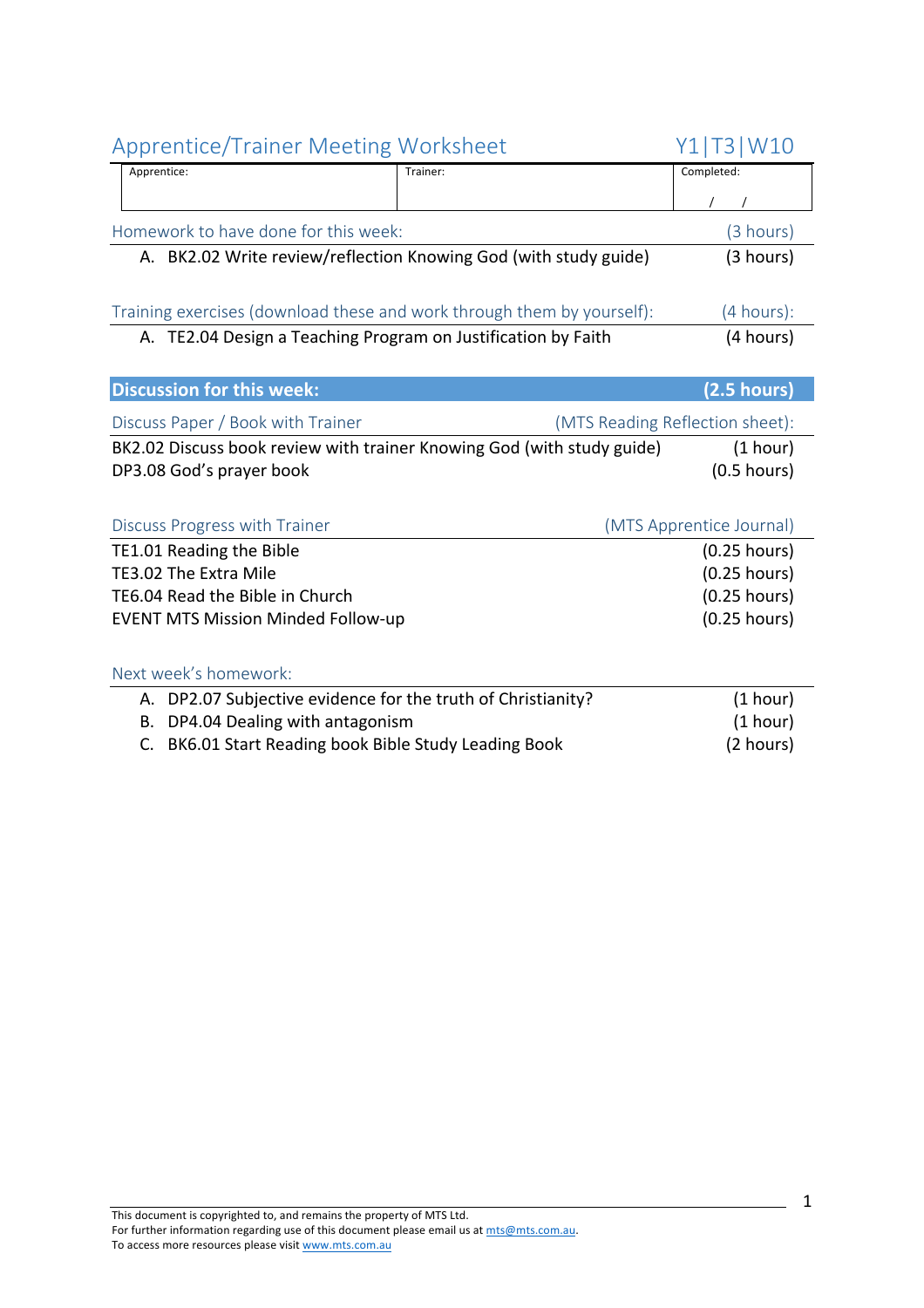# Apprentice/Trainer Meeting Worksheet — Y1|T3|W10

| Apprentice: | Trainer: | Completed: |
|---|---|---|
| | | / / |

## Homework to have done for this week: (3 hours)

A. BK2.02 Write review/reflection Knowing God (with study guide) (3 hours)

## Training exercises (download these and work through them by yourself): (4 hours):

A. TE2.04 Design a Teaching Program on Justification by Faith (4 hours)

## Discussion for this week: (2.5 hours)

### Discuss Paper / Book with Trainer (MTS Reading Reflection sheet):

| | |
|---|---|
| BK2.02 Discuss book review with trainer Knowing God (with study guide) | (1 hour) |
| DP3.08 God's prayer book | (0.5 hours) |

### Discuss Progress with Trainer (MTS Apprentice Journal)

| | |
|---|---|
| TE1.01 Reading the Bible | (0.25 hours) |
| TE3.02 The Extra Mile | (0.25 hours) |
| TE6.04 Read the Bible in Church | (0.25 hours) |
| EVENT MTS Mission Minded Follow-up | (0.25 hours) |

## Next week's homework:

A. DP2.07 Subjective evidence for the truth of Christianity? (1 hour)
B. DP4.04 Dealing with antagonism (1 hour)
C. BK6.01 Start Reading book Bible Study Leading Book (2 hours)

This document is copyrighted to, and remains the property of MTS Ltd.
For further information regarding use of this document please email us at mts@mts.com.au.
To access more resources please visit www.mts.com.au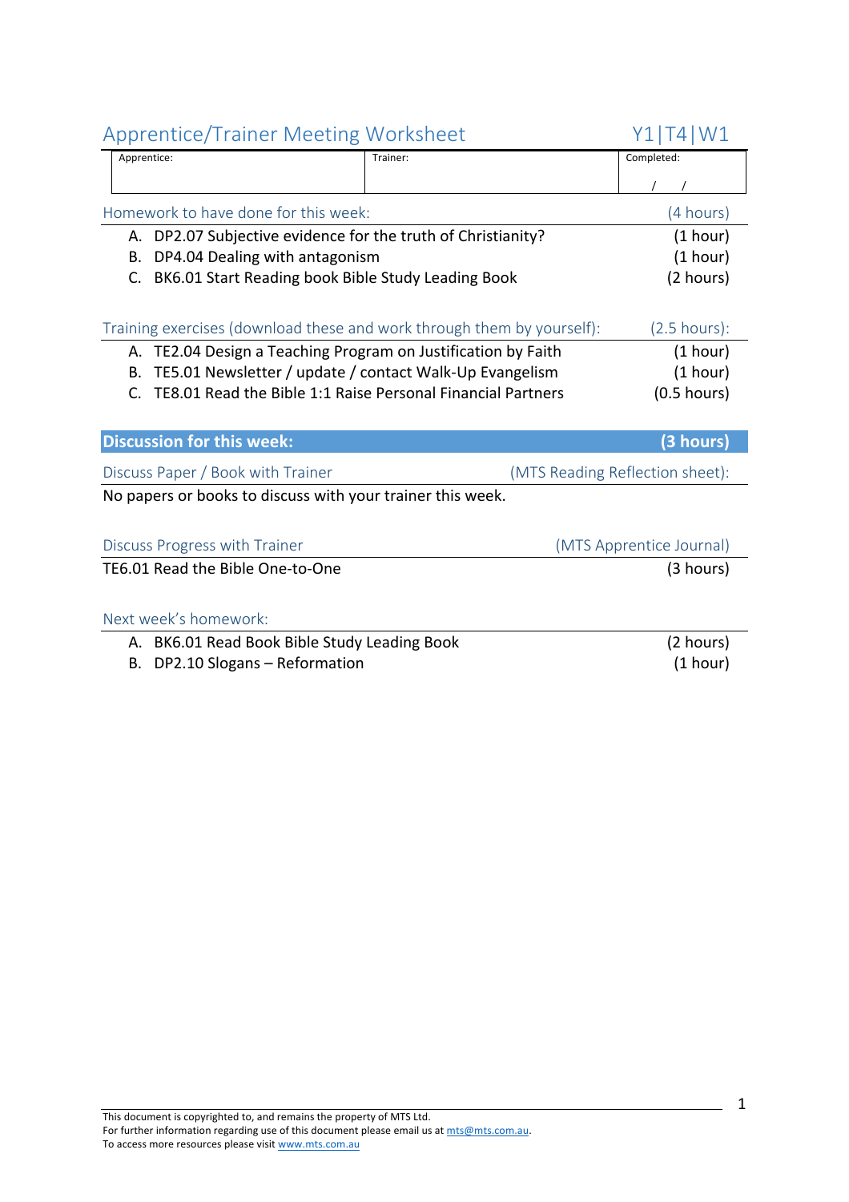# Apprentice/Trainer Meeting Worksheet

Y1|T4|W1

| Apprentice: | Trainer: | Completed: |
|---|---|---|
| | | / / |

## Homework to have done for this week: (4 hours)

A. DP2.07 Subjective evidence for the truth of Christianity? (1 hour)
B. DP4.04 Dealing with antagonism (1 hour)
C. BK6.01 Start Reading book Bible Study Leading Book (2 hours)

## Training exercises (download these and work through them by yourself): (2.5 hours):

A. TE2.04 Design a Teaching Program on Justification by Faith (1 hour)
B. TE5.01 Newsletter / update / contact Walk-Up Evangelism (1 hour)
C. TE8.01 Read the Bible 1:1 Raise Personal Financial Partners (0.5 hours)

## **Discussion for this week: (3 hours)**

### Discuss Paper / Book with Trainer (MTS Reading Reflection sheet):

No papers or books to discuss with your trainer this week.

### Discuss Progress with Trainer (MTS Apprentice Journal)

TE6.01 Read the Bible One-to-One (3 hours)

### Next week's homework:

A. BK6.01 Read Book Bible Study Leading Book (2 hours)
B. DP2.10 Slogans – Reformation (1 hour)

This document is copyrighted to, and remains the property of MTS Ltd.
For further information regarding use of this document please email us at mts@mts.com.au.
To access more resources please visit www.mts.com.au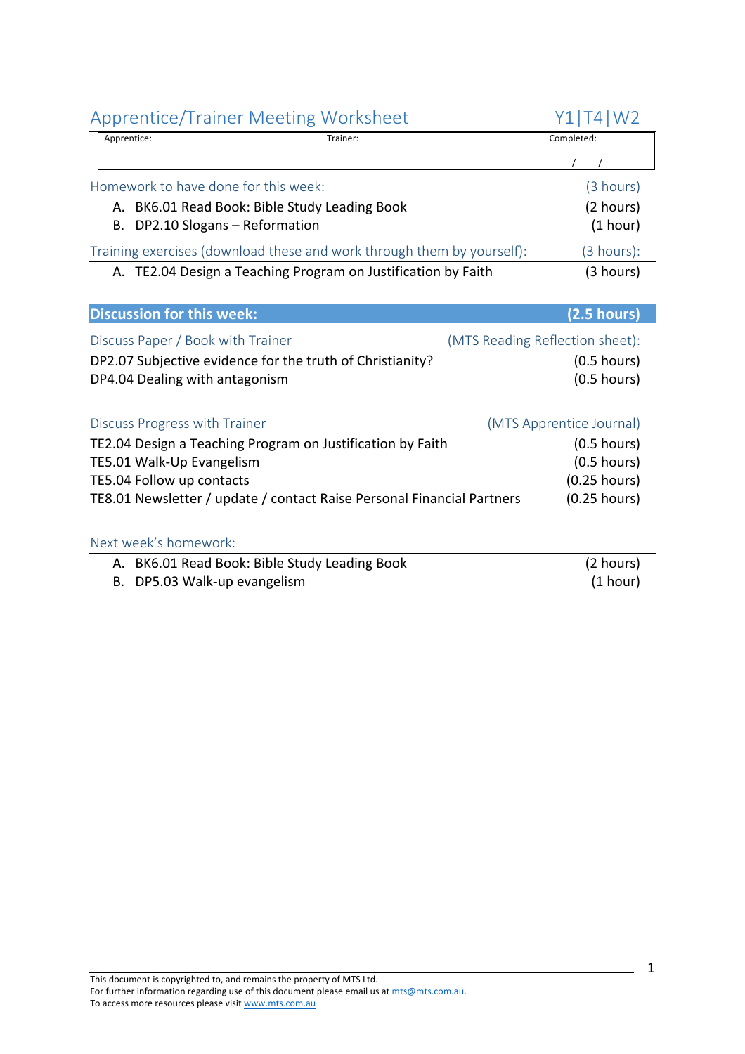## Apprentice/Trainer Meeting Worksheet

Y1|T4|W2

| Apprentice: | Trainer: | Completed: |
|---|---|---|
| | | / / |

Homework to have done for this week: (3 hours)

A. BK6.01 Read Book: Bible Study Leading Book (2 hours)
B. DP2.10 Slogans – Reformation (1 hour)

Training exercises (download these and work through them by yourself): (3 hours):

A. TE2.04 Design a Teaching Program on Justification by Faith (3 hours)

### Discussion for this week: (2.5 hours)

Discuss Paper / Book with Trainer (MTS Reading Reflection sheet):

DP2.07 Subjective evidence for the truth of Christianity? (0.5 hours)
DP4.04 Dealing with antagonism (0.5 hours)

Discuss Progress with Trainer (MTS Apprentice Journal)

TE2.04 Design a Teaching Program on Justification by Faith (0.5 hours)
TE5.01 Walk-Up Evangelism (0.5 hours)
TE5.04 Follow up contacts (0.25 hours)
TE8.01 Newsletter / update / contact Raise Personal Financial Partners (0.25 hours)

Next week's homework:

A. BK6.01 Read Book: Bible Study Leading Book (2 hours)
B. DP5.03 Walk-up evangelism (1 hour)

This document is copyrighted to, and remains the property of MTS Ltd.
For further information regarding use of this document please email us at mts@mts.com.au.
To access more resources please visit www.mts.com.au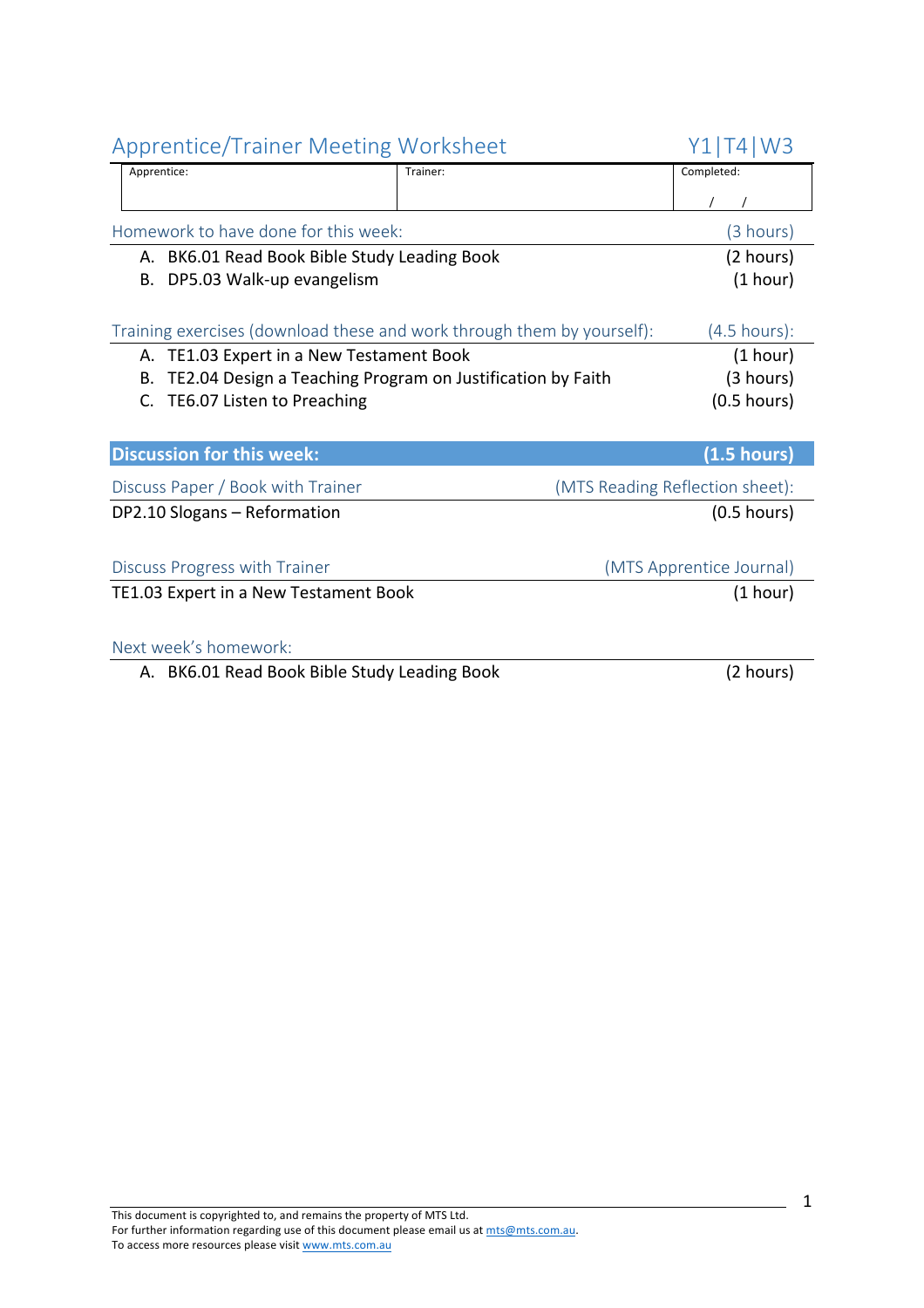## Apprentice/Trainer Meeting Worksheet — Y1|T4|W3

| Apprentice: | Trainer: | Completed: |
|---|---|---|
| | | / / |

### Homework to have done for this week: (3 hours)

A. BK6.01 Read Book Bible Study Leading Book (2 hours)
B. DP5.03 Walk-up evangelism (1 hour)

### Training exercises (download these and work through them by yourself): (4.5 hours):

A. TE1.03 Expert in a New Testament Book (1 hour)
B. TE2.04 Design a Teaching Program on Justification by Faith (3 hours)
C. TE6.07 Listen to Preaching (0.5 hours)

### Discussion for this week: (1.5 hours)

**Discuss Paper / Book with Trainer** (MTS Reading Reflection sheet):

DP2.10 Slogans – Reformation (0.5 hours)

**Discuss Progress with Trainer** (MTS Apprentice Journal)

TE1.03 Expert in a New Testament Book (1 hour)

### Next week's homework:

A. BK6.01 Read Book Bible Study Leading Book (2 hours)

This document is copyrighted to, and remains the property of MTS Ltd.
For further information regarding use of this document please email us at mts@mts.com.au.
To access more resources please visit www.mts.com.au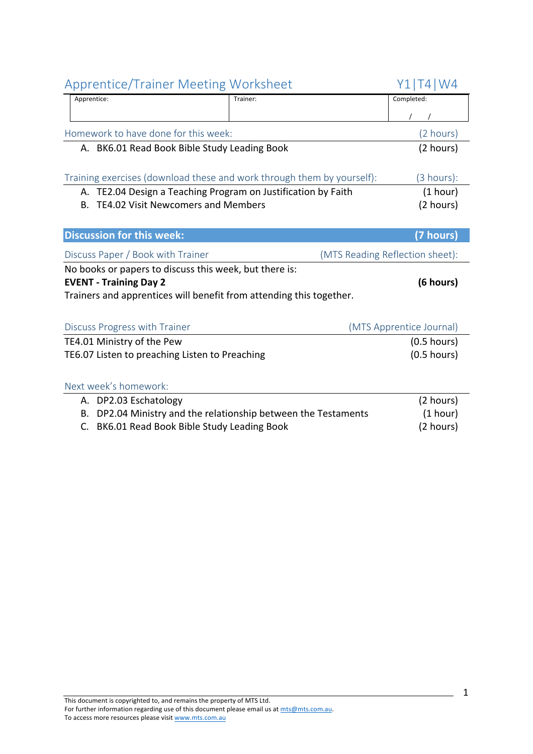# Apprentice/Trainer Meeting Worksheet Y1|T4|W4

| Apprentice: | Trainer: | Completed: |
|---|---|---|
| | | / / |

## Homework to have done for this week: (2 hours)

A. BK6.01 Read Book Bible Study Leading Book (2 hours)

## Training exercises (download these and work through them by yourself): (3 hours):

A. TE2.04 Design a Teaching Program on Justification by Faith (1 hour)
B. TE4.02 Visit Newcomers and Members (2 hours)

## Discussion for this week: (7 hours)

### Discuss Paper / Book with Trainer (MTS Reading Reflection sheet):

No books or papers to discuss this week, but there is:

**EVENT - Training Day 2** **(6 hours)**

Trainers and apprentices will benefit from attending this together.

### Discuss Progress with Trainer (MTS Apprentice Journal)

TE4.01 Ministry of the Pew (0.5 hours)

TE6.07 Listen to preaching Listen to Preaching (0.5 hours)

## Next week's homework:

A. DP2.03 Eschatology (2 hours)
B. DP2.04 Ministry and the relationship between the Testaments (1 hour)
C. BK6.01 Read Book Bible Study Leading Book (2 hours)

This document is copyrighted to, and remains the property of MTS Ltd.
For further information regarding use of this document please email us at mts@mts.com.au.
To access more resources please visit www.mts.com.au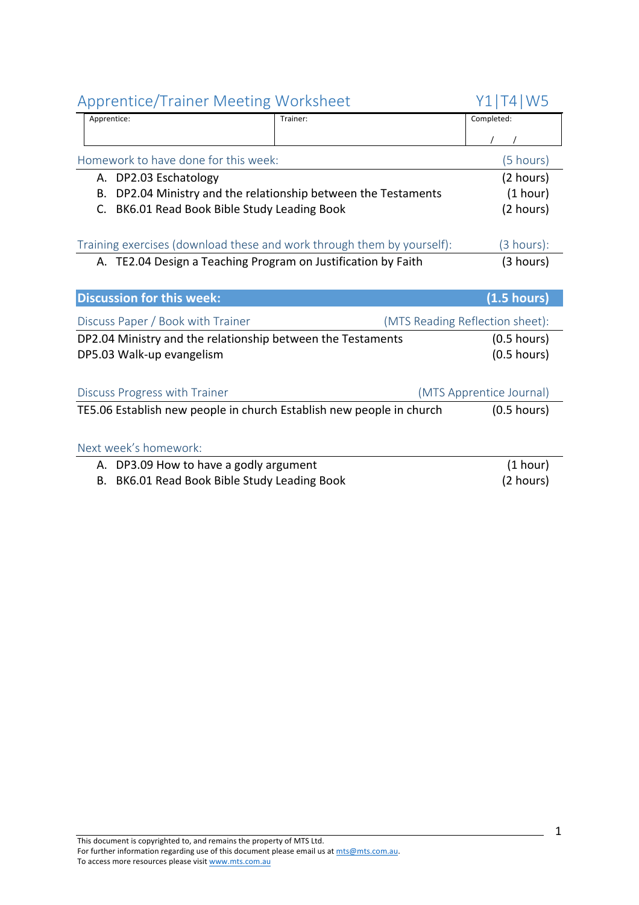## Apprentice/Trainer Meeting Worksheet  Y1|T4|W5

| Apprentice: | Trainer: | Completed: / / |
|---|---|---|

### Homework to have done for this week: (5 hours)

A. DP2.03 Eschatology (2 hours)
B. DP2.04 Ministry and the relationship between the Testaments (1 hour)
C. BK6.01 Read Book Bible Study Leading Book (2 hours)

### Training exercises (download these and work through them by yourself): (3 hours):

A. TE2.04 Design a Teaching Program on Justification by Faith (3 hours)

### **Discussion for this week: (1.5 hours)**

#### Discuss Paper / Book with Trainer (MTS Reading Reflection sheet):

DP2.04 Ministry and the relationship between the Testaments (0.5 hours)
DP5.03 Walk-up evangelism (0.5 hours)

#### Discuss Progress with Trainer (MTS Apprentice Journal)

TE5.06 Establish new people in church Establish new people in church (0.5 hours)

### Next week's homework:

A. DP3.09 How to have a godly argument (1 hour)
B. BK6.01 Read Book Bible Study Leading Book (2 hours)

This document is copyrighted to, and remains the property of MTS Ltd.
For further information regarding use of this document please email us at mts@mts.com.au.
To access more resources please visit www.mts.com.au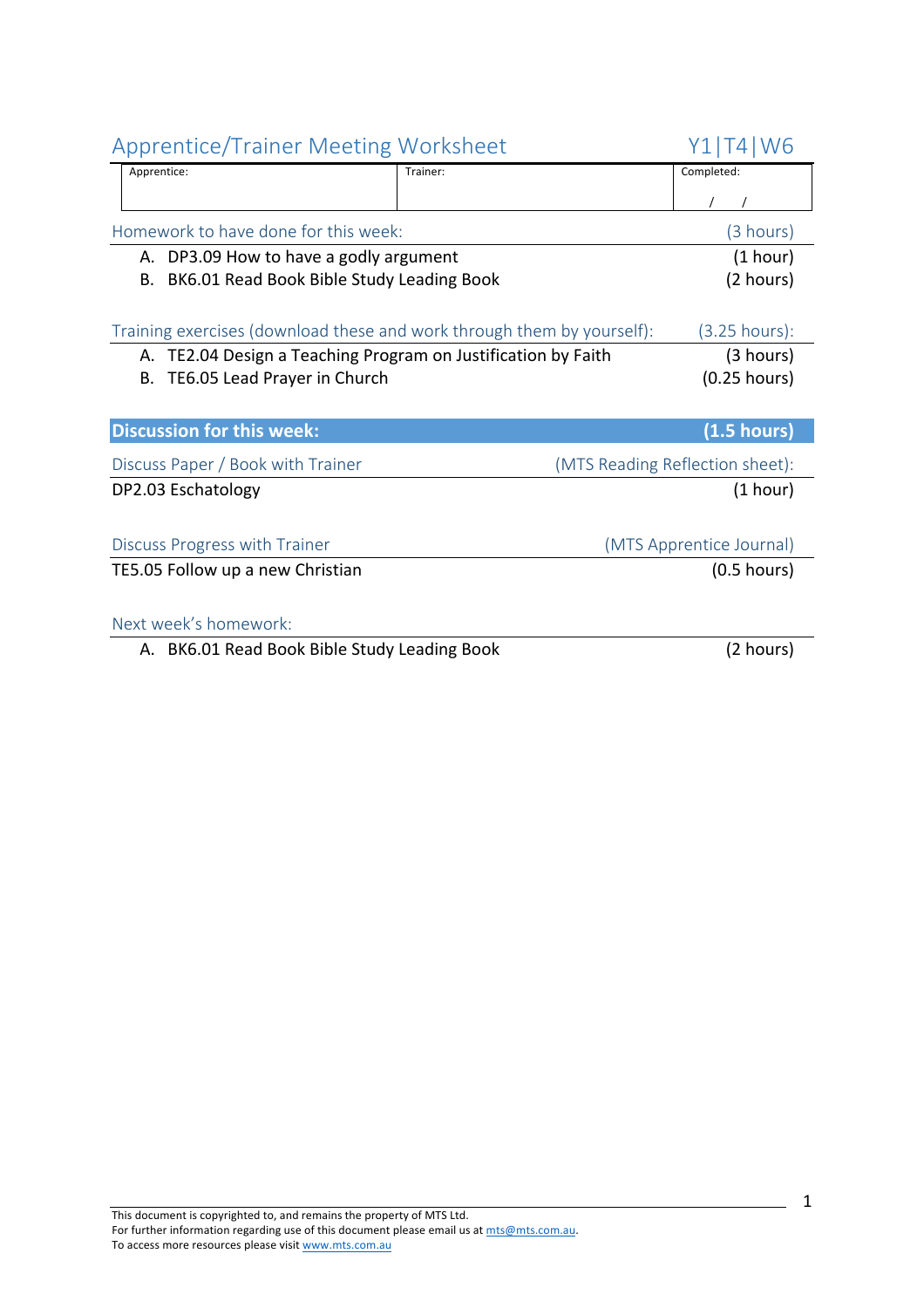## Apprentice/Trainer Meeting Worksheet Y1|T4|W6

| Apprentice: | Trainer: | Completed: |
|---|---|---|
| | | / / |

### Homework to have done for this week: (3 hours)

A. DP3.09 How to have a godly argument (1 hour)
B. BK6.01 Read Book Bible Study Leading Book (2 hours)

### Training exercises (download these and work through them by yourself): (3.25 hours):

A. TE2.04 Design a Teaching Program on Justification by Faith (3 hours)
B. TE6.05 Lead Prayer in Church (0.25 hours)

## Discussion for this week: (1.5 hours)

### Discuss Paper / Book with Trainer (MTS Reading Reflection sheet):

DP2.03 Eschatology (1 hour)

### Discuss Progress with Trainer (MTS Apprentice Journal)

TE5.05 Follow up a new Christian (0.5 hours)

### Next week's homework:

A. BK6.01 Read Book Bible Study Leading Book (2 hours)

This document is copyrighted to, and remains the property of MTS Ltd.
For further information regarding use of this document please email us at mts@mts.com.au.
To access more resources please visit www.mts.com.au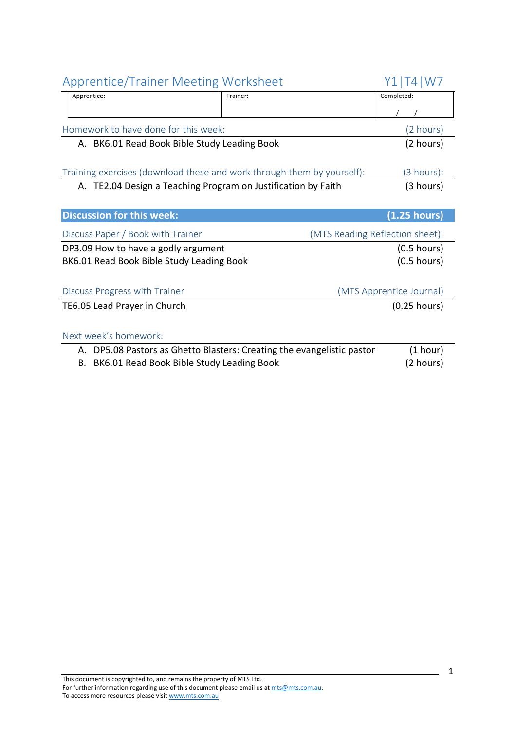# Apprentice/Trainer Meeting Worksheet

Y1|T4|W7

| Apprentice: | Trainer: | Completed: |
|---|---|---|
| | | / / |

## Homework to have done for this week: (2 hours)

A. BK6.01 Read Book Bible Study Leading Book (2 hours)

## Training exercises (download these and work through them by yourself): (3 hours):

A. TE2.04 Design a Teaching Program on Justification by Faith (3 hours)

## Discussion for this week: (1.25 hours)

### Discuss Paper / Book with Trainer (MTS Reading Reflection sheet):

DP3.09 How to have a godly argument (0.5 hours)
BK6.01 Read Book Bible Study Leading Book (0.5 hours)

### Discuss Progress with Trainer (MTS Apprentice Journal)

TE6.05 Lead Prayer in Church (0.25 hours)

## Next week's homework:

A. DP5.08 Pastors as Ghetto Blasters: Creating the evangelistic pastor (1 hour)
B. BK6.01 Read Book Bible Study Leading Book (2 hours)

This document is copyrighted to, and remains the property of MTS Ltd.
For further information regarding use of this document please email us at mts@mts.com.au.
To access more resources please visit www.mts.com.au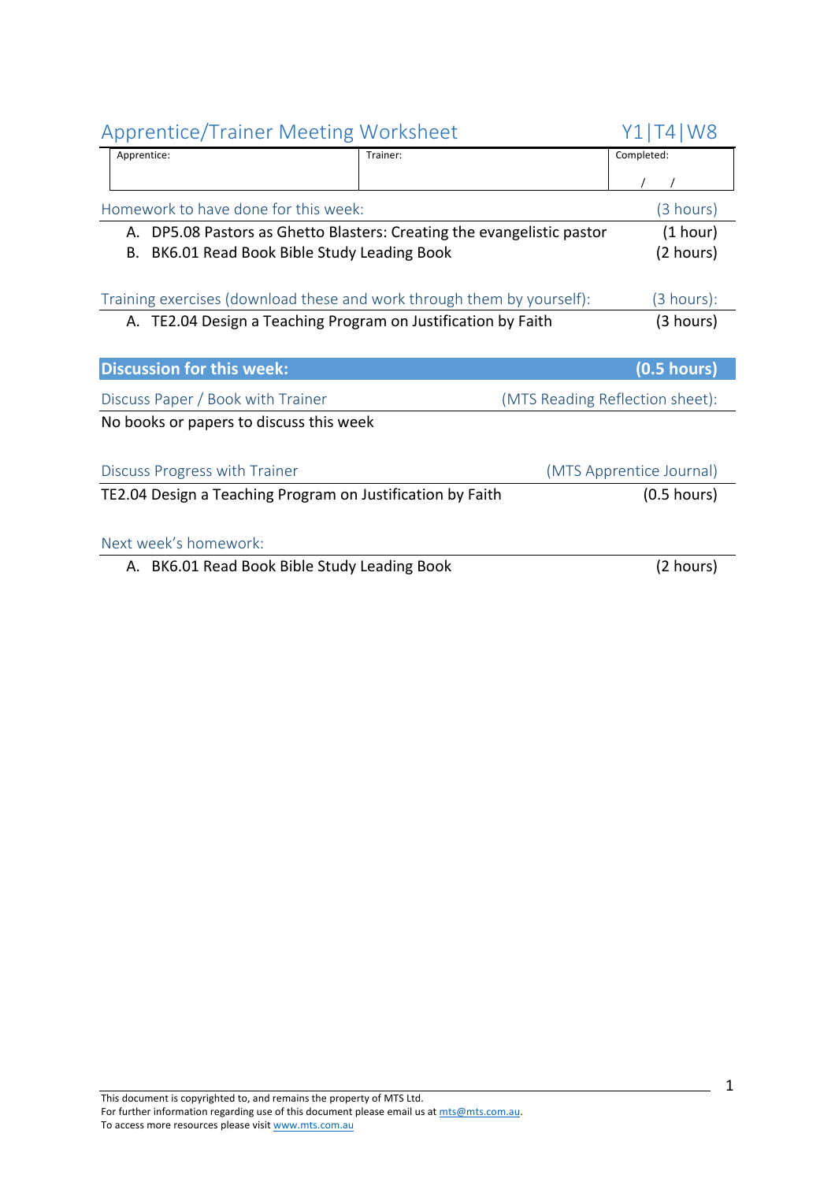## Apprentice/Trainer Meeting Worksheet — Y1|T4|W8

| Apprentice: | Trainer: | Completed: |
|---|---|---|
| | | / / |

### Homework to have done for this week: (3 hours)

A. DP5.08 Pastors as Ghetto Blasters: Creating the evangelistic pastor (1 hour)
B. BK6.01 Read Book Bible Study Leading Book (2 hours)

### Training exercises (download these and work through them by yourself): (3 hours):

A. TE2.04 Design a Teaching Program on Justification by Faith (3 hours)

## Discussion for this week: (0.5 hours)

### Discuss Paper / Book with Trainer (MTS Reading Reflection sheet):

No books or papers to discuss this week

### Discuss Progress with Trainer (MTS Apprentice Journal)

TE2.04 Design a Teaching Program on Justification by Faith (0.5 hours)

### Next week's homework:

A. BK6.01 Read Book Bible Study Leading Book (2 hours)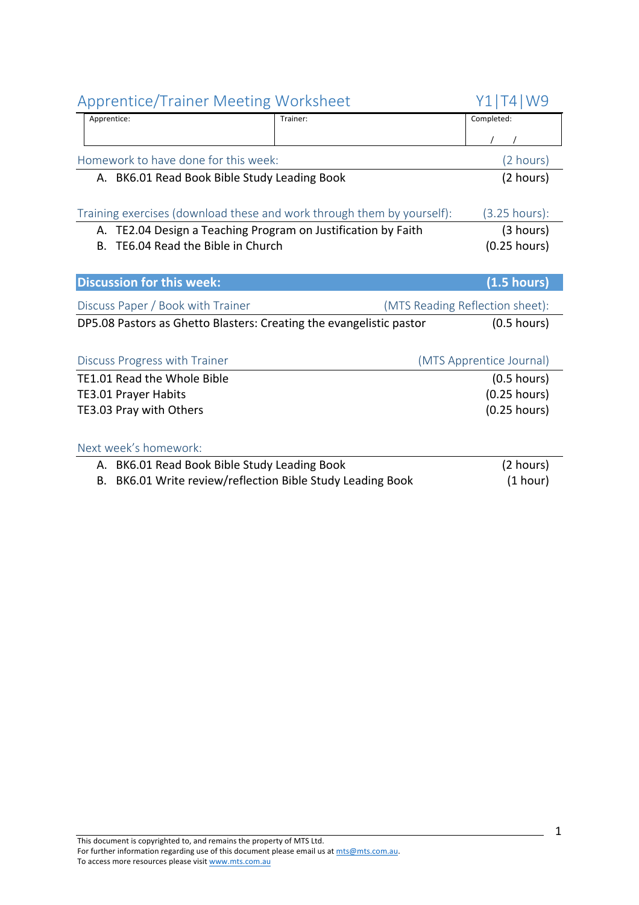## Apprentice/Trainer Meeting Worksheet — Y1|T4|W9

| Apprentice: | Trainer: | Completed: |
|---|---|---|
| | | / / |

### Homework to have done for this week: (2 hours)

A. BK6.01 Read Book Bible Study Leading Book (2 hours)

### Training exercises (download these and work through them by yourself): (3.25 hours):

A. TE2.04 Design a Teaching Program on Justification by Faith (3 hours)
B. TE6.04 Read the Bible in Church (0.25 hours)

### **Discussion for this week:** **(1.5 hours)**

#### Discuss Paper / Book with Trainer (MTS Reading Reflection sheet):

DP5.08 Pastors as Ghetto Blasters: Creating the evangelistic pastor (0.5 hours)

#### Discuss Progress with Trainer (MTS Apprentice Journal)

TE1.01 Read the Whole Bible (0.5 hours)
TE3.01 Prayer Habits (0.25 hours)
TE3.03 Pray with Others (0.25 hours)

### Next week's homework:

A. BK6.01 Read Book Bible Study Leading Book (2 hours)
B. BK6.01 Write review/reflection Bible Study Leading Book (1 hour)

This document is copyrighted to, and remains the property of MTS Ltd.
For further information regarding use of this document please email us at mts@mts.com.au.
To access more resources please visit www.mts.com.au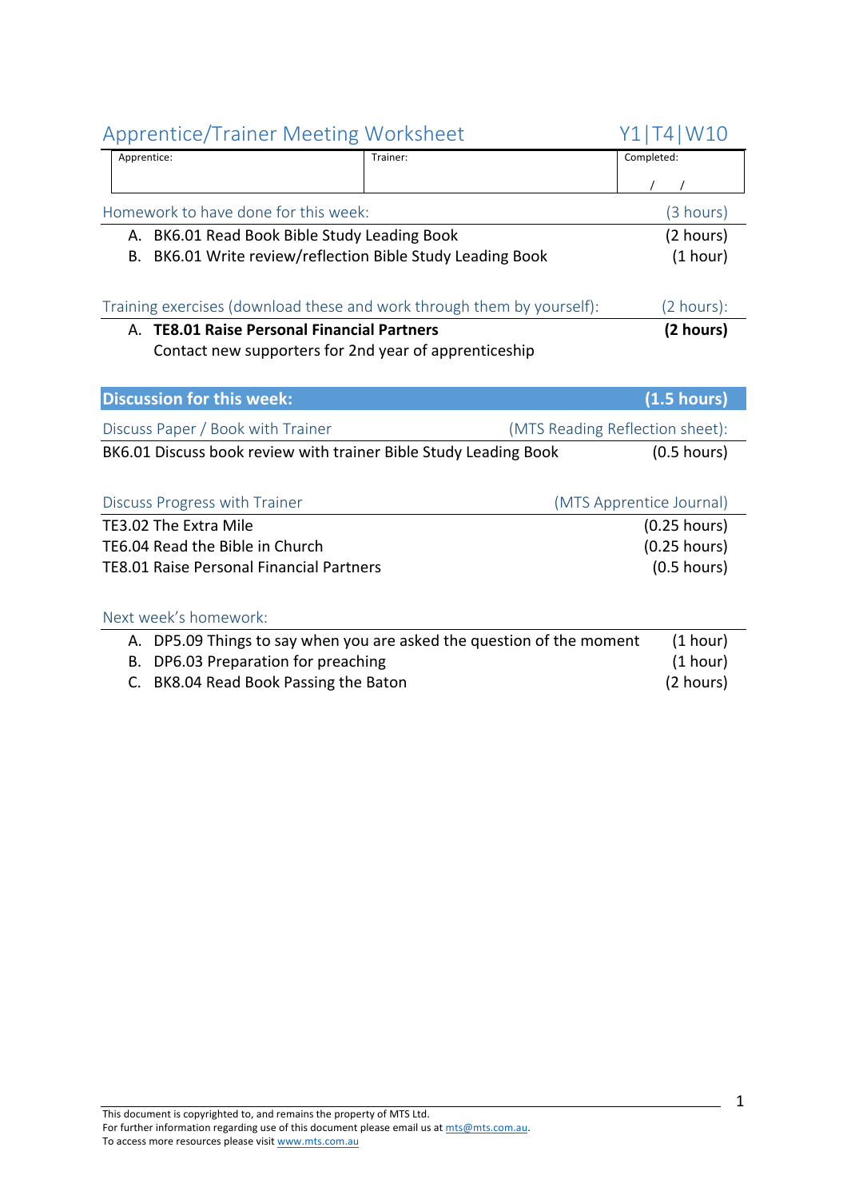## Apprentice/Trainer Meeting Worksheet Y1|T4|W10

| Apprentice: | Trainer: | Completed: |
|---|---|---|
| | | / / |

### Homework to have done for this week: (3 hours)

A. BK6.01 Read Book Bible Study Leading Book (2 hours)
B. BK6.01 Write review/reflection Bible Study Leading Book (1 hour)

### Training exercises (download these and work through them by yourself): (2 hours):

A. **TE8.01 Raise Personal Financial Partners** **(2 hours)**
Contact new supporters for 2nd year of apprenticeship

### Discussion for this week: (1.5 hours)

**Discuss Paper / Book with Trainer** (MTS Reading Reflection sheet):

BK6.01 Discuss book review with trainer Bible Study Leading Book (0.5 hours)

**Discuss Progress with Trainer** (MTS Apprentice Journal)

TE3.02 The Extra Mile (0.25 hours)
TE6.04 Read the Bible in Church (0.25 hours)
TE8.01 Raise Personal Financial Partners (0.5 hours)

### Next week's homework:

A. DP5.09 Things to say when you are asked the question of the moment (1 hour)
B. DP6.03 Preparation for preaching (1 hour)
C. BK8.04 Read Book Passing the Baton (2 hours)

This document is copyrighted to, and remains the property of MTS Ltd.
For further information regarding use of this document please email us at mts@mts.com.au.
To access more resources please visit www.mts.com.au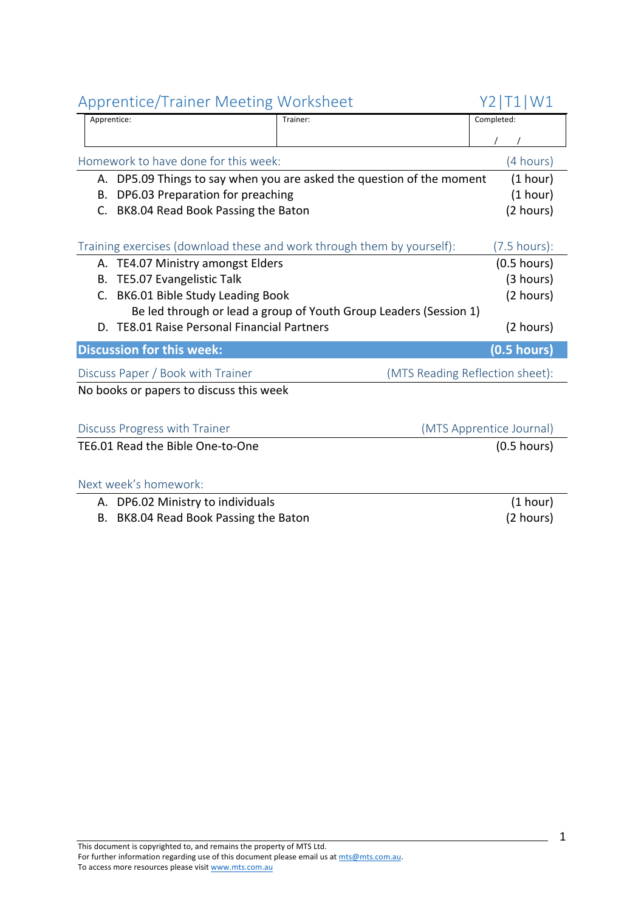# Apprentice/Trainer Meeting Worksheet

Y2|T1|W1

| Apprentice: | Trainer: | Completed: |
|---|---|---|
| | | / / |

## Homework to have done for this week: (4 hours)

A. DP5.09 Things to say when you are asked the question of the moment (1 hour)
B. DP6.03 Preparation for preaching (1 hour)
C. BK8.04 Read Book Passing the Baton (2 hours)

## Training exercises (download these and work through them by yourself): (7.5 hours):

A. TE4.07 Ministry amongst Elders (0.5 hours)
B. TE5.07 Evangelistic Talk (3 hours)
C. BK6.01 Bible Study Leading Book (2 hours)
   Be led through or lead a group of Youth Group Leaders (Session 1)
D. TE8.01 Raise Personal Financial Partners (2 hours)

## **Discussion for this week: (0.5 hours)**

### Discuss Paper / Book with Trainer (MTS Reading Reflection sheet):

No books or papers to discuss this week

### Discuss Progress with Trainer (MTS Apprentice Journal)

TE6.01 Read the Bible One-to-One (0.5 hours)

## Next week's homework:

A. DP6.02 Ministry to individuals (1 hour)
B. BK8.04 Read Book Passing the Baton (2 hours)

This document is copyrighted to, and remains the property of MTS Ltd.
For further information regarding use of this document please email us at mts@mts.com.au.
To access more resources please visit www.mts.com.au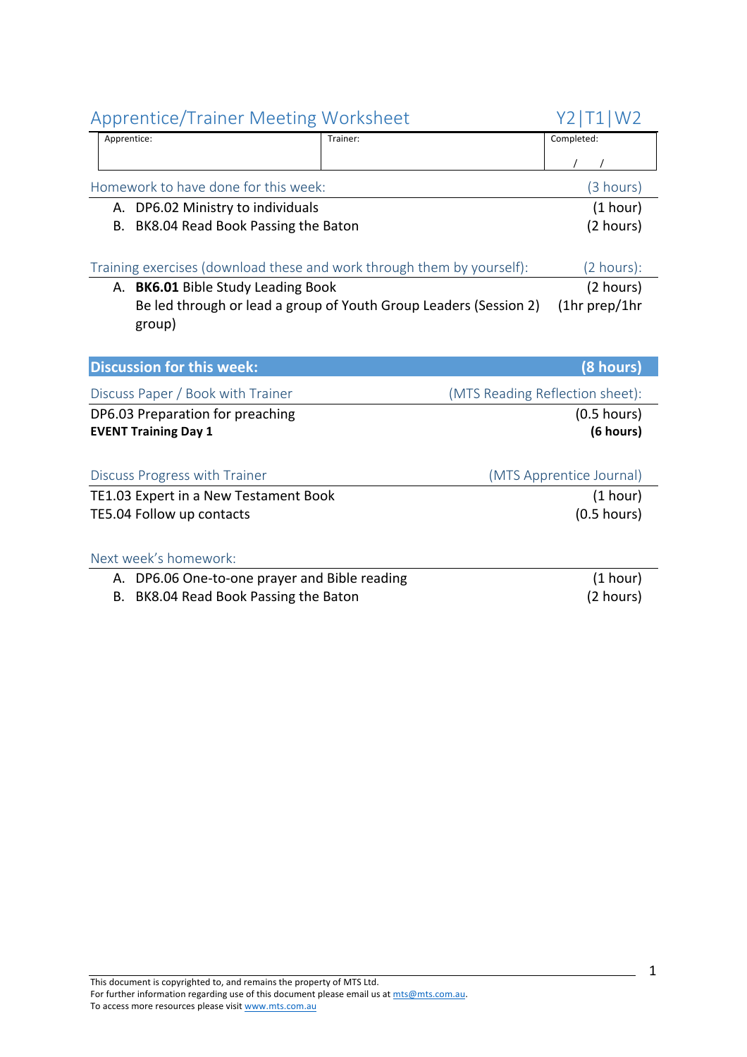# Apprentice/Trainer Meeting Worksheet Y2|T1|W2

| Apprentice: | Trainer: | Completed: |
|---|---|---|
| | | / / |

## Homework to have done for this week: (3 hours)

A. DP6.02 Ministry to individuals (1 hour)
B. BK8.04 Read Book Passing the Baton (2 hours)

## Training exercises (download these and work through them by yourself): (2 hours):

A. **BK6.01** Bible Study Leading Book (2 hours)
Be led through or lead a group of Youth Group Leaders (Session 2) (1hr prep/1hr group)

## Discussion for this week: (8 hours)

### Discuss Paper / Book with Trainer (MTS Reading Reflection sheet):

DP6.03 Preparation for preaching (0.5 hours)
**EVENT Training Day 1** **(6 hours)**

### Discuss Progress with Trainer (MTS Apprentice Journal)

TE1.03 Expert in a New Testament Book (1 hour)
TE5.04 Follow up contacts (0.5 hours)

## Next week's homework:

A. DP6.06 One-to-one prayer and Bible reading (1 hour)
B. BK8.04 Read Book Passing the Baton (2 hours)

This document is copyrighted to, and remains the property of MTS Ltd.
For further information regarding use of this document please email us at mts@mts.com.au.
To access more resources please visit www.mts.com.au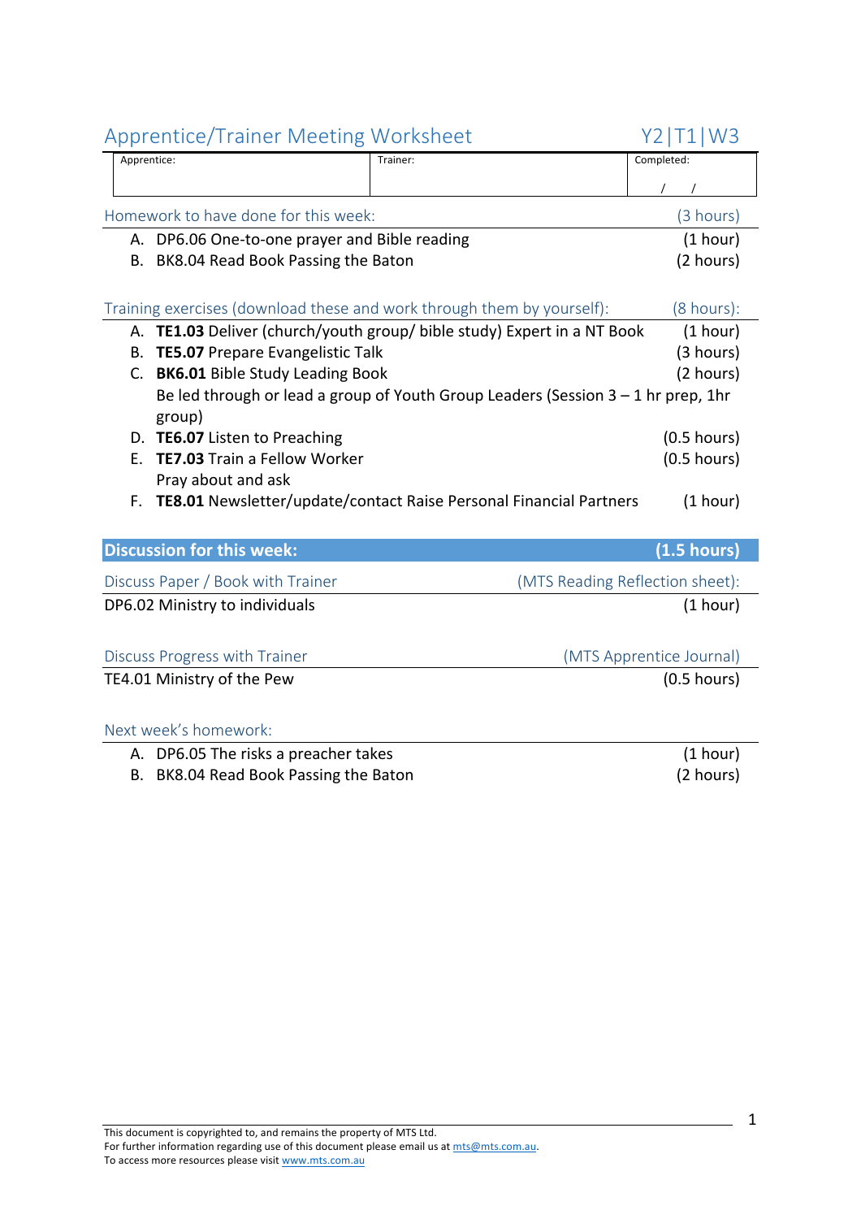## Apprentice/Trainer Meeting Worksheet Y2|T1|W3

| Apprentice: | Trainer: | Completed: |
|---|---|---|
| | | / / |

### Homework to have done for this week: (3 hours)

A. DP6.06 One-to-one prayer and Bible reading (1 hour)
B. BK8.04 Read Book Passing the Baton (2 hours)

### Training exercises (download these and work through them by yourself): (8 hours):

A. **TE1.03** Deliver (church/youth group/ bible study) Expert in a NT Book (1 hour)
B. **TE5.07** Prepare Evangelistic Talk (3 hours)
C. **BK6.01** Bible Study Leading Book (2 hours)
   Be led through or lead a group of Youth Group Leaders (Session 3 – 1 hr prep, 1hr group)
D. **TE6.07** Listen to Preaching (0.5 hours)
E. **TE7.03** Train a Fellow Worker (0.5 hours)
   Pray about and ask
F. **TE8.01** Newsletter/update/contact Raise Personal Financial Partners (1 hour)

### **Discussion for this week: (1.5 hours)**

#### Discuss Paper / Book with Trainer (MTS Reading Reflection sheet):

DP6.02 Ministry to individuals (1 hour)

#### Discuss Progress with Trainer (MTS Apprentice Journal)

TE4.01 Ministry of the Pew (0.5 hours)

### Next week's homework:

A. DP6.05 The risks a preacher takes (1 hour)
B. BK8.04 Read Book Passing the Baton (2 hours)

This document is copyrighted to, and remains the property of MTS Ltd.
For further information regarding use of this document please email us at mts@mts.com.au.
To access more resources please visit www.mts.com.au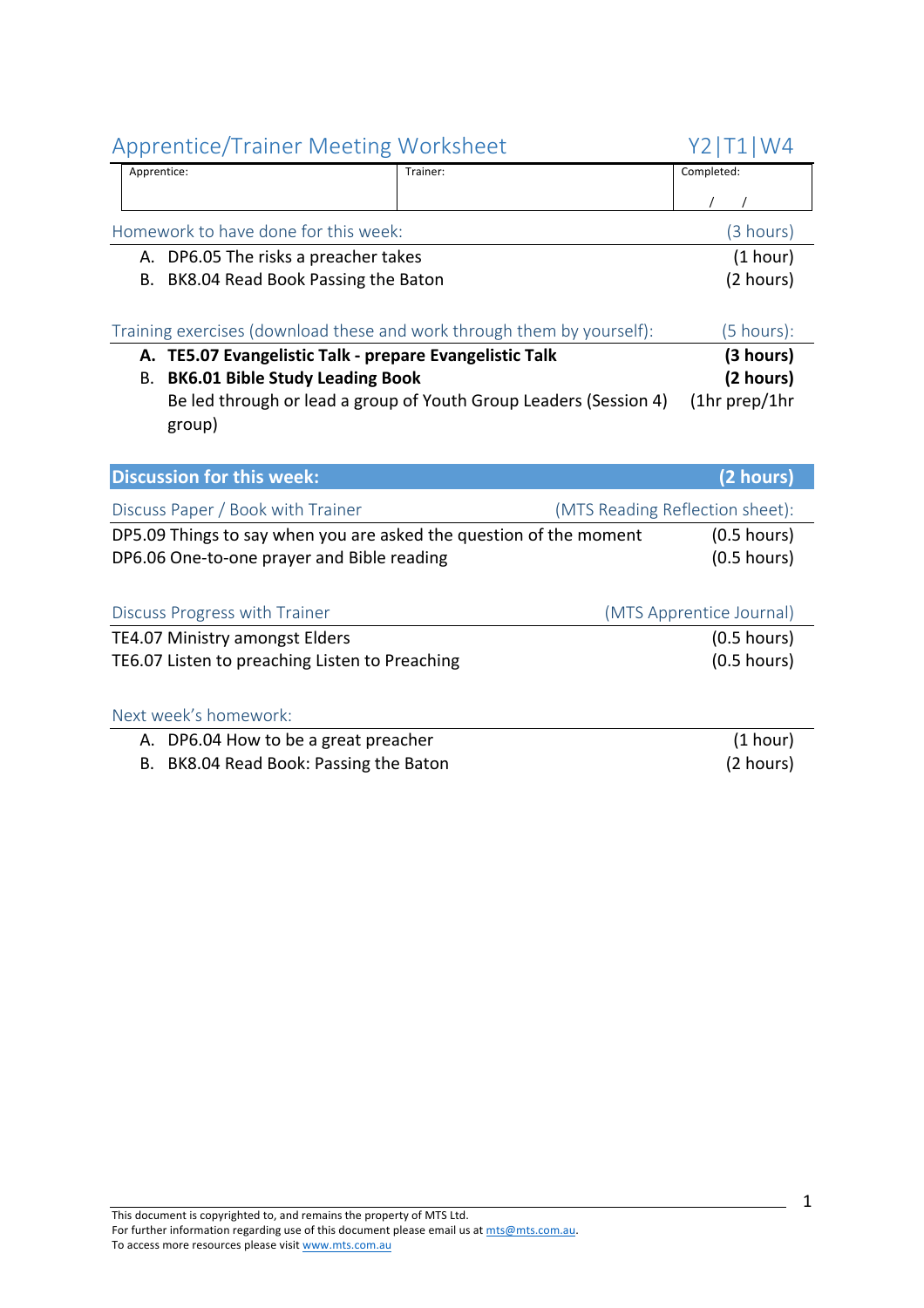## Apprentice/Trainer Meeting Worksheet Y2|T1|W4

| Apprentice: | Trainer: | Completed: |
|---|---|---|
| | | / / |

### Homework to have done for this week: (3 hours)

A. DP6.05 The risks a preacher takes (1 hour)
B. BK8.04 Read Book Passing the Baton (2 hours)

### Training exercises (download these and work through them by yourself): (5 hours):

A. **TE5.07 Evangelistic Talk - prepare Evangelistic Talk** **(3 hours)**
B. **BK6.01 Bible Study Leading Book** **(2 hours)**
Be led through or lead a group of Youth Group Leaders (Session 4) (1hr prep/1hr group)

### Discussion for this week: (2 hours)

#### Discuss Paper / Book with Trainer (MTS Reading Reflection sheet):

DP5.09 Things to say when you are asked the question of the moment (0.5 hours)
DP6.06 One-to-one prayer and Bible reading (0.5 hours)

#### Discuss Progress with Trainer (MTS Apprentice Journal)

TE4.07 Ministry amongst Elders (0.5 hours)
TE6.07 Listen to preaching Listen to Preaching (0.5 hours)

### Next week's homework:

A. DP6.04 How to be a great preacher (1 hour)
B. BK8.04 Read Book: Passing the Baton (2 hours)

This document is copyrighted to, and remains the property of MTS Ltd.
For further information regarding use of this document please email us at mts@mts.com.au.
To access more resources please visit www.mts.com.au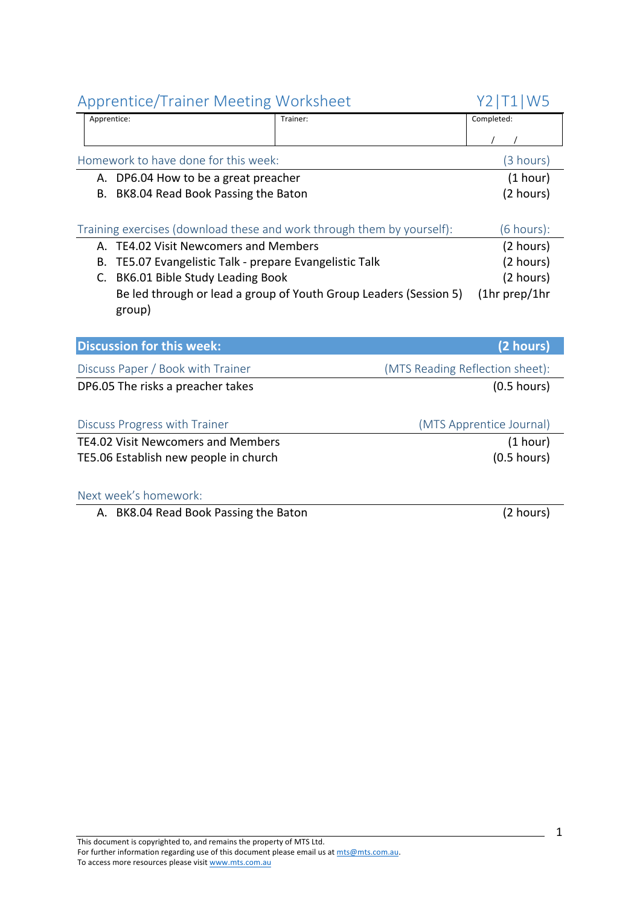# Apprentice/Trainer Meeting Worksheet

Y2|T1|W5

| Apprentice: | Trainer: | Completed: |
|---|---|---|
| | | / / |

## Homework to have done for this week: (3 hours)

A. DP6.04 How to be a great preacher (1 hour)
B. BK8.04 Read Book Passing the Baton (2 hours)

## Training exercises (download these and work through them by yourself): (6 hours):

A. TE4.02 Visit Newcomers and Members (2 hours)
B. TE5.07 Evangelistic Talk - prepare Evangelistic Talk (2 hours)
C. BK6.01 Bible Study Leading Book (2 hours)
Be led through or lead a group of Youth Group Leaders (Session 5) (1hr prep/1hr group)

## Discussion for this week: (2 hours)

### Discuss Paper / Book with Trainer (MTS Reading Reflection sheet):

DP6.05 The risks a preacher takes (0.5 hours)

### Discuss Progress with Trainer (MTS Apprentice Journal)

TE4.02 Visit Newcomers and Members (1 hour)
TE5.06 Establish new people in church (0.5 hours)

## Next week's homework:

A. BK8.04 Read Book Passing the Baton (2 hours)

This document is copyrighted to, and remains the property of MTS Ltd.
For further information regarding use of this document please email us at mts@mts.com.au.
To access more resources please visit www.mts.com.au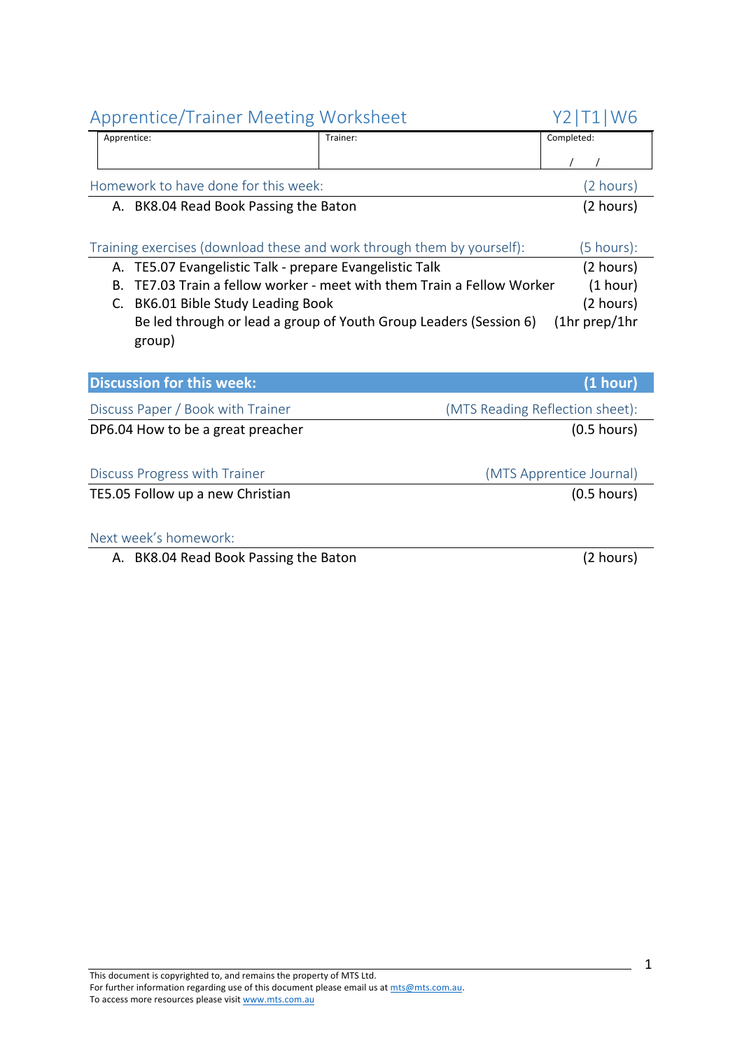## Apprentice/Trainer Meeting Worksheet Y2|T1|W6

| Apprentice: | Trainer: | Completed: |
|---|---|---|
| | | / / |

### Homework to have done for this week: (2 hours)

A. BK8.04 Read Book Passing the Baton (2 hours)

### Training exercises (download these and work through them by yourself): (5 hours):

A. TE5.07 Evangelistic Talk - prepare Evangelistic Talk (2 hours)
B. TE7.03 Train a fellow worker - meet with them Train a Fellow Worker (1 hour)
C. BK6.01 Bible Study Leading Book (2 hours)
   Be led through or lead a group of Youth Group Leaders (Session 6) (1hr prep/1hr group)

### **Discussion for this week: (1 hour)**

Discuss Paper / Book with Trainer (MTS Reading Reflection sheet):

DP6.04 How to be a great preacher (0.5 hours)

Discuss Progress with Trainer (MTS Apprentice Journal)

TE5.05 Follow up a new Christian (0.5 hours)

### Next week's homework:

A. BK8.04 Read Book Passing the Baton (2 hours)

This document is copyrighted to, and remains the property of MTS Ltd.
For further information regarding use of this document please email us at mts@mts.com.au.
To access more resources please visit www.mts.com.au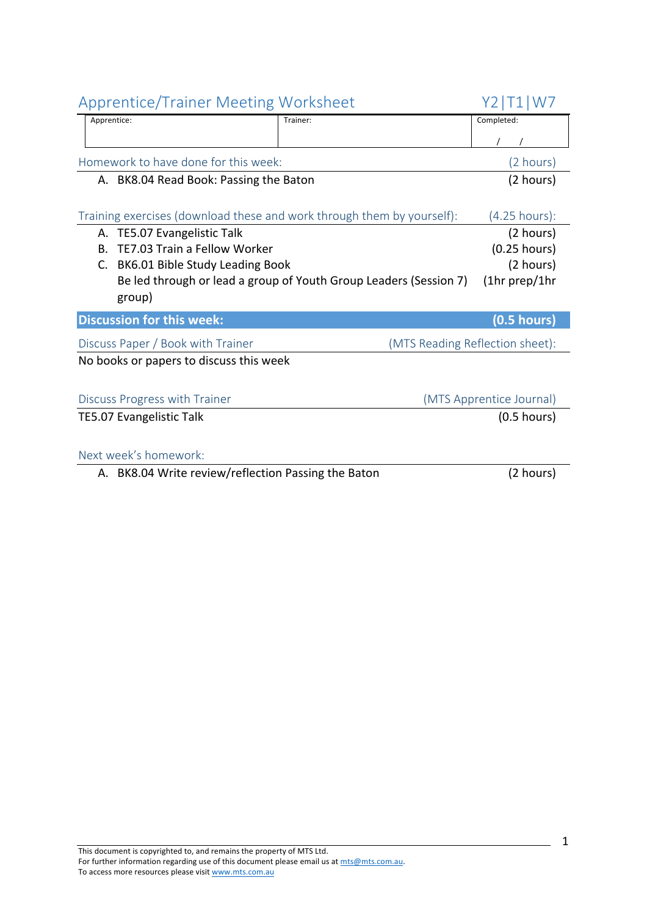# Apprentice/Trainer Meeting Worksheet Y2|T1|W7

| Apprentice: | Trainer: | Completed: |
|---|---|---|
| | | / / |

## Homework to have done for this week: (2 hours)

A. BK8.04 Read Book: Passing the Baton (2 hours)

## Training exercises (download these and work through them by yourself): (4.25 hours):

A. TE5.07 Evangelistic Talk (2 hours)
B. TE7.03 Train a Fellow Worker (0.25 hours)
C. BK6.01 Bible Study Leading Book (2 hours)
   Be led through or lead a group of Youth Group Leaders (Session 7) (1hr prep/1hr group)

## **Discussion for this week: (0.5 hours)**

### Discuss Paper / Book with Trainer (MTS Reading Reflection sheet):

No books or papers to discuss this week

### Discuss Progress with Trainer (MTS Apprentice Journal)

TE5.07 Evangelistic Talk (0.5 hours)

### Next week's homework:

A. BK8.04 Write review/reflection Passing the Baton (2 hours)

This document is copyrighted to, and remains the property of MTS Ltd.
For further information regarding use of this document please email us at mts@mts.com.au.
To access more resources please visit www.mts.com.au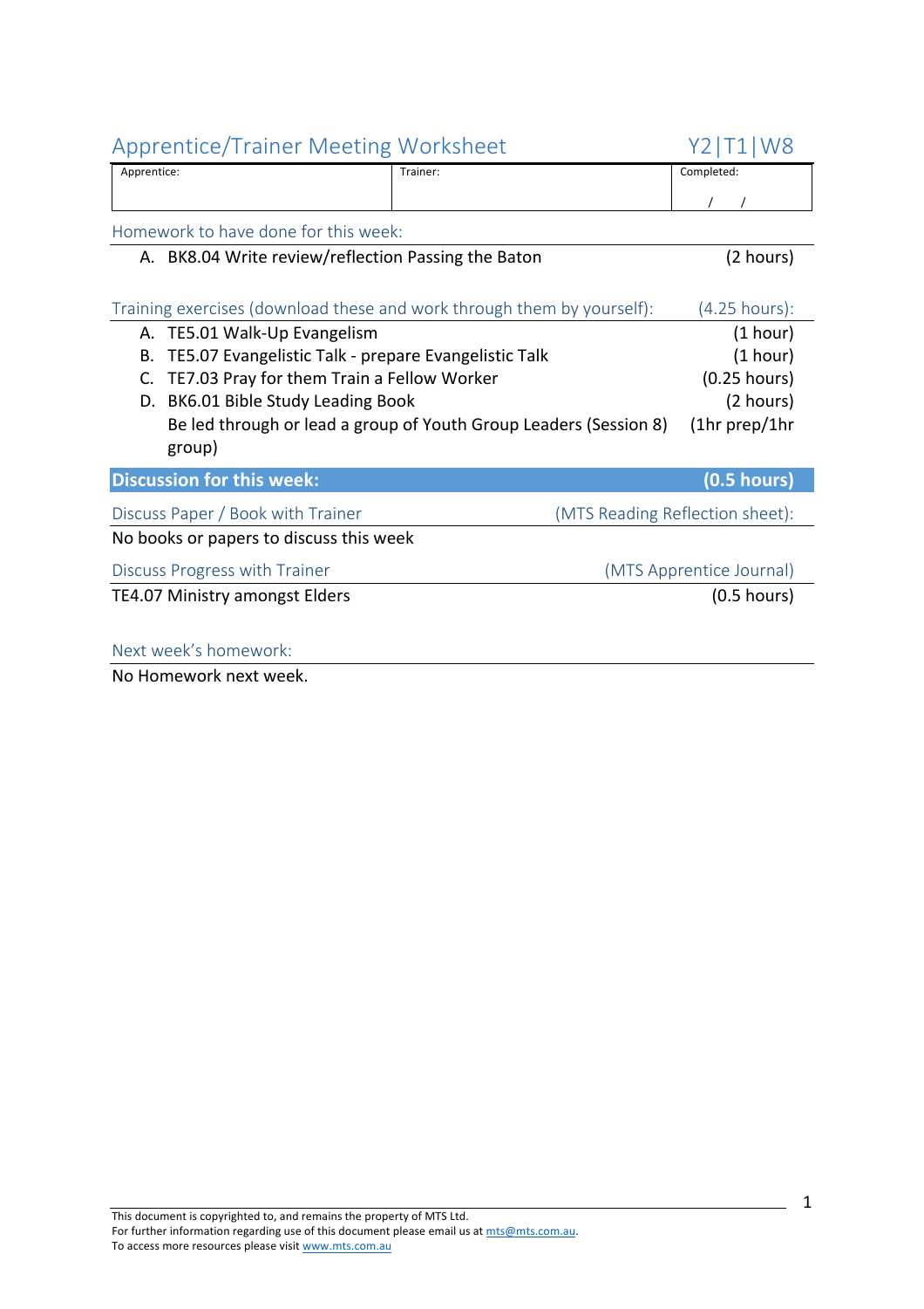## Apprentice/Trainer Meeting Worksheet — Y2|T1|W8

| Apprentice: | Trainer: | Completed: |
|---|---|---|
| | | / / |

### Homework to have done for this week:

A. BK8.04 Write review/reflection Passing the Baton (2 hours)

### Training exercises (download these and work through them by yourself): (4.25 hours):

A. TE5.01 Walk-Up Evangelism (1 hour)
B. TE5.07 Evangelistic Talk - prepare Evangelistic Talk (1 hour)
C. TE7.03 Pray for them Train a Fellow Worker (0.25 hours)
D. BK6.01 Bible Study Leading Book (2 hours)
   Be led through or lead a group of Youth Group Leaders (Session 8) (1hr prep/1hr group)

### Discussion for this week: (0.5 hours)

**Discuss Paper / Book with Trainer** (MTS Reading Reflection sheet):

No books or papers to discuss this week

**Discuss Progress with Trainer** (MTS Apprentice Journal)

TE4.07 Ministry amongst Elders (0.5 hours)

### Next week's homework:

No Homework next week.

This document is copyrighted to, and remains the property of MTS Ltd.
For further information regarding use of this document please email us at mts@mts.com.au.
To access more resources please visit www.mts.com.au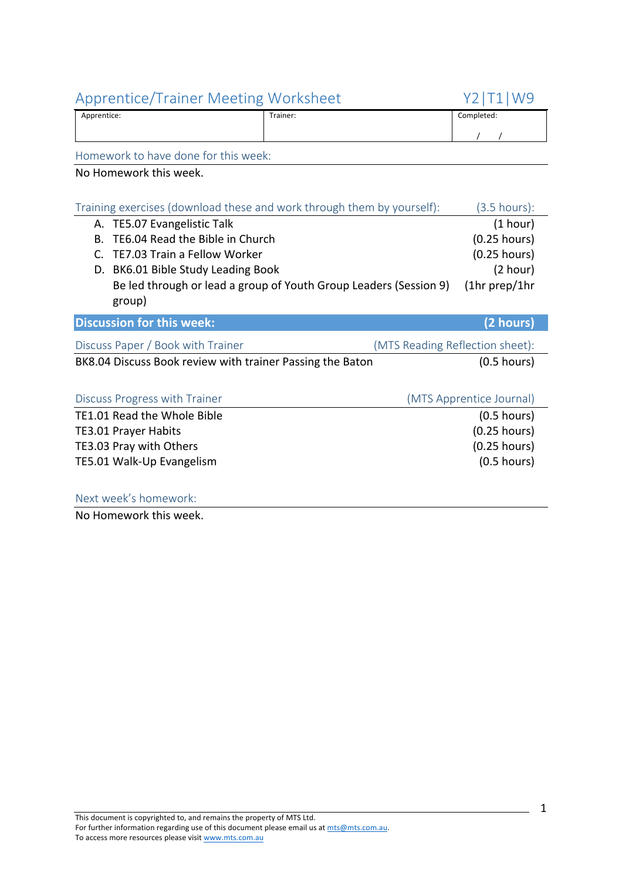## Apprentice/Trainer Meeting Worksheet — Y2|T1|W9

| Apprentice: | Trainer: | Completed: |
| --- | --- | --- |
| | | / / |

### Homework to have done for this week:

No Homework this week.

### Training exercises (download these and work through them by yourself): (3.5 hours):

A. TE5.07 Evangelistic Talk (1 hour)
B. TE6.04 Read the Bible in Church (0.25 hours)
C. TE7.03 Train a Fellow Worker (0.25 hours)
D. BK6.01 Bible Study Leading Book (2 hour)
   Be led through or lead a group of Youth Group Leaders (Session 9) (1hr prep/1hr group)

### Discussion for this week: (2 hours)

**Discuss Paper / Book with Trainer** (MTS Reading Reflection sheet):

BK8.04 Discuss Book review with trainer Passing the Baton (0.5 hours)

**Discuss Progress with Trainer** (MTS Apprentice Journal)

TE1.01 Read the Whole Bible (0.5 hours)
TE3.01 Prayer Habits (0.25 hours)
TE3.03 Pray with Others (0.25 hours)
TE5.01 Walk-Up Evangelism (0.5 hours)

### Next week's homework:

No Homework this week.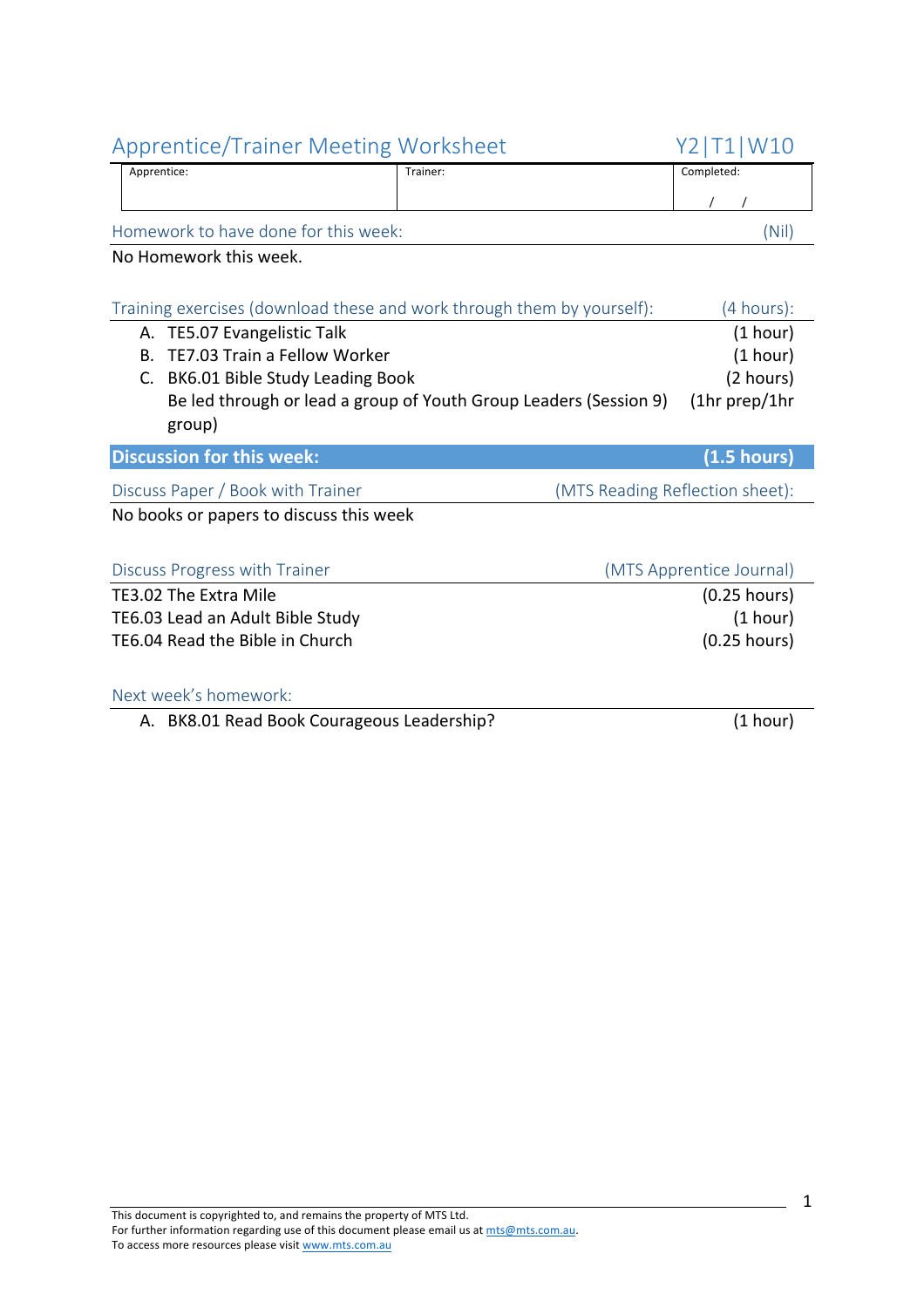# Apprentice/Trainer Meeting Worksheet Y2|T1|W10

| Apprentice: | Trainer: | Completed: |
|---|---|---|
| | | / / |

## Homework to have done for this week: (Nil)

No Homework this week.

## Training exercises (download these and work through them by yourself): (4 hours):

A. TE5.07 Evangelistic Talk (1 hour)
B. TE7.03 Train a Fellow Worker (1 hour)
C. BK6.01 Bible Study Leading Book (2 hours)
   Be led through or lead a group of Youth Group Leaders (Session 9) (1hr prep/1hr group)

## Discussion for this week: (1.5 hours)

### Discuss Paper / Book with Trainer (MTS Reading Reflection sheet):

No books or papers to discuss this week

### Discuss Progress with Trainer (MTS Apprentice Journal)

TE3.02 The Extra Mile (0.25 hours)
TE6.03 Lead an Adult Bible Study (1 hour)
TE6.04 Read the Bible in Church (0.25 hours)

## Next week's homework:

A. BK8.01 Read Book Courageous Leadership? (1 hour)

This document is copyrighted to, and remains the property of MTS Ltd.
For further information regarding use of this document please email us at mts@mts.com.au.
To access more resources please visit www.mts.com.au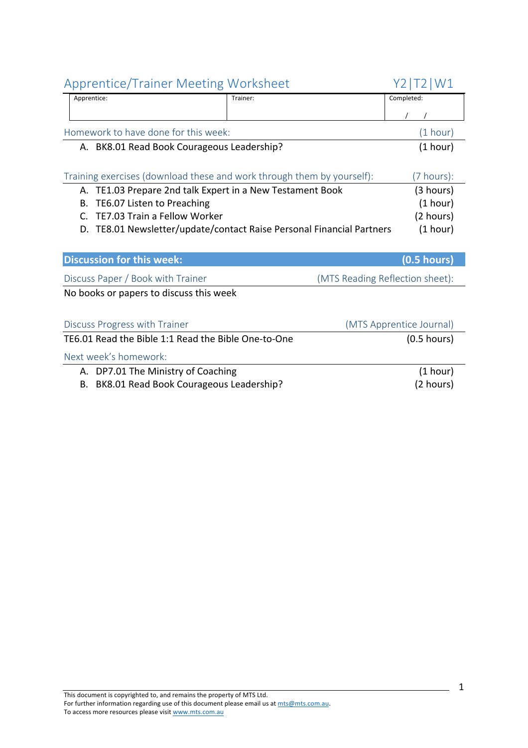# Apprentice/Trainer Meeting Worksheet Y2|T2|W1

| Apprentice: | Trainer: | Completed: |
|---|---|---|
| | | / / |

## Homework to have done for this week: (1 hour)

A. BK8.01 Read Book Courageous Leadership? (1 hour)

## Training exercises (download these and work through them by yourself): (7 hours):

A. TE1.03 Prepare 2nd talk Expert in a New Testament Book (3 hours)
B. TE6.07 Listen to Preaching (1 hour)
C. TE7.03 Train a Fellow Worker (2 hours)
D. TE8.01 Newsletter/update/contact Raise Personal Financial Partners (1 hour)

## **Discussion for this week: (0.5 hours)**

### Discuss Paper / Book with Trainer (MTS Reading Reflection sheet):

No books or papers to discuss this week

### Discuss Progress with Trainer (MTS Apprentice Journal)

TE6.01 Read the Bible 1:1 Read the Bible One-to-One (0.5 hours)

### Next week's homework:

A. DP7.01 The Ministry of Coaching (1 hour)
B. BK8.01 Read Book Courageous Leadership? (2 hours)

This document is copyrighted to, and remains the property of MTS Ltd.
For further information regarding use of this document please email us at mts@mts.com.au.
To access more resources please visit www.mts.com.au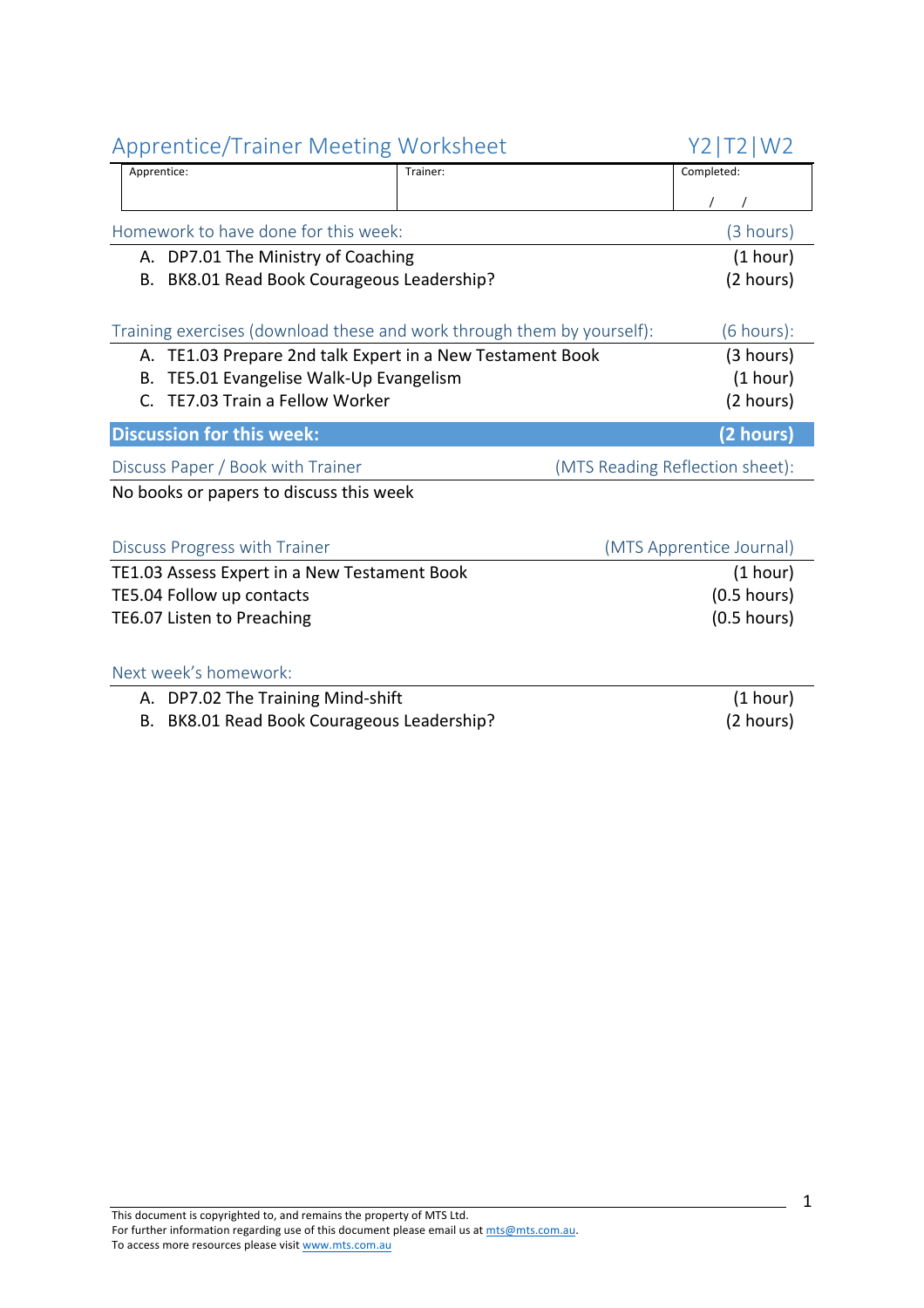# Apprentice/Trainer Meeting Worksheet

Y2|T2|W2

| Apprentice: | Trainer: | Completed: |
|---|---|---|
| | | / / |

## Homework to have done for this week: (3 hours)

A. DP7.01 The Ministry of Coaching (1 hour)
B. BK8.01 Read Book Courageous Leadership? (2 hours)

## Training exercises (download these and work through them by yourself): (6 hours):

A. TE1.03 Prepare 2nd talk Expert in a New Testament Book (3 hours)
B. TE5.01 Evangelise Walk-Up Evangelism (1 hour)
C. TE7.03 Train a Fellow Worker (2 hours)

## Discussion for this week: (2 hours)

### Discuss Paper / Book with Trainer (MTS Reading Reflection sheet):

No books or papers to discuss this week

### Discuss Progress with Trainer (MTS Apprentice Journal)

TE1.03 Assess Expert in a New Testament Book (1 hour)
TE5.04 Follow up contacts (0.5 hours)
TE6.07 Listen to Preaching (0.5 hours)

### Next week's homework:

A. DP7.02 The Training Mind-shift (1 hour)
B. BK8.01 Read Book Courageous Leadership? (2 hours)

This document is copyrighted to, and remains the property of MTS Ltd.
For further information regarding use of this document please email us at mts@mts.com.au.
To access more resources please visit www.mts.com.au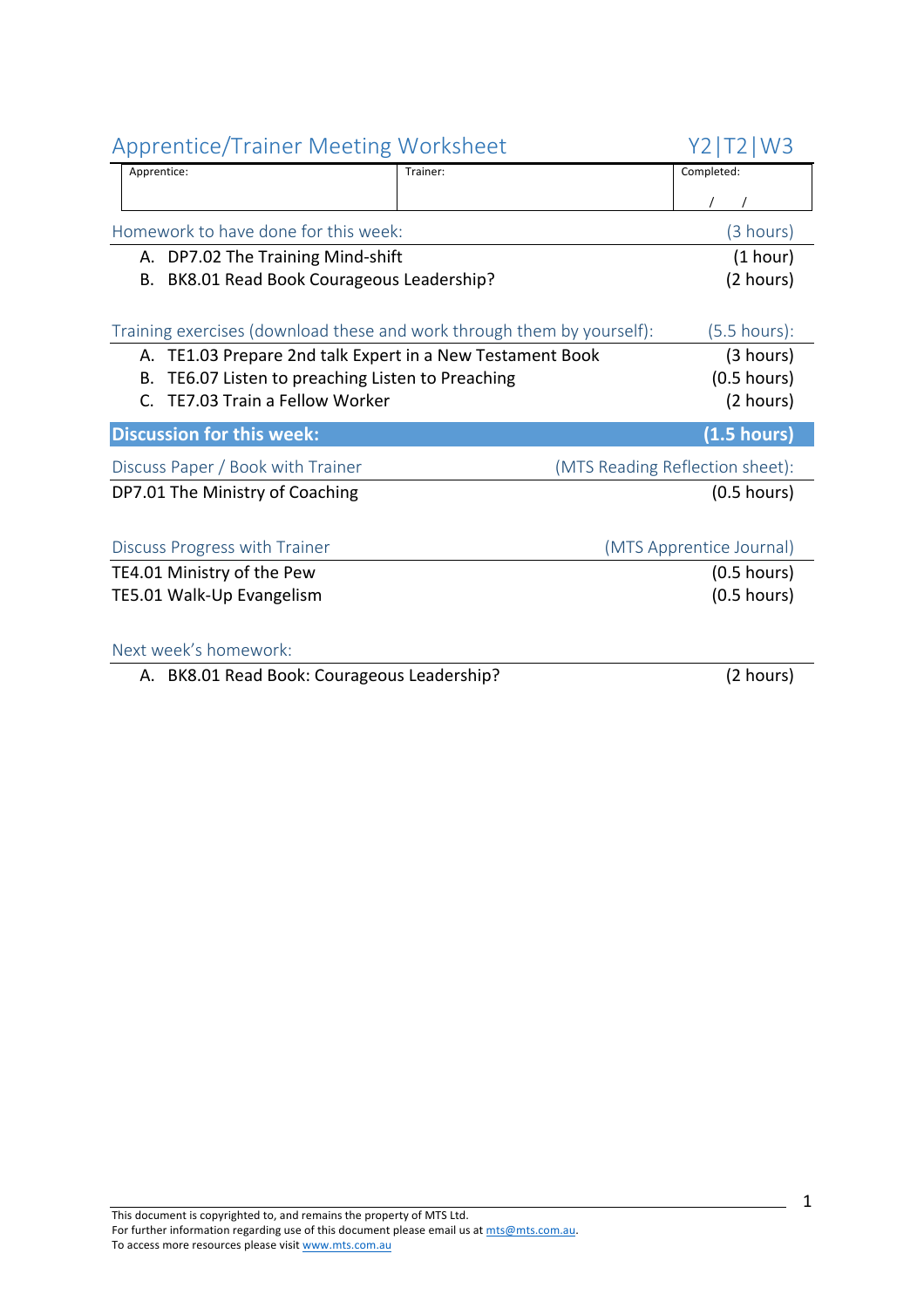## Apprentice/Trainer Meeting Worksheet — Y2|T2|W3

| Apprentice: | Trainer: | Completed: |
|---|---|---|
| | | / / |

### Homework to have done for this week: (3 hours)

A. DP7.02 The Training Mind-shift (1 hour)
B. BK8.01 Read Book Courageous Leadership? (2 hours)

### Training exercises (download these and work through them by yourself): (5.5 hours):

A. TE1.03 Prepare 2nd talk Expert in a New Testament Book (3 hours)
B. TE6.07 Listen to preaching Listen to Preaching (0.5 hours)
C. TE7.03 Train a Fellow Worker (2 hours)

## Discussion for this week: (1.5 hours)

### Discuss Paper / Book with Trainer (MTS Reading Reflection sheet):

DP7.01 The Ministry of Coaching (0.5 hours)

### Discuss Progress with Trainer (MTS Apprentice Journal)

TE4.01 Ministry of the Pew (0.5 hours)
TE5.01 Walk-Up Evangelism (0.5 hours)

### Next week's homework:

A. BK8.01 Read Book: Courageous Leadership? (2 hours)

This document is copyrighted to, and remains the property of MTS Ltd.
For further information regarding use of this document please email us at mts@mts.com.au.
To access more resources please visit www.mts.com.au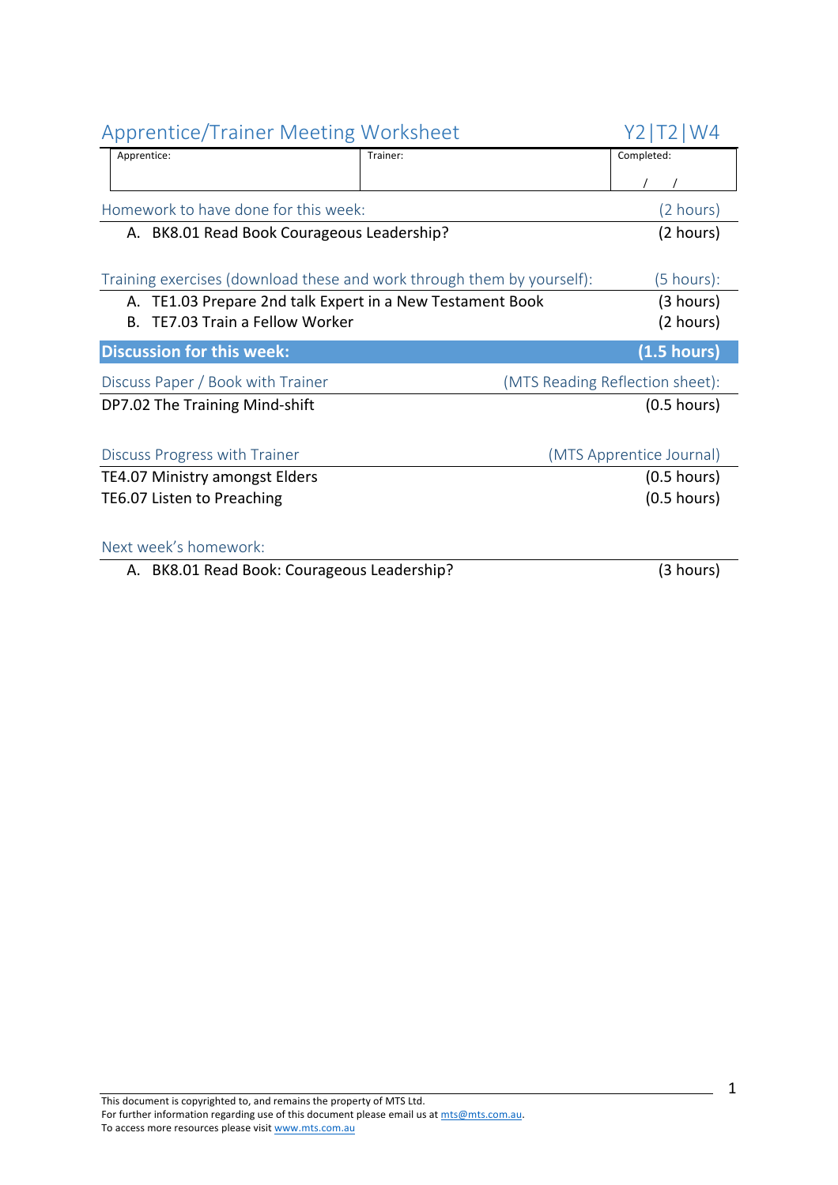## Apprentice/Trainer Meeting Worksheet — Y2|T2|W4

| Apprentice: | Trainer: | Completed: |
|---|---|---|
| | | / / |

### Homework to have done for this week: (2 hours)

A. BK8.01 Read Book Courageous Leadership? (2 hours)

### Training exercises (download these and work through them by yourself): (5 hours):

A. TE1.03 Prepare 2nd talk Expert in a New Testament Book (3 hours)
B. TE7.03 Train a Fellow Worker (2 hours)

### **Discussion for this week: (1.5 hours)**

#### Discuss Paper / Book with Trainer (MTS Reading Reflection sheet):

DP7.02 The Training Mind-shift (0.5 hours)

#### Discuss Progress with Trainer (MTS Apprentice Journal)

TE4.07 Ministry amongst Elders (0.5 hours)
TE6.07 Listen to Preaching (0.5 hours)

### Next week's homework:

A. BK8.01 Read Book: Courageous Leadership? (3 hours)

This document is copyrighted to, and remains the property of MTS Ltd.
For further information regarding use of this document please email us at mts@mts.com.au.
To access more resources please visit www.mts.com.au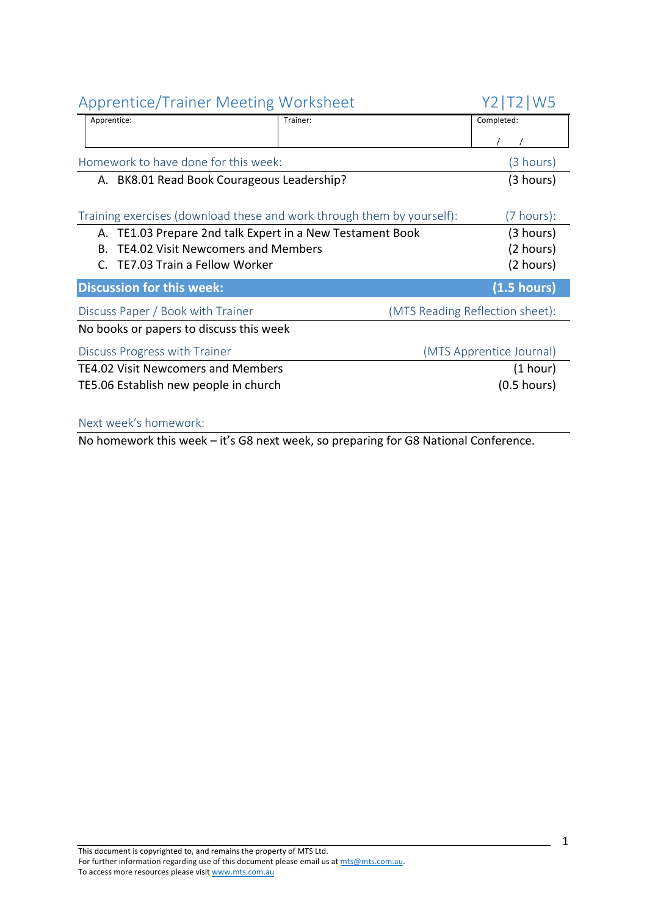## Apprentice/Trainer Meeting Worksheet — Y2|T2|W5

| Apprentice: | Trainer: | Completed: |
|---|---|---|
| | | / / |

### Homework to have done for this week: (3 hours)

A. BK8.01 Read Book Courageous Leadership? (3 hours)

### Training exercises (download these and work through them by yourself): (7 hours):

A. TE1.03 Prepare 2nd talk Expert in a New Testament Book (3 hours)
B. TE4.02 Visit Newcomers and Members (2 hours)
C. TE7.03 Train a Fellow Worker (2 hours)

### Discussion for this week: (1.5 hours)

#### Discuss Paper / Book with Trainer (MTS Reading Reflection sheet):

No books or papers to discuss this week

#### Discuss Progress with Trainer (MTS Apprentice Journal)

TE4.02 Visit Newcomers and Members (1 hour)
TE5.06 Establish new people in church (0.5 hours)

### Next week's homework:

No homework this week – it's G8 next week, so preparing for G8 National Conference.

This document is copyrighted to, and remains the property of MTS Ltd.
For further information regarding use of this document please email us at mts@mts.com.au.
To access more resources please visit www.mts.com.au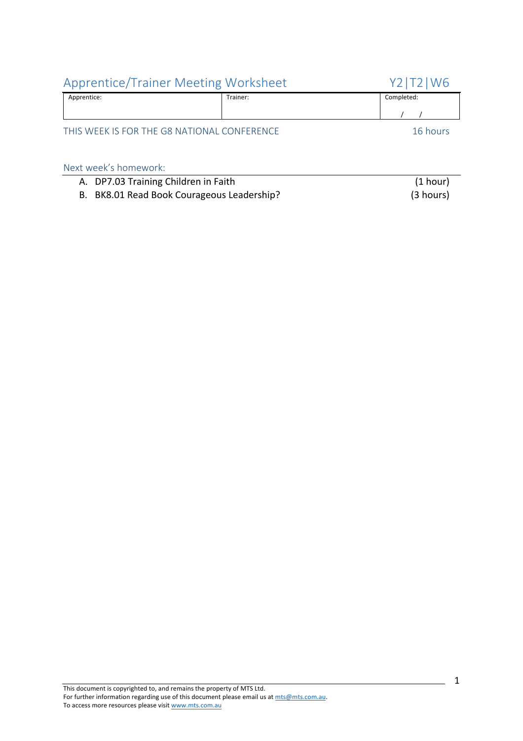# Apprentice/Trainer Meeting Worksheet

Y2|T2|W6

| Apprentice: | Trainer: | Completed: |
|---|---|---|
| | | / / |

THIS WEEK IS FOR THE G8 NATIONAL CONFERENCE — 16 hours

## Next week's homework:

A. DP7.03 Training Children in Faith (1 hour)

B. BK8.01 Read Book Courageous Leadership? (3 hours)

This document is copyrighted to, and remains the property of MTS Ltd.
For further information regarding use of this document please email us at mts@mts.com.au.
To access more resources please visit www.mts.com.au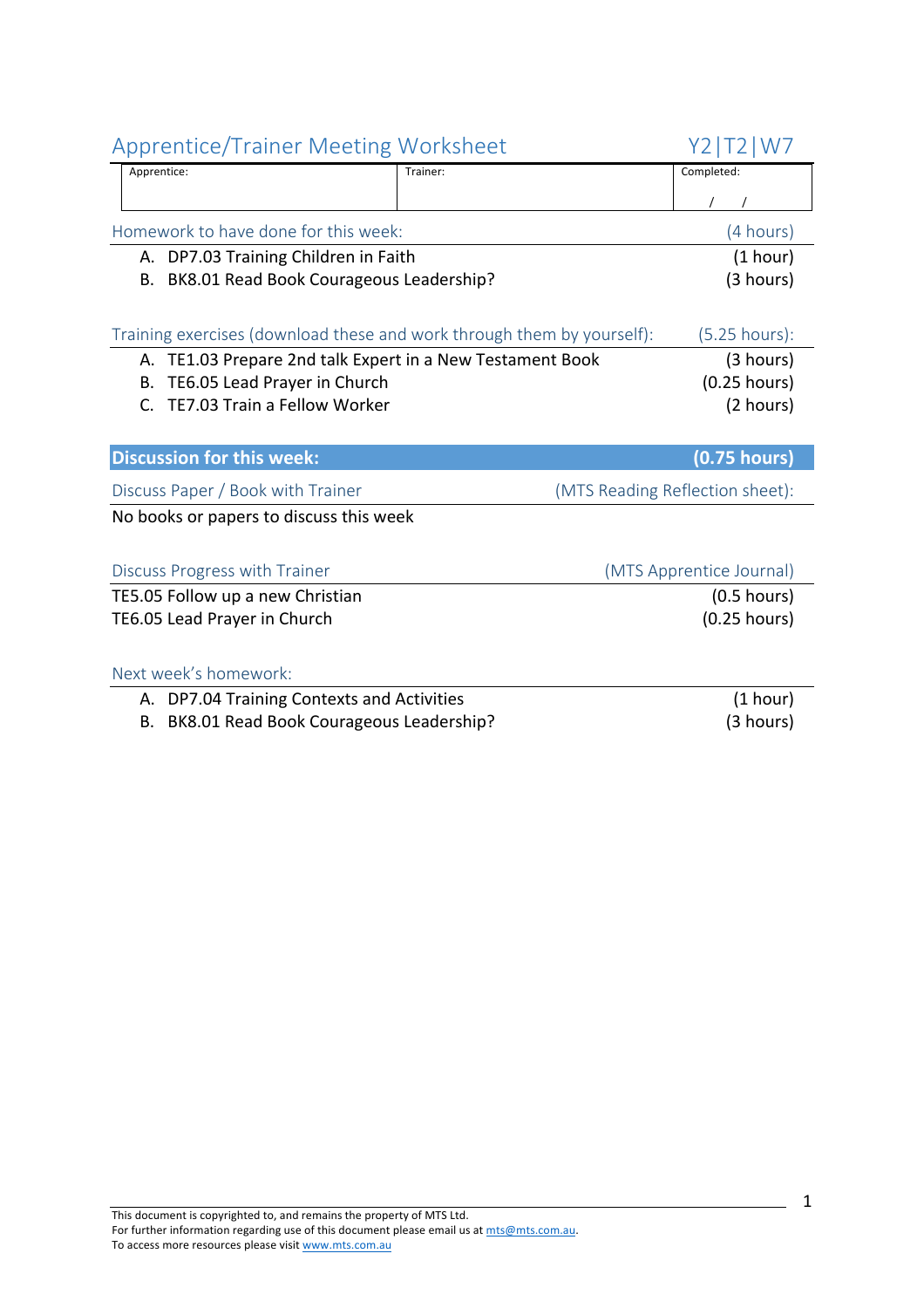# Apprentice/Trainer Meeting Worksheet

Y2|T2|W7

| Apprentice: | Trainer: | Completed: |
|---|---|---|
| | | / / |

## Homework to have done for this week: (4 hours)

A. DP7.03 Training Children in Faith (1 hour)
B. BK8.01 Read Book Courageous Leadership? (3 hours)

## Training exercises (download these and work through them by yourself): (5.25 hours):

A. TE1.03 Prepare 2nd talk Expert in a New Testament Book (3 hours)
B. TE6.05 Lead Prayer in Church (0.25 hours)
C. TE7.03 Train a Fellow Worker (2 hours)

## Discussion for this week: (0.75 hours)

### Discuss Paper / Book with Trainer (MTS Reading Reflection sheet):

No books or papers to discuss this week

### Discuss Progress with Trainer (MTS Apprentice Journal)

TE5.05 Follow up a new Christian (0.5 hours)
TE6.05 Lead Prayer in Church (0.25 hours)

### Next week's homework:

A. DP7.04 Training Contexts and Activities (1 hour)
B. BK8.01 Read Book Courageous Leadership? (3 hours)

This document is copyrighted to, and remains the property of MTS Ltd.
For further information regarding use of this document please email us at mts@mts.com.au.
To access more resources please visit www.mts.com.au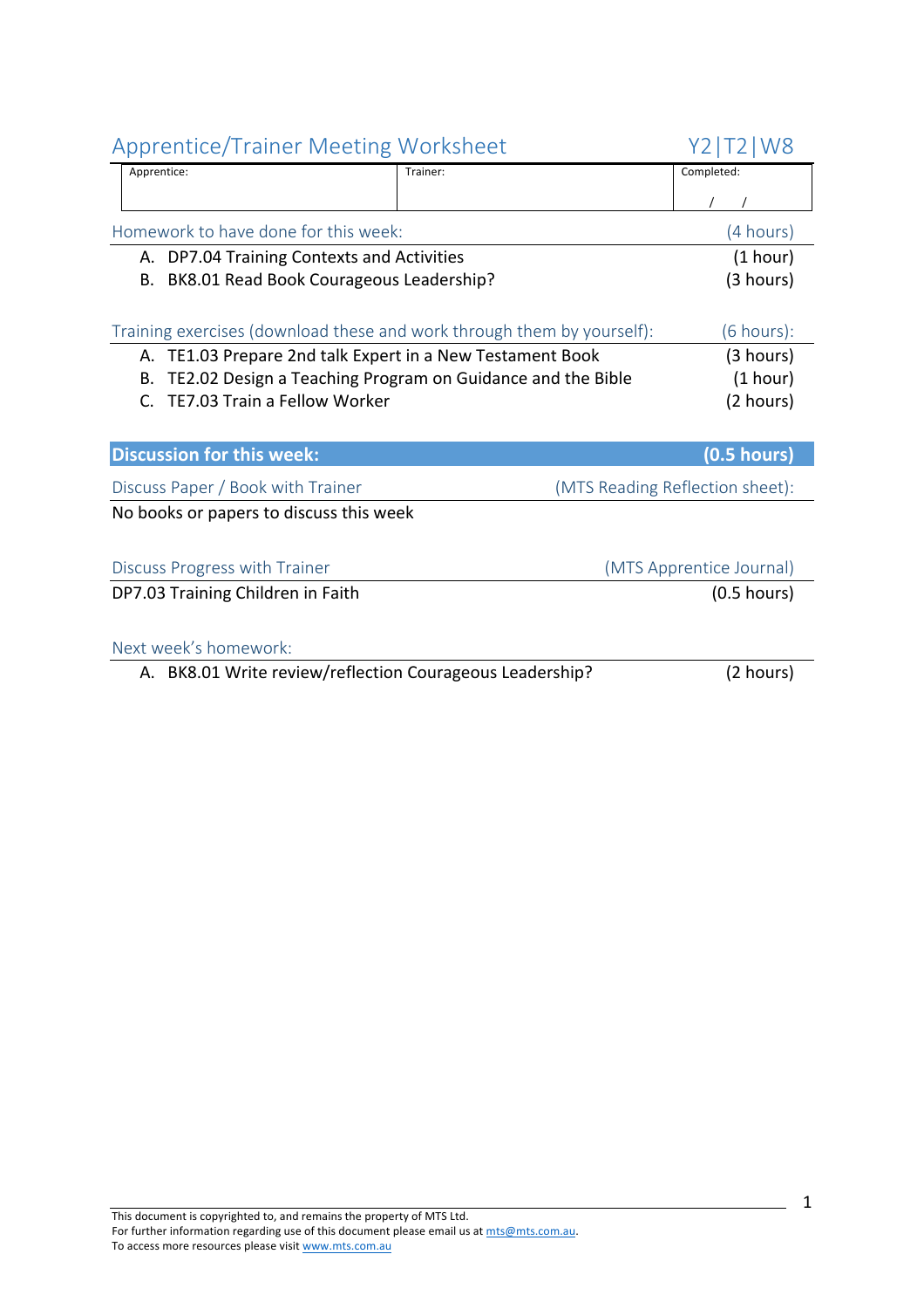## Apprentice/Trainer Meeting Worksheet — Y2|T2|W8

| Apprentice: | Trainer: | Completed: |
|---|---|---|
| | | / / |

### Homework to have done for this week: (4 hours)

A. DP7.04 Training Contexts and Activities (1 hour)
B. BK8.01 Read Book Courageous Leadership? (3 hours)

### Training exercises (download these and work through them by yourself): (6 hours):

A. TE1.03 Prepare 2nd talk Expert in a New Testament Book (3 hours)
B. TE2.02 Design a Teaching Program on Guidance and the Bible (1 hour)
C. TE7.03 Train a Fellow Worker (2 hours)

### **Discussion for this week: (0.5 hours)**

#### Discuss Paper / Book with Trainer (MTS Reading Reflection sheet):

No books or papers to discuss this week

#### Discuss Progress with Trainer (MTS Apprentice Journal)

DP7.03 Training Children in Faith (0.5 hours)

### Next week's homework:

A. BK8.01 Write review/reflection Courageous Leadership? (2 hours)

This document is copyrighted to, and remains the property of MTS Ltd.
For further information regarding use of this document please email us at mts@mts.com.au.
To access more resources please visit www.mts.com.au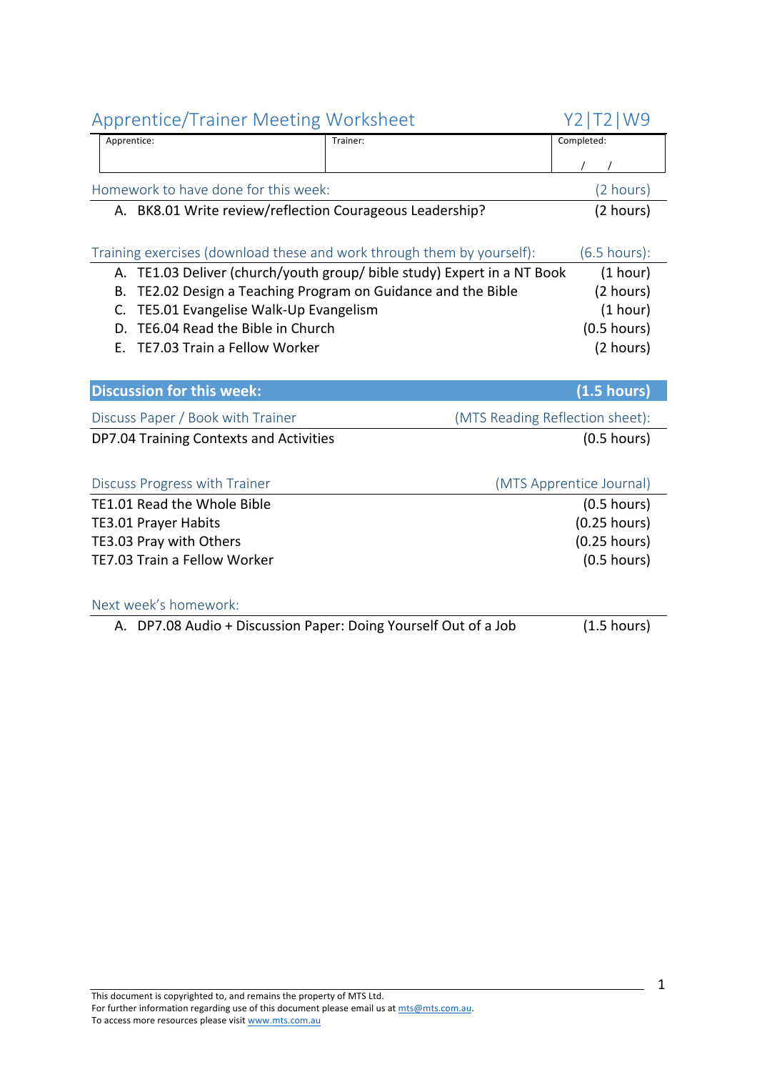# Apprentice/Trainer Meeting Worksheet Y2|T2|W9

| Apprentice: | Trainer: | Completed: |
|---|---|---|
| | | / / |

## Homework to have done for this week: (2 hours)

A. BK8.01 Write review/reflection Courageous Leadership? (2 hours)

## Training exercises (download these and work through them by yourself): (6.5 hours):

A. TE1.03 Deliver (church/youth group/ bible study) Expert in a NT Book (1 hour)
B. TE2.02 Design a Teaching Program on Guidance and the Bible (2 hours)
C. TE5.01 Evangelise Walk-Up Evangelism (1 hour)
D. TE6.04 Read the Bible in Church (0.5 hours)
E. TE7.03 Train a Fellow Worker (2 hours)

## Discussion for this week: (1.5 hours)

### Discuss Paper / Book with Trainer (MTS Reading Reflection sheet):

DP7.04 Training Contexts and Activities (0.5 hours)

### Discuss Progress with Trainer (MTS Apprentice Journal)

TE1.01 Read the Whole Bible (0.5 hours)
TE3.01 Prayer Habits (0.25 hours)
TE3.03 Pray with Others (0.25 hours)
TE7.03 Train a Fellow Worker (0.5 hours)

## Next week's homework:

A. DP7.08 Audio + Discussion Paper: Doing Yourself Out of a Job (1.5 hours)

This document is copyrighted to, and remains the property of MTS Ltd.
For further information regarding use of this document please email us at mts@mts.com.au.
To access more resources please visit www.mts.com.au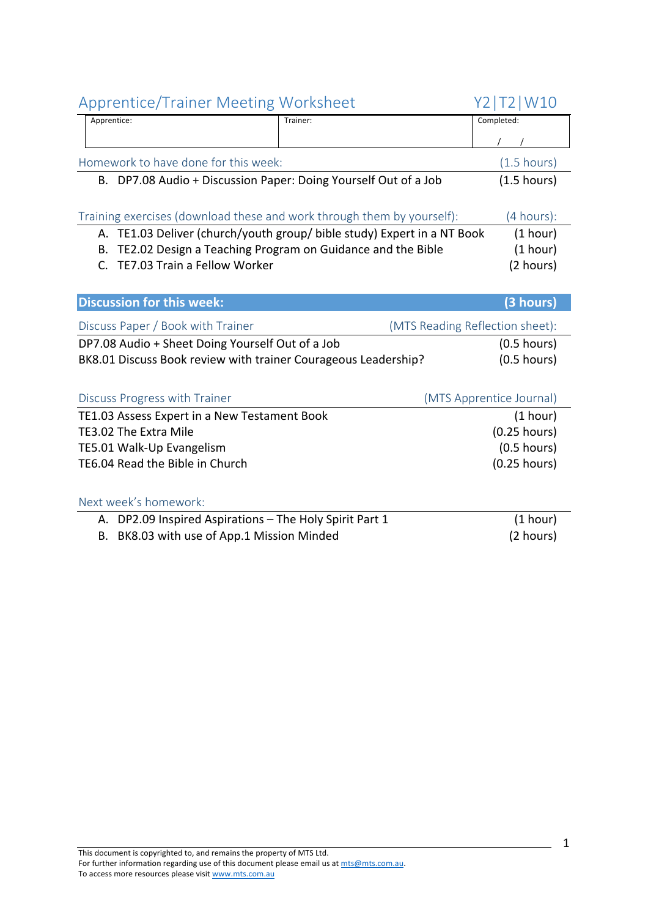# Apprentice/Trainer Meeting Worksheet

Y2|T2|W10

| Apprentice: | Trainer: | Completed: |
|---|---|---|
| | | / / |

## Homework to have done for this week: (1.5 hours)

B. DP7.08 Audio + Discussion Paper: Doing Yourself Out of a Job (1.5 hours)

## Training exercises (download these and work through them by yourself): (4 hours):

A. TE1.03 Deliver (church/youth group/ bible study) Expert in a NT Book (1 hour)
B. TE2.02 Design a Teaching Program on Guidance and the Bible (1 hour)
C. TE7.03 Train a Fellow Worker (2 hours)

## Discussion for this week: (3 hours)

### Discuss Paper / Book with Trainer (MTS Reading Reflection sheet):

DP7.08 Audio + Sheet Doing Yourself Out of a Job (0.5 hours)
BK8.01 Discuss Book review with trainer Courageous Leadership? (0.5 hours)

### Discuss Progress with Trainer (MTS Apprentice Journal)

TE1.03 Assess Expert in a New Testament Book (1 hour)
TE3.02 The Extra Mile (0.25 hours)
TE5.01 Walk-Up Evangelism (0.5 hours)
TE6.04 Read the Bible in Church (0.25 hours)

## Next week's homework:

A. DP2.09 Inspired Aspirations – The Holy Spirit Part 1 (1 hour)
B. BK8.03 with use of App.1 Mission Minded (2 hours)

This document is copyrighted to, and remains the property of MTS Ltd.
For further information regarding use of this document please email us at mts@mts.com.au.
To access more resources please visit www.mts.com.au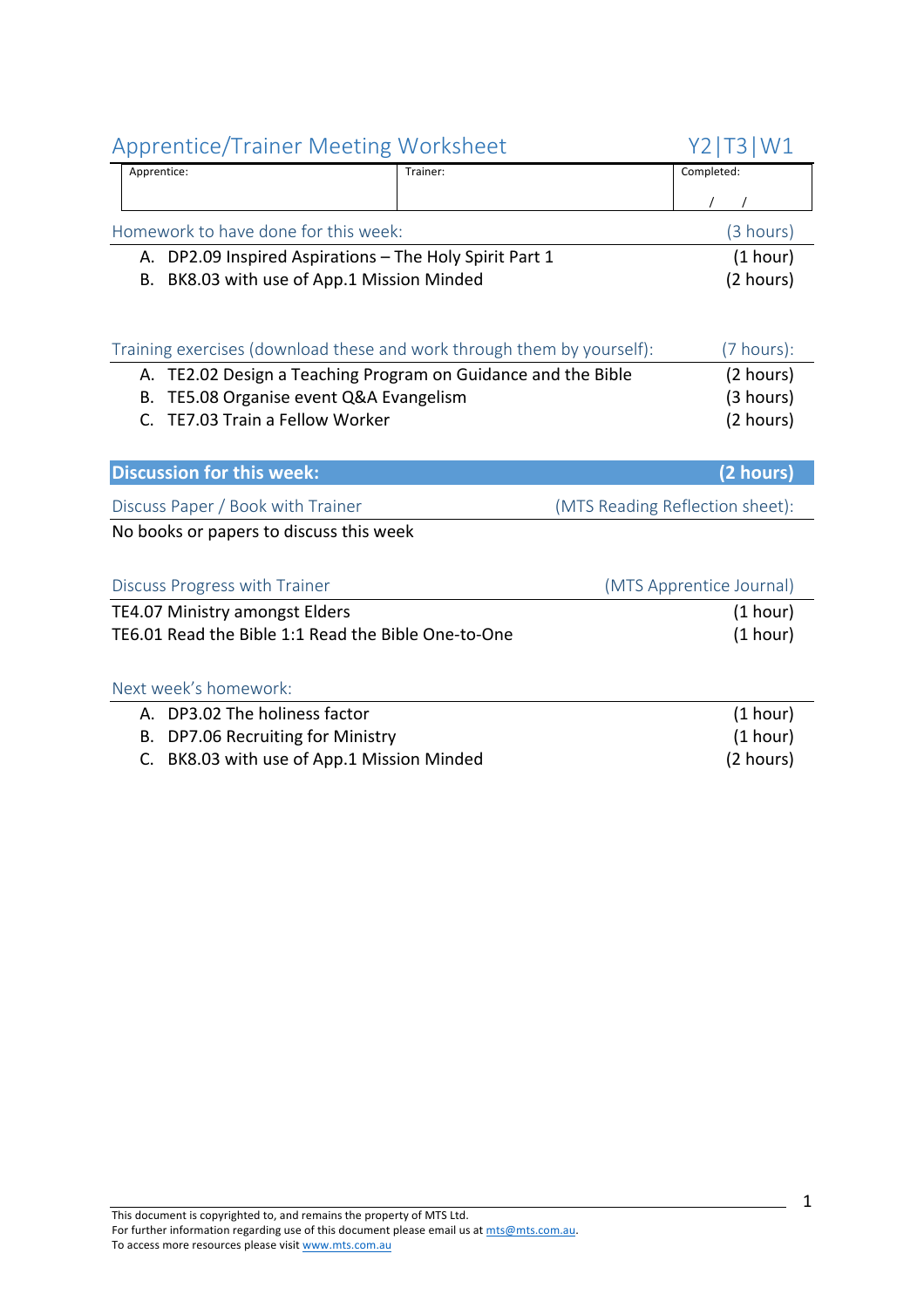# Apprentice/Trainer Meeting Worksheet — Y2|T3|W1

| Apprentice: | Trainer: | Completed: |
|---|---|---|
| | | / / |

## Homework to have done for this week: (3 hours)

A. DP2.09 Inspired Aspirations – The Holy Spirit Part 1 (1 hour)
B. BK8.03 with use of App.1 Mission Minded (2 hours)

## Training exercises (download these and work through them by yourself): (7 hours):

A. TE2.02 Design a Teaching Program on Guidance and the Bible (2 hours)
B. TE5.08 Organise event Q&A Evangelism (3 hours)
C. TE7.03 Train a Fellow Worker (2 hours)

## Discussion for this week: (2 hours)

### Discuss Paper / Book with Trainer (MTS Reading Reflection sheet):

No books or papers to discuss this week

### Discuss Progress with Trainer (MTS Apprentice Journal)

TE4.07 Ministry amongst Elders (1 hour)
TE6.01 Read the Bible 1:1 Read the Bible One-to-One (1 hour)

## Next week's homework:

A. DP3.02 The holiness factor (1 hour)
B. DP7.06 Recruiting for Ministry (1 hour)
C. BK8.03 with use of App.1 Mission Minded (2 hours)

This document is copyrighted to, and remains the property of MTS Ltd.
For further information regarding use of this document please email us at mts@mts.com.au.
To access more resources please visit www.mts.com.au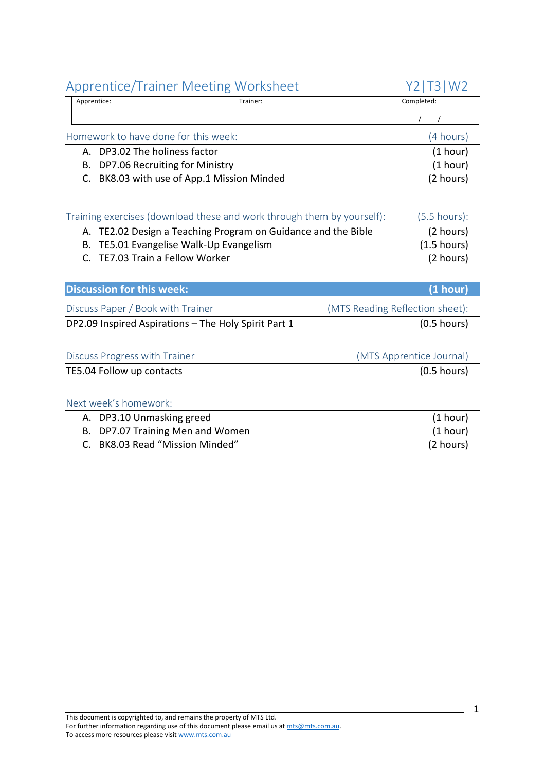# Apprentice/Trainer Meeting Worksheet Y2|T3|W2

| Apprentice: | Trainer: | Completed: |
|---|---|---|
| | | / / |

## Homework to have done for this week: (4 hours)

A. DP3.02 The holiness factor (1 hour)
B. DP7.06 Recruiting for Ministry (1 hour)
C. BK8.03 with use of App.1 Mission Minded (2 hours)

## Training exercises (download these and work through them by yourself): (5.5 hours):

A. TE2.02 Design a Teaching Program on Guidance and the Bible (2 hours)
B. TE5.01 Evangelise Walk-Up Evangelism (1.5 hours)
C. TE7.03 Train a Fellow Worker (2 hours)

## Discussion for this week: (1 hour)

### Discuss Paper / Book with Trainer (MTS Reading Reflection sheet):

DP2.09 Inspired Aspirations – The Holy Spirit Part 1 (0.5 hours)

### Discuss Progress with Trainer (MTS Apprentice Journal)

TE5.04 Follow up contacts (0.5 hours)

## Next week's homework:

A. DP3.10 Unmasking greed (1 hour)
B. DP7.07 Training Men and Women (1 hour)
C. BK8.03 Read "Mission Minded" (2 hours)

This document is copyrighted to, and remains the property of MTS Ltd.
For further information regarding use of this document please email us at mts@mts.com.au.
To access more resources please visit www.mts.com.au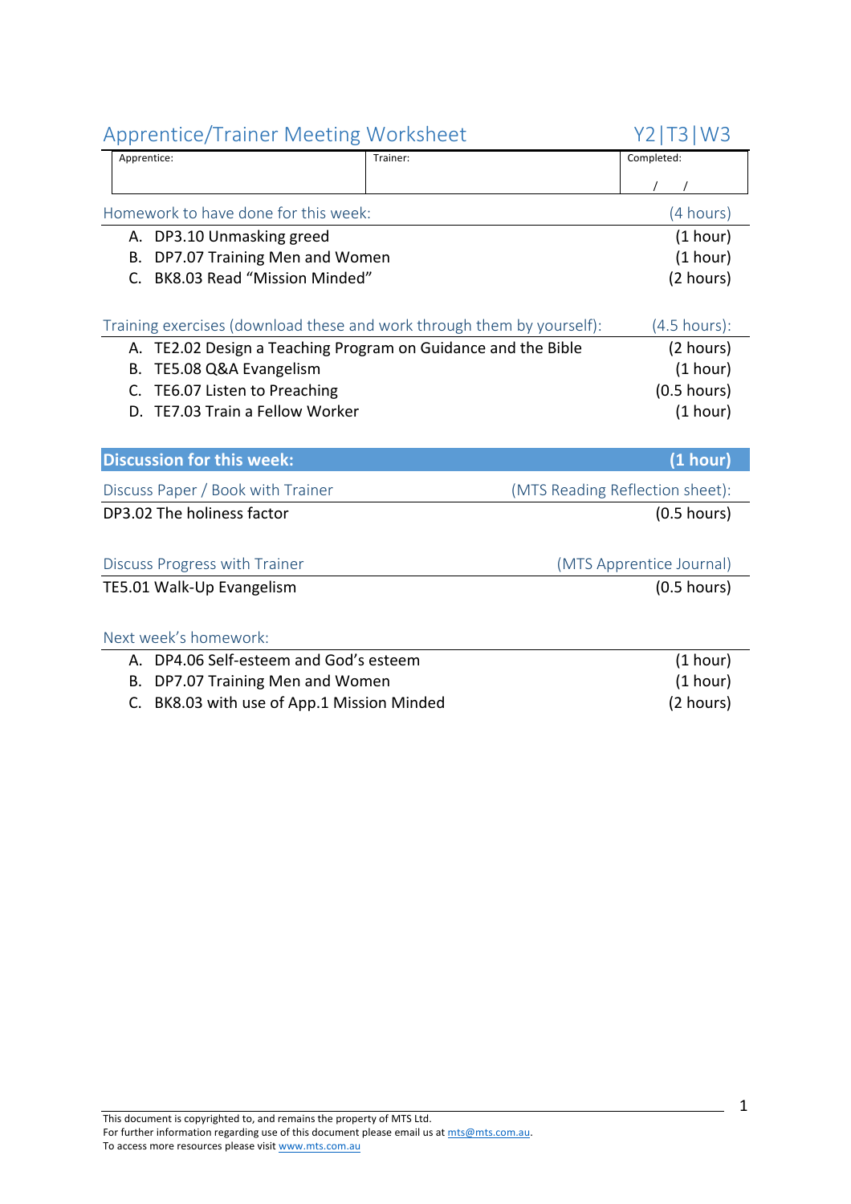# Apprentice/Trainer Meeting Worksheet Y2|T3|W3

| Apprentice: | Trainer: | Completed: |
|---|---|---|
| | | / / |

## Homework to have done for this week: (4 hours)

A. DP3.10 Unmasking greed (1 hour)
B. DP7.07 Training Men and Women (1 hour)
C. BK8.03 Read "Mission Minded" (2 hours)

## Training exercises (download these and work through them by yourself): (4.5 hours):

A. TE2.02 Design a Teaching Program on Guidance and the Bible (2 hours)
B. TE5.08 Q&A Evangelism (1 hour)
C. TE6.07 Listen to Preaching (0.5 hours)
D. TE7.03 Train a Fellow Worker (1 hour)

## Discussion for this week: (1 hour)

### Discuss Paper / Book with Trainer (MTS Reading Reflection sheet):

DP3.02 The holiness factor (0.5 hours)

### Discuss Progress with Trainer (MTS Apprentice Journal)

TE5.01 Walk-Up Evangelism (0.5 hours)

## Next week's homework:

A. DP4.06 Self-esteem and God's esteem (1 hour)
B. DP7.07 Training Men and Women (1 hour)
C. BK8.03 with use of App.1 Mission Minded (2 hours)

This document is copyrighted to, and remains the property of MTS Ltd.
For further information regarding use of this document please email us at mts@mts.com.au.
To access more resources please visit www.mts.com.au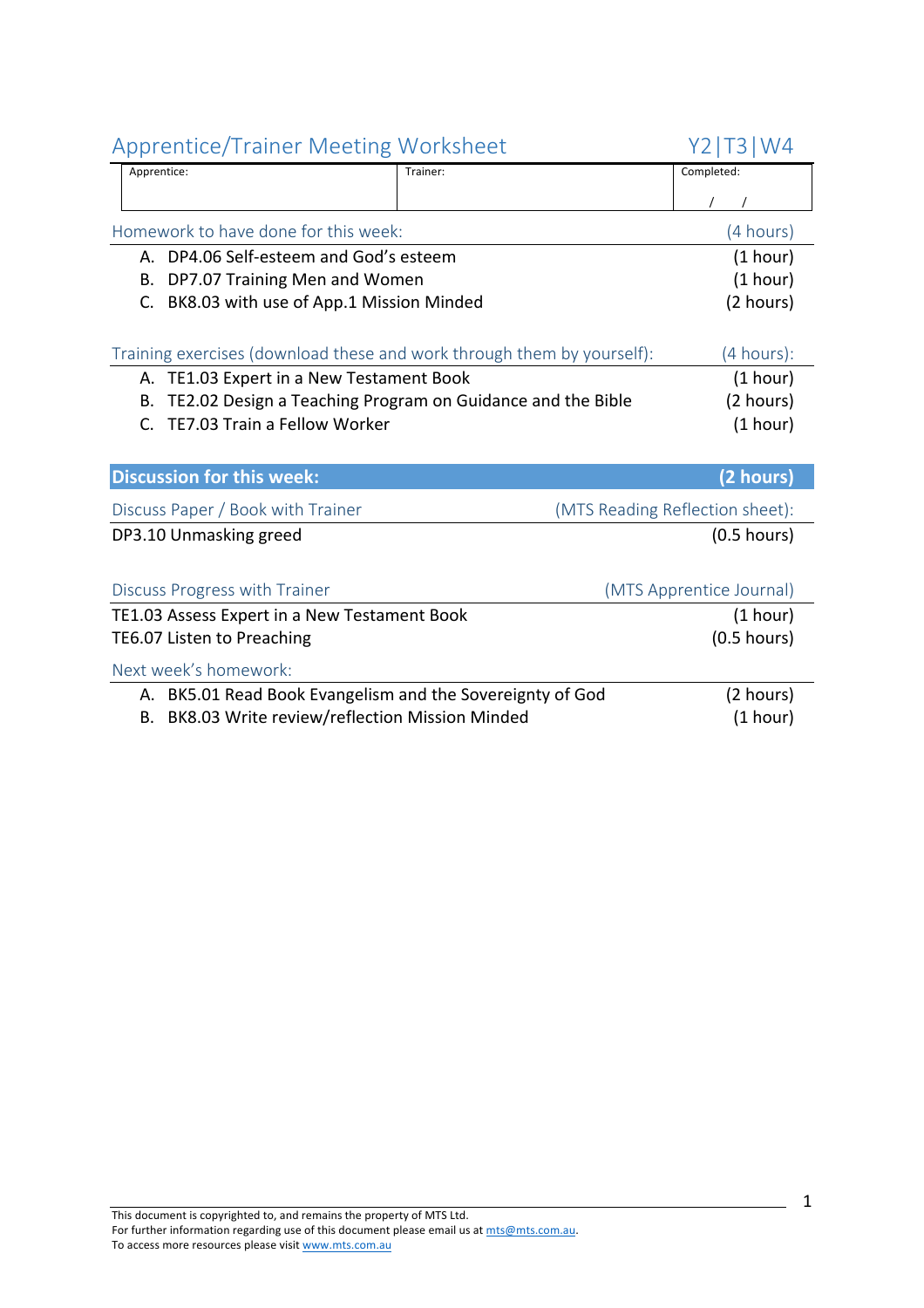## Apprentice/Trainer Meeting Worksheet — Y2|T3|W4

| Apprentice: | Trainer: | Completed: |
|---|---|---|
| | | / / |

### Homework to have done for this week: (4 hours)

A. DP4.06 Self-esteem and God's esteem (1 hour)
B. DP7.07 Training Men and Women (1 hour)
C. BK8.03 with use of App.1 Mission Minded (2 hours)

### Training exercises (download these and work through them by yourself): (4 hours):

A. TE1.03 Expert in a New Testament Book (1 hour)
B. TE2.02 Design a Teaching Program on Guidance and the Bible (2 hours)
C. TE7.03 Train a Fellow Worker (1 hour)

### **Discussion for this week: (2 hours)**

**Discuss Paper / Book with Trainer** (MTS Reading Reflection sheet):

DP3.10 Unmasking greed (0.5 hours)

**Discuss Progress with Trainer** (MTS Apprentice Journal)

TE1.03 Assess Expert in a New Testament Book (1 hour)
TE6.07 Listen to Preaching (0.5 hours)

### Next week's homework:

A. BK5.01 Read Book Evangelism and the Sovereignty of God (2 hours)
B. BK8.03 Write review/reflection Mission Minded (1 hour)

This document is copyrighted to, and remains the property of MTS Ltd.
For further information regarding use of this document please email us at mts@mts.com.au.
To access more resources please visit www.mts.com.au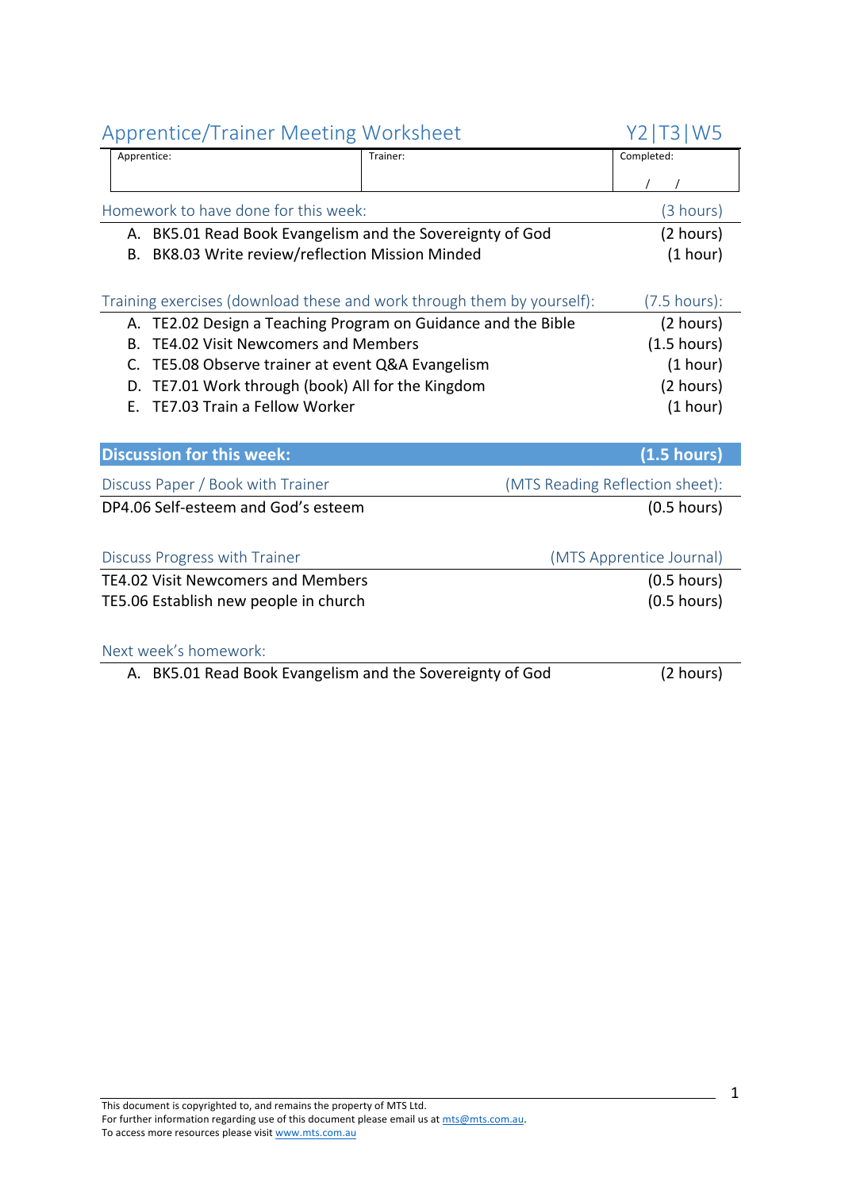# Apprentice/Trainer Meeting Worksheet — Y2|T3|W5

| Apprentice: | Trainer: | Completed: |
|---|---|---|
| | | / / |

## Homework to have done for this week: (3 hours)

A. BK5.01 Read Book Evangelism and the Sovereignty of God (2 hours)
B. BK8.03 Write review/reflection Mission Minded (1 hour)

## Training exercises (download these and work through them by yourself): (7.5 hours):

A. TE2.02 Design a Teaching Program on Guidance and the Bible (2 hours)
B. TE4.02 Visit Newcomers and Members (1.5 hours)
C. TE5.08 Observe trainer at event Q&A Evangelism (1 hour)
D. TE7.01 Work through (book) All for the Kingdom (2 hours)
E. TE7.03 Train a Fellow Worker (1 hour)

## Discussion for this week: (1.5 hours)

### Discuss Paper / Book with Trainer (MTS Reading Reflection sheet):

DP4.06 Self-esteem and God's esteem (0.5 hours)

### Discuss Progress with Trainer (MTS Apprentice Journal)

TE4.02 Visit Newcomers and Members (0.5 hours)
TE5.06 Establish new people in church (0.5 hours)

## Next week's homework:

A. BK5.01 Read Book Evangelism and the Sovereignty of God (2 hours)

This document is copyrighted to, and remains the property of MTS Ltd.
For further information regarding use of this document please email us at mts@mts.com.au.
To access more resources please visit www.mts.com.au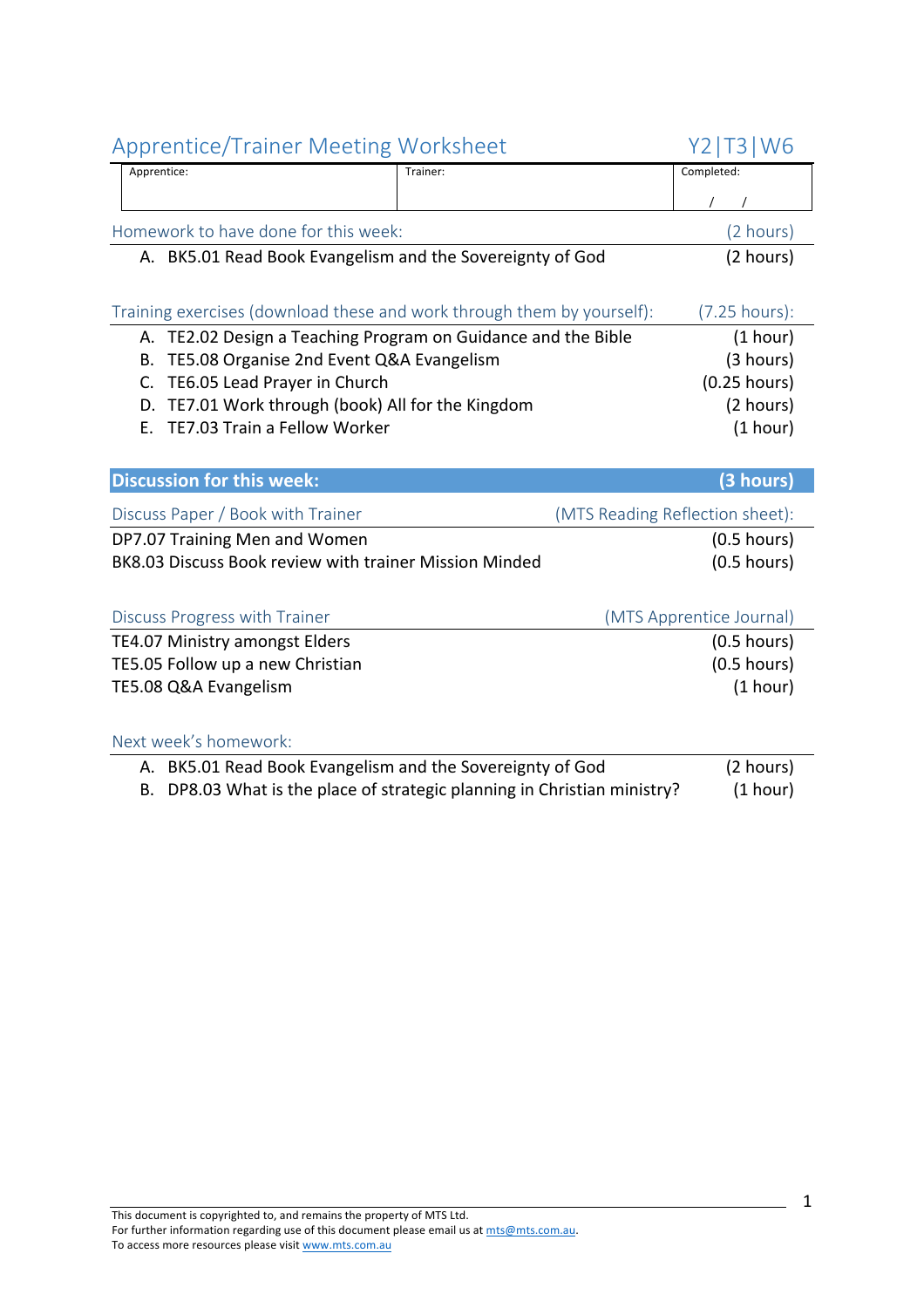# Apprentice/Trainer Meeting Worksheet — Y2|T3|W6

| Apprentice: | Trainer: | Completed: |
|---|---|---|
| | | / / |

## Homework to have done for this week: (2 hours)

A. BK5.01 Read Book Evangelism and the Sovereignty of God (2 hours)

## Training exercises (download these and work through them by yourself): (7.25 hours):

A. TE2.02 Design a Teaching Program on Guidance and the Bible (1 hour)
B. TE5.08 Organise 2nd Event Q&A Evangelism (3 hours)
C. TE6.05 Lead Prayer in Church (0.25 hours)
D. TE7.01 Work through (book) All for the Kingdom (2 hours)
E. TE7.03 Train a Fellow Worker (1 hour)

## Discussion for this week: (3 hours)

### Discuss Paper / Book with Trainer (MTS Reading Reflection sheet):

DP7.07 Training Men and Women (0.5 hours)
BK8.03 Discuss Book review with trainer Mission Minded (0.5 hours)

### Discuss Progress with Trainer (MTS Apprentice Journal)

TE4.07 Ministry amongst Elders (0.5 hours)
TE5.05 Follow up a new Christian (0.5 hours)
TE5.08 Q&A Evangelism (1 hour)

## Next week's homework:

A. BK5.01 Read Book Evangelism and the Sovereignty of God (2 hours)
B. DP8.03 What is the place of strategic planning in Christian ministry? (1 hour)

This document is copyrighted to, and remains the property of MTS Ltd.
For further information regarding use of this document please email us at mts@mts.com.au.
To access more resources please visit www.mts.com.au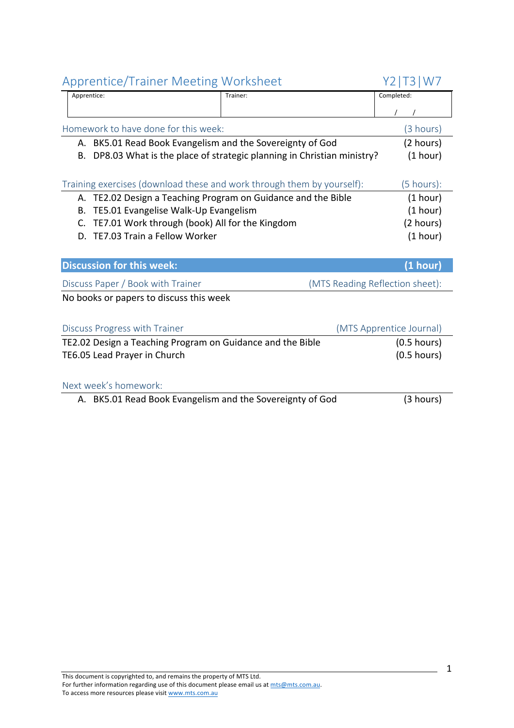# Apprentice/Trainer Meeting Worksheet

Y2|T3|W7

| Apprentice: | Trainer: | Completed: |
|---|---|---|
| | | / / |

## Homework to have done for this week: (3 hours)

A. BK5.01 Read Book Evangelism and the Sovereignty of God (2 hours)
B. DP8.03 What is the place of strategic planning in Christian ministry? (1 hour)

## Training exercises (download these and work through them by yourself): (5 hours):

A. TE2.02 Design a Teaching Program on Guidance and the Bible (1 hour)
B. TE5.01 Evangelise Walk-Up Evangelism (1 hour)
C. TE7.01 Work through (book) All for the Kingdom (2 hours)
D. TE7.03 Train a Fellow Worker (1 hour)

## Discussion for this week: (1 hour)

### Discuss Paper / Book with Trainer (MTS Reading Reflection sheet):

No books or papers to discuss this week

### Discuss Progress with Trainer (MTS Apprentice Journal)

TE2.02 Design a Teaching Program on Guidance and the Bible (0.5 hours)
TE6.05 Lead Prayer in Church (0.5 hours)

### Next week's homework:

A. BK5.01 Read Book Evangelism and the Sovereignty of God (3 hours)

This document is copyrighted to, and remains the property of MTS Ltd.
For further information regarding use of this document please email us at mts@mts.com.au.
To access more resources please visit www.mts.com.au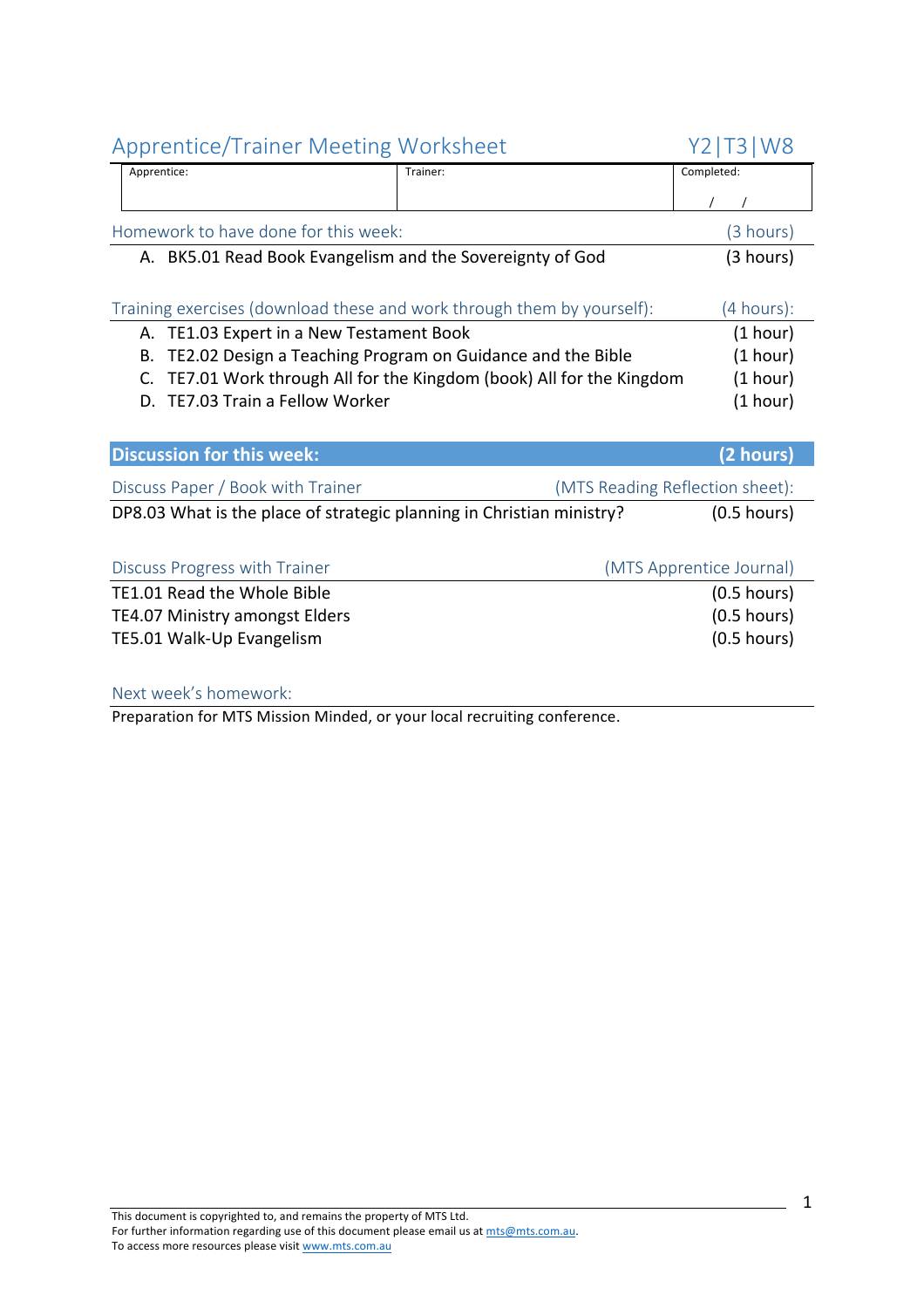## Apprentice/Trainer Meeting Worksheet Y2|T3|W8

| Apprentice: | Trainer: | Completed: |
|---|---|---|
| | | / / |

### Homework to have done for this week: (3 hours)

A. BK5.01 Read Book Evangelism and the Sovereignty of God (3 hours)

### Training exercises (download these and work through them by yourself): (4 hours):

A. TE1.03 Expert in a New Testament Book (1 hour)
B. TE2.02 Design a Teaching Program on Guidance and the Bible (1 hour)
C. TE7.01 Work through All for the Kingdom (book) All for the Kingdom (1 hour)
D. TE7.03 Train a Fellow Worker (1 hour)

### **Discussion for this week: (2 hours)**

#### Discuss Paper / Book with Trainer (MTS Reading Reflection sheet):

DP8.03 What is the place of strategic planning in Christian ministry? (0.5 hours)

#### Discuss Progress with Trainer (MTS Apprentice Journal)

TE1.01 Read the Whole Bible (0.5 hours)
TE4.07 Ministry amongst Elders (0.5 hours)
TE5.01 Walk-Up Evangelism (0.5 hours)

#### Next week's homework:

Preparation for MTS Mission Minded, or your local recruiting conference.

This document is copyrighted to, and remains the property of MTS Ltd.
For further information regarding use of this document please email us at mts@mts.com.au.
To access more resources please visit www.mts.com.au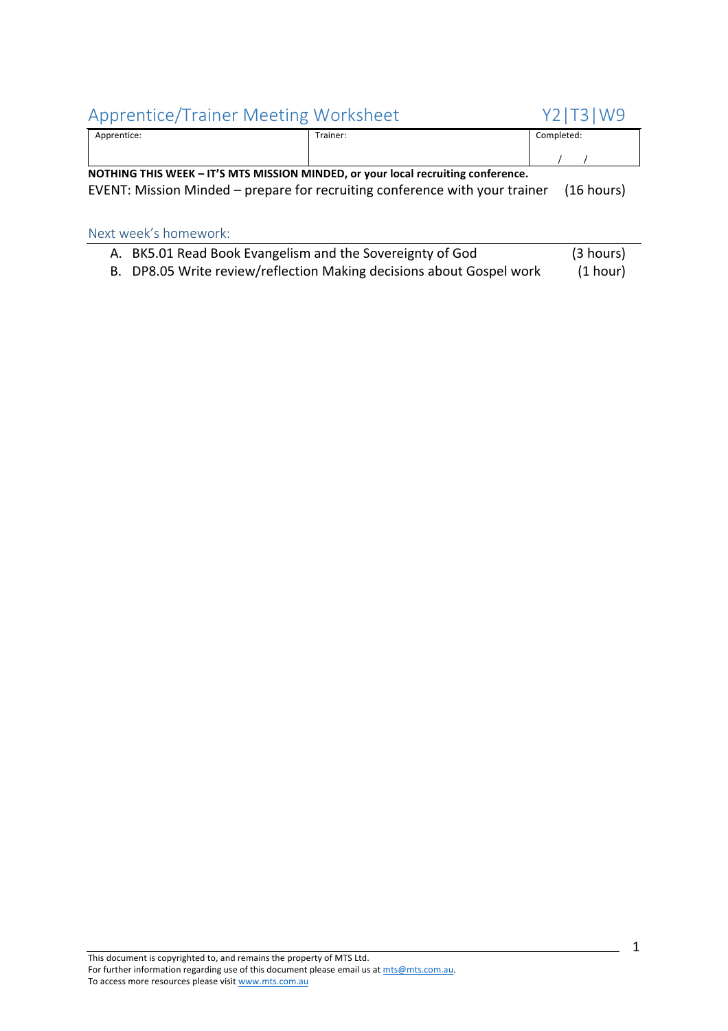## Apprentice/Trainer Meeting Worksheet Y2|T3|W9

| Apprentice: | Trainer: | Completed: |
|---|---|---|
| | | / / |

**NOTHING THIS WEEK – IT'S MTS MISSION MINDED, or your local recruiting conference.**

EVENT: Mission Minded – prepare for recruiting conference with your trainer (16 hours)

### Next week's homework:

A. BK5.01 Read Book Evangelism and the Sovereignty of God (3 hours)
B. DP8.05 Write review/reflection Making decisions about Gospel work (1 hour)

This document is copyrighted to, and remains the property of MTS Ltd.
For further information regarding use of this document please email us at mts@mts.com.au.
To access more resources please visit www.mts.com.au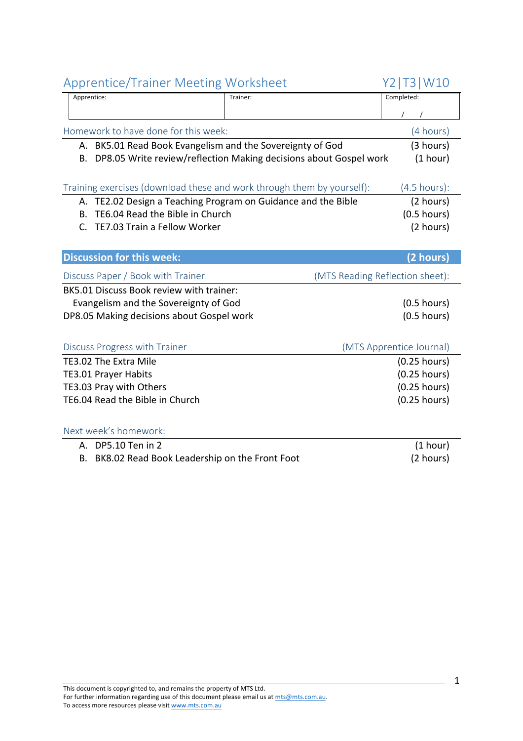# Apprentice/Trainer Meeting Worksheet Y2|T3|W10

| Apprentice: | Trainer: | Completed: |
|---|---|---|
| | | / / |

## Homework to have done for this week: (4 hours)

A. BK5.01 Read Book Evangelism and the Sovereignty of God (3 hours)
B. DP8.05 Write review/reflection Making decisions about Gospel work (1 hour)

## Training exercises (download these and work through them by yourself): (4.5 hours):

A. TE2.02 Design a Teaching Program on Guidance and the Bible (2 hours)
B. TE6.04 Read the Bible in Church (0.5 hours)
C. TE7.03 Train a Fellow Worker (2 hours)

## Discussion for this week: (2 hours)

### Discuss Paper / Book with Trainer (MTS Reading Reflection sheet):

BK5.01 Discuss Book review with trainer:
Evangelism and the Sovereignty of God (0.5 hours)
DP8.05 Making decisions about Gospel work (0.5 hours)

### Discuss Progress with Trainer (MTS Apprentice Journal)

TE3.02 The Extra Mile (0.25 hours)
TE3.01 Prayer Habits (0.25 hours)
TE3.03 Pray with Others (0.25 hours)
TE6.04 Read the Bible in Church (0.25 hours)

## Next week's homework:

A. DP5.10 Ten in 2 (1 hour)
B. BK8.02 Read Book Leadership on the Front Foot (2 hours)

This document is copyrighted to, and remains the property of MTS Ltd.
For further information regarding use of this document please email us at mts@mts.com.au.
To access more resources please visit www.mts.com.au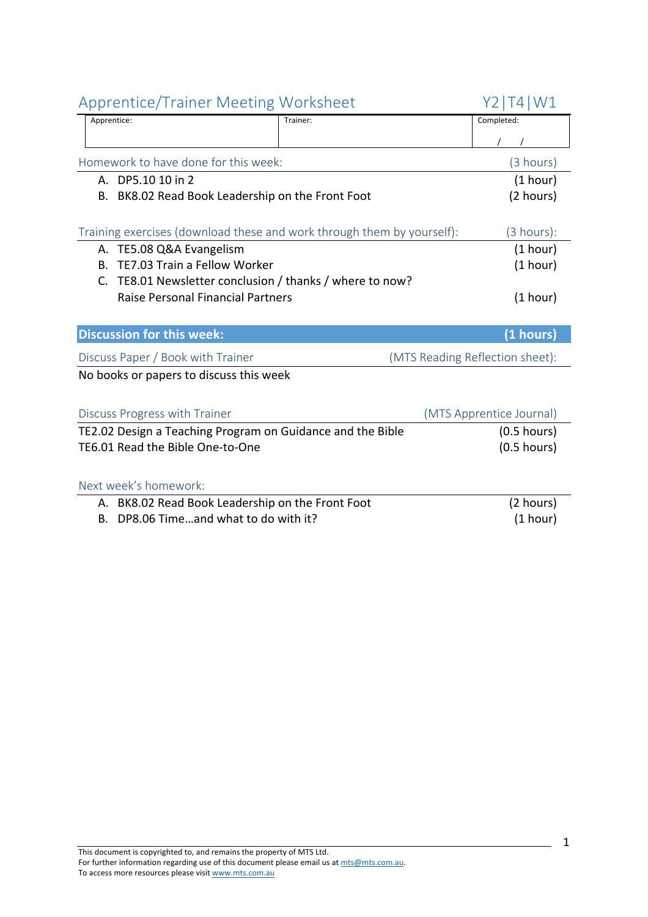# Apprentice/Trainer Meeting Worksheet Y2|T4|W1

| Apprentice: | Trainer: | Completed: |
|---|---|---|
| | | / / |

## Homework to have done for this week: (3 hours)

A. DP5.10 10 in 2 (1 hour)
B. BK8.02 Read Book Leadership on the Front Foot (2 hours)

## Training exercises (download these and work through them by yourself): (3 hours):

A. TE5.08 Q&A Evangelism (1 hour)
B. TE7.03 Train a Fellow Worker (1 hour)
C. TE8.01 Newsletter conclusion / thanks / where to now?
   Raise Personal Financial Partners (1 hour)

## **Discussion for this week: (1 hours)**

### Discuss Paper / Book with Trainer (MTS Reading Reflection sheet):

No books or papers to discuss this week

### Discuss Progress with Trainer (MTS Apprentice Journal)

TE2.02 Design a Teaching Program on Guidance and the Bible (0.5 hours)
TE6.01 Read the Bible One-to-One (0.5 hours)

## Next week's homework:

A. BK8.02 Read Book Leadership on the Front Foot (2 hours)
B. DP8.06 Time…and what to do with it? (1 hour)

This document is copyrighted to, and remains the property of MTS Ltd.
For further information regarding use of this document please email us at mts@mts.com.au.
To access more resources please visit www.mts.com.au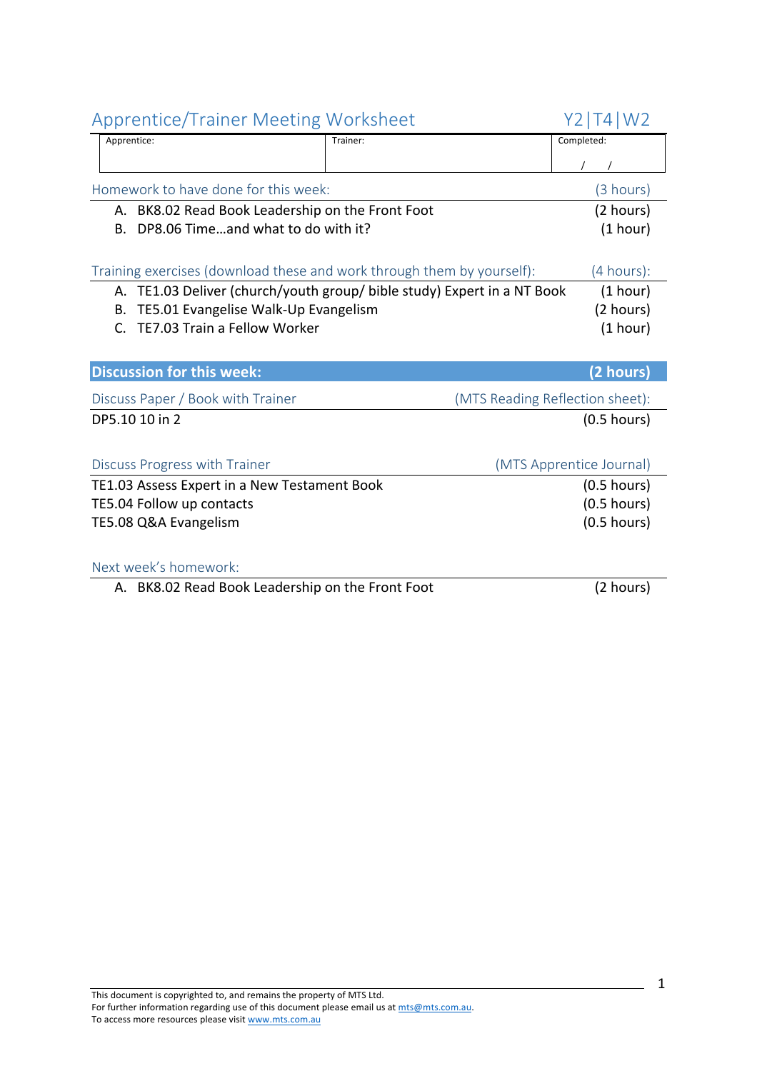# Apprentice/Trainer Meeting Worksheet Y2|T4|W2

| Apprentice: | Trainer: | Completed: |
|---|---|---|
| | | / / |

## Homework to have done for this week: (3 hours)

A. BK8.02 Read Book Leadership on the Front Foot (2 hours)
B. DP8.06 Time…and what to do with it? (1 hour)

## Training exercises (download these and work through them by yourself): (4 hours):

A. TE1.03 Deliver (church/youth group/ bible study) Expert in a NT Book (1 hour)
B. TE5.01 Evangelise Walk-Up Evangelism (2 hours)
C. TE7.03 Train a Fellow Worker (1 hour)

## Discussion for this week: (2 hours)

### Discuss Paper / Book with Trainer (MTS Reading Reflection sheet):

DP5.10 10 in 2 (0.5 hours)

### Discuss Progress with Trainer (MTS Apprentice Journal)

TE1.03 Assess Expert in a New Testament Book (0.5 hours)
TE5.04 Follow up contacts (0.5 hours)
TE5.08 Q&A Evangelism (0.5 hours)

## Next week's homework:

A. BK8.02 Read Book Leadership on the Front Foot (2 hours)

This document is copyrighted to, and remains the property of MTS Ltd.
For further information regarding use of this document please email us at mts@mts.com.au.
To access more resources please visit www.mts.com.au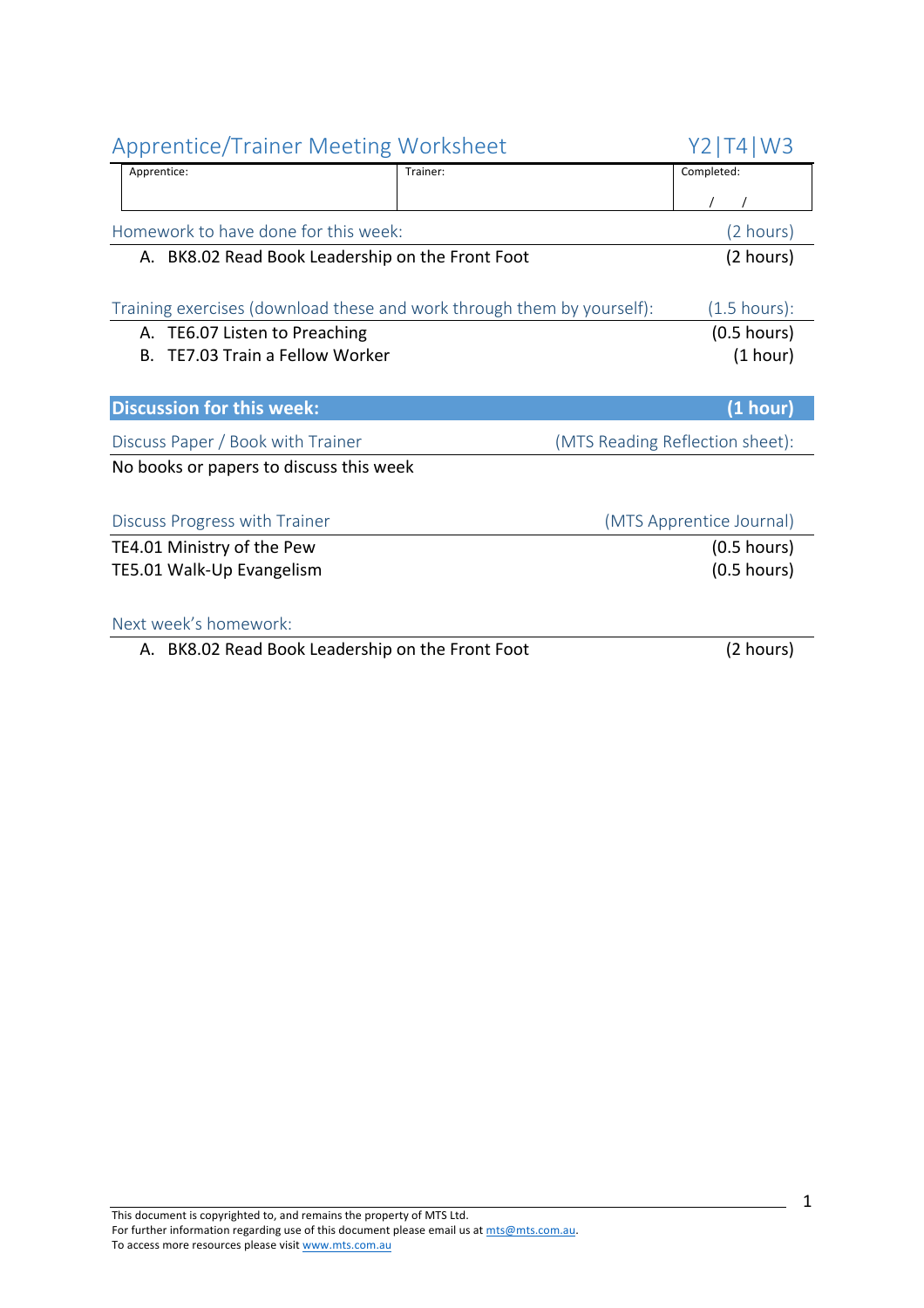# Apprentice/Trainer Meeting Worksheet Y2|T4|W3

| Apprentice: | Trainer: | Completed: |
|---|---|---|
| | | / / |

## Homework to have done for this week: (2 hours)

A. BK8.02 Read Book Leadership on the Front Foot (2 hours)

## Training exercises (download these and work through them by yourself): (1.5 hours):

A. TE6.07 Listen to Preaching (0.5 hours)
B. TE7.03 Train a Fellow Worker (1 hour)

## Discussion for this week: (1 hour)

### Discuss Paper / Book with Trainer (MTS Reading Reflection sheet):

No books or papers to discuss this week

### Discuss Progress with Trainer (MTS Apprentice Journal)

TE4.01 Ministry of the Pew (0.5 hours)
TE5.01 Walk-Up Evangelism (0.5 hours)

### Next week's homework:

A. BK8.02 Read Book Leadership on the Front Foot (2 hours)

This document is copyrighted to, and remains the property of MTS Ltd.
For further information regarding use of this document please email us at mts@mts.com.au.
To access more resources please visit www.mts.com.au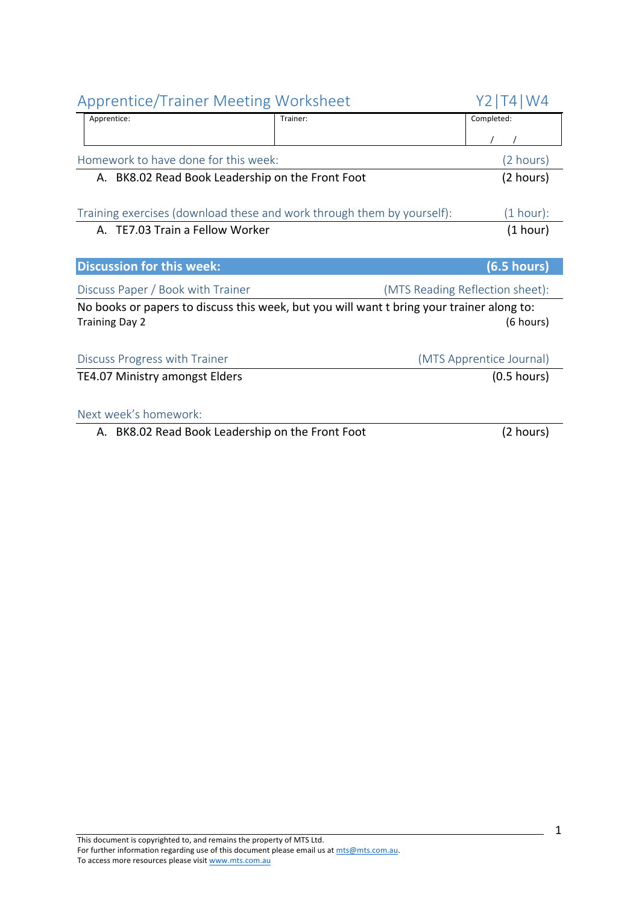## Apprentice/Trainer Meeting Worksheet Y2|T4|W4

| Apprentice: | Trainer: | Completed: |
|---|---|---|
| | | / / |

### Homework to have done for this week: (2 hours)

A. BK8.02 Read Book Leadership on the Front Foot (2 hours)

### Training exercises (download these and work through them by yourself): (1 hour):

A. TE7.03 Train a Fellow Worker (1 hour)

## **Discussion for this week: (6.5 hours)**

### Discuss Paper / Book with Trainer (MTS Reading Reflection sheet):

No books or papers to discuss this week, but you will want t bring your trainer along to:
Training Day 2 (6 hours)

### Discuss Progress with Trainer (MTS Apprentice Journal)

TE4.07 Ministry amongst Elders (0.5 hours)

### Next week's homework:

A. BK8.02 Read Book Leadership on the Front Foot (2 hours)

This document is copyrighted to, and remains the property of MTS Ltd.
For further information regarding use of this document please email us at mts@mts.com.au.
To access more resources please visit www.mts.com.au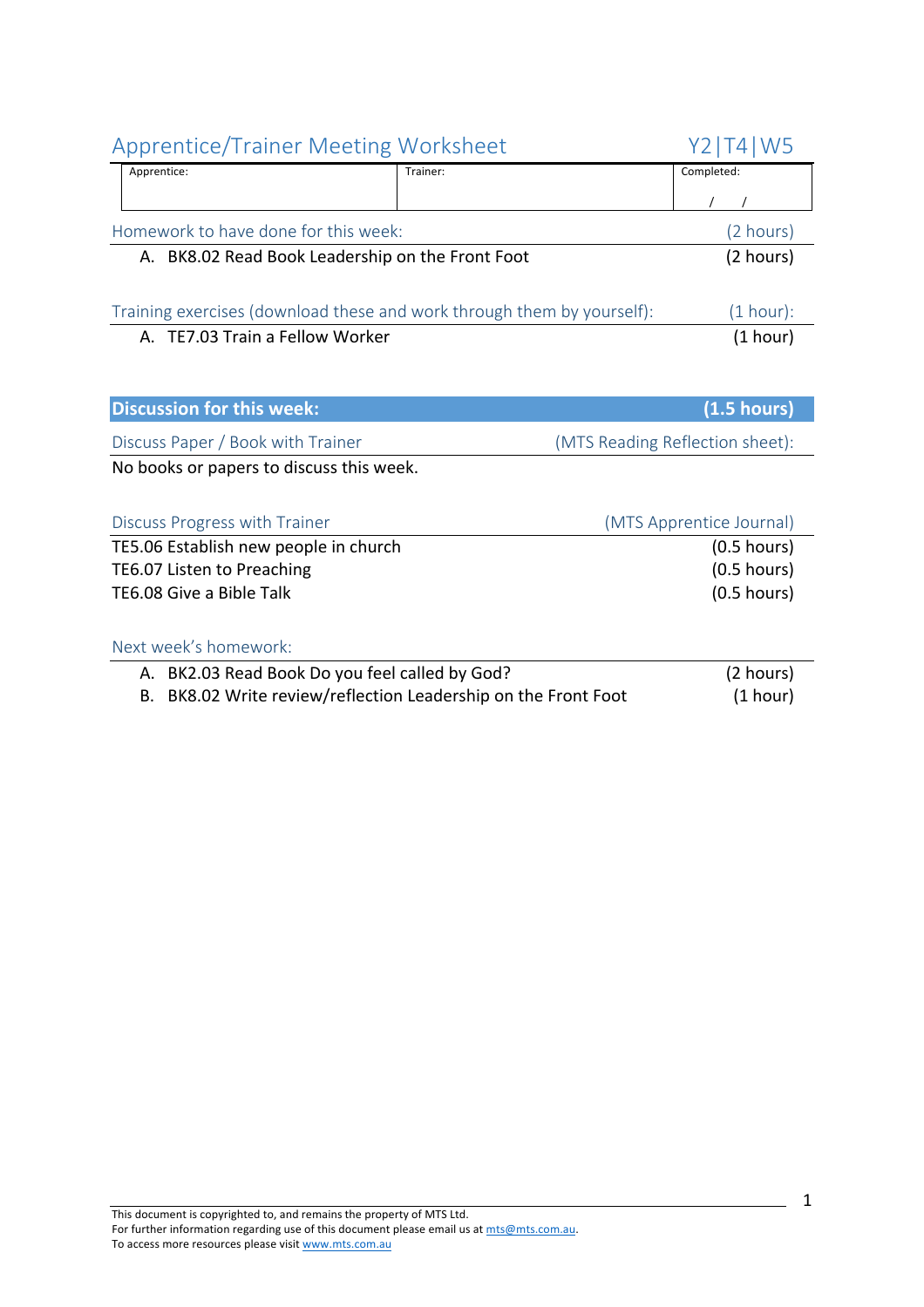# Apprentice/Trainer Meeting Worksheet — Y2|T4|W5

| Apprentice: | Trainer: | Completed: |
|---|---|---|
| | | / / |

## Homework to have done for this week: (2 hours)

A. BK8.02 Read Book Leadership on the Front Foot (2 hours)

## Training exercises (download these and work through them by yourself): (1 hour):

A. TE7.03 Train a Fellow Worker (1 hour)

## Discussion for this week: (1.5 hours)

### Discuss Paper / Book with Trainer (MTS Reading Reflection sheet):

No books or papers to discuss this week.

### Discuss Progress with Trainer (MTS Apprentice Journal)

TE5.06 Establish new people in church (0.5 hours)
TE6.07 Listen to Preaching (0.5 hours)
TE6.08 Give a Bible Talk (0.5 hours)

### Next week's homework:

A. BK2.03 Read Book Do you feel called by God? (2 hours)
B. BK8.02 Write review/reflection Leadership on the Front Foot (1 hour)

This document is copyrighted to, and remains the property of MTS Ltd.
For further information regarding use of this document please email us at mts@mts.com.au.
To access more resources please visit www.mts.com.au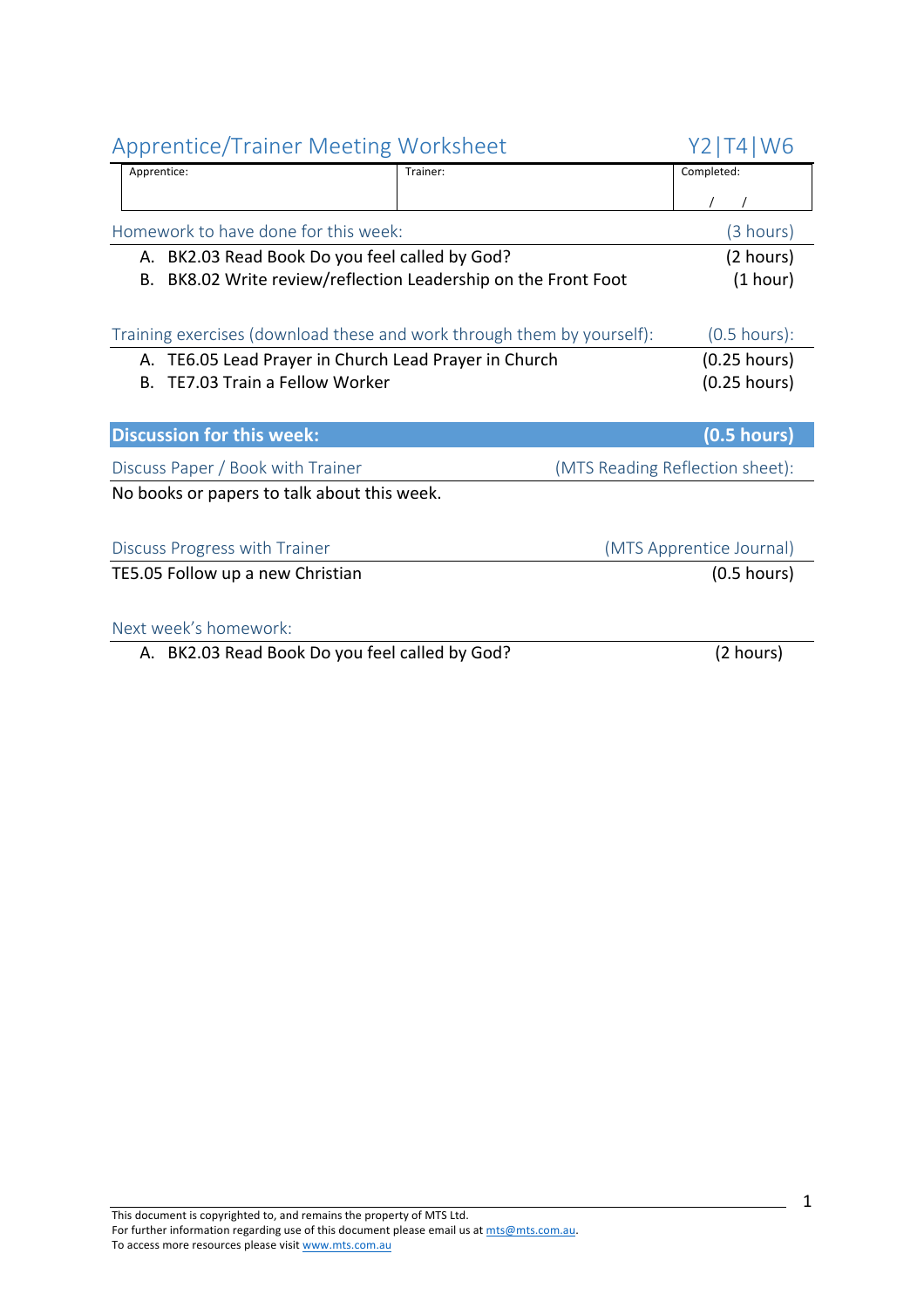## Apprentice/Trainer Meeting Worksheet — Y2|T4|W6

| Apprentice: | Trainer: | Completed: |
|---|---|---|
| | | / / |

### Homework to have done for this week: (3 hours)

A. BK2.03 Read Book Do you feel called by God? (2 hours)
B. BK8.02 Write review/reflection Leadership on the Front Foot (1 hour)

### Training exercises (download these and work through them by yourself): (0.5 hours):

A. TE6.05 Lead Prayer in Church Lead Prayer in Church (0.25 hours)
B. TE7.03 Train a Fellow Worker (0.25 hours)

### Discussion for this week: (0.5 hours)

**Discuss Paper / Book with Trainer** (MTS Reading Reflection sheet):

No books or papers to talk about this week.

**Discuss Progress with Trainer** (MTS Apprentice Journal)

TE5.05 Follow up a new Christian (0.5 hours)

### Next week's homework:

A. BK2.03 Read Book Do you feel called by God? (2 hours)

This document is copyrighted to, and remains the property of MTS Ltd.
For further information regarding use of this document please email us at mts@mts.com.au.
To access more resources please visit www.mts.com.au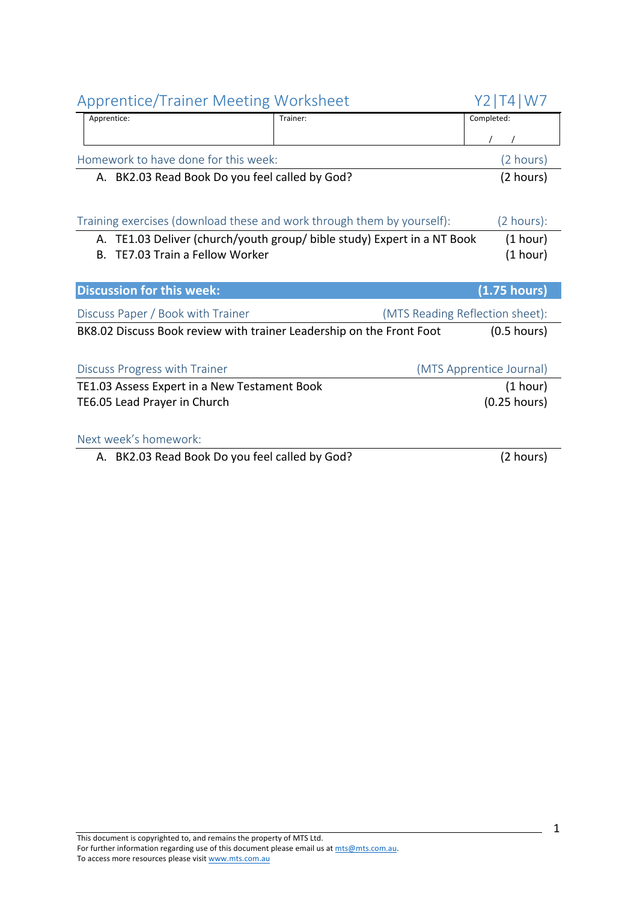## Apprentice/Trainer Meeting Worksheet — Y2|T4|W7

| Apprentice: | Trainer: | Completed: |
|---|---|---|
| | | / / |

### Homework to have done for this week: (2 hours)

A. BK2.03 Read Book Do you feel called by God? (2 hours)

### Training exercises (download these and work through them by yourself): (2 hours):

A. TE1.03 Deliver (church/youth group/ bible study) Expert in a NT Book (1 hour)
B. TE7.03 Train a Fellow Worker (1 hour)

### **Discussion for this week: (1.75 hours)**

#### Discuss Paper / Book with Trainer (MTS Reading Reflection sheet):

BK8.02 Discuss Book review with trainer Leadership on the Front Foot (0.5 hours)

#### Discuss Progress with Trainer (MTS Apprentice Journal)

TE1.03 Assess Expert in a New Testament Book (1 hour)
TE6.05 Lead Prayer in Church (0.25 hours)

### Next week's homework:

A. BK2.03 Read Book Do you feel called by God? (2 hours)

This document is copyrighted to, and remains the property of MTS Ltd.
For further information regarding use of this document please email us at mts@mts.com.au.
To access more resources please visit www.mts.com.au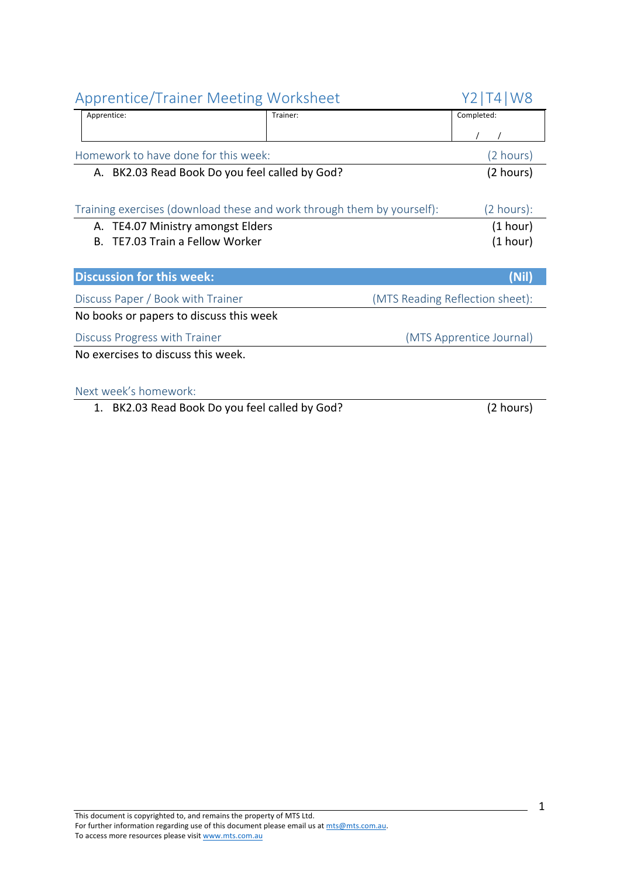# Apprentice/Trainer Meeting Worksheet — Y2|T4|W8

| Apprentice: | Trainer: | Completed: |
|---|---|---|
| | | / / |

## Homework to have done for this week: (2 hours)

A. BK2.03 Read Book Do you feel called by God? (2 hours)

## Training exercises (download these and work through them by yourself): (2 hours):

A. TE4.07 Ministry amongst Elders (1 hour)
B. TE7.03 Train a Fellow Worker (1 hour)

## Discussion for this week: (Nil)

### Discuss Paper / Book with Trainer (MTS Reading Reflection sheet):

No books or papers to discuss this week

### Discuss Progress with Trainer (MTS Apprentice Journal)

No exercises to discuss this week.

## Next week's homework:

1. BK2.03 Read Book Do you feel called by God? (2 hours)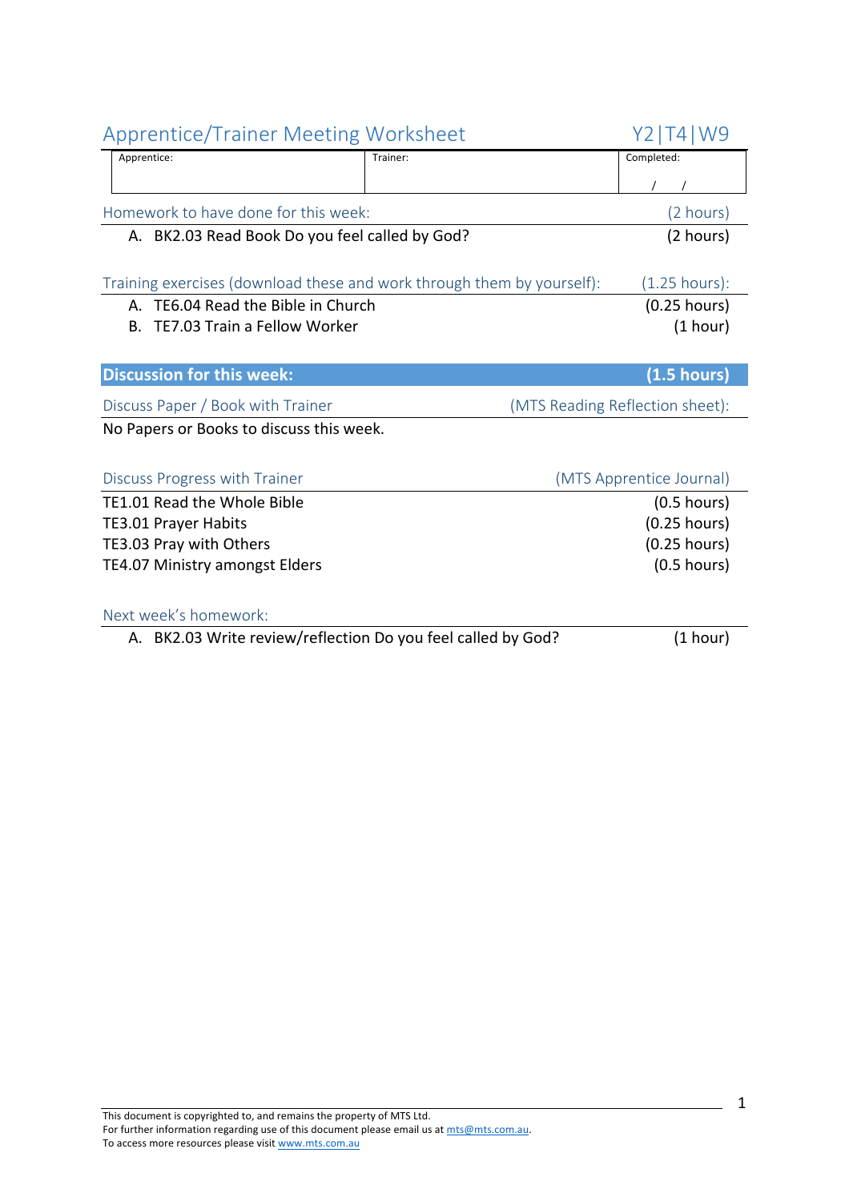## Apprentice/Trainer Meeting Worksheet — Y2|T4|W9

| Apprentice: | Trainer: | Completed: |
|---|---|---|
| | | / / |

### Homework to have done for this week: (2 hours)

A. BK2.03 Read Book Do you feel called by God? (2 hours)

### Training exercises (download these and work through them by yourself): (1.25 hours):

A. TE6.04 Read the Bible in Church (0.25 hours)
B. TE7.03 Train a Fellow Worker (1 hour)

### Discussion for this week: (1.5 hours)

#### Discuss Paper / Book with Trainer (MTS Reading Reflection sheet):

No Papers or Books to discuss this week.

#### Discuss Progress with Trainer (MTS Apprentice Journal)

TE1.01 Read the Whole Bible (0.5 hours)
TE3.01 Prayer Habits (0.25 hours)
TE3.03 Pray with Others (0.25 hours)
TE4.07 Ministry amongst Elders (0.5 hours)

#### Next week's homework:

A. BK2.03 Write review/reflection Do you feel called by God? (1 hour)

This document is copyrighted to, and remains the property of MTS Ltd.
For further information regarding use of this document please email us at mts@mts.com.au.
To access more resources please visit www.mts.com.au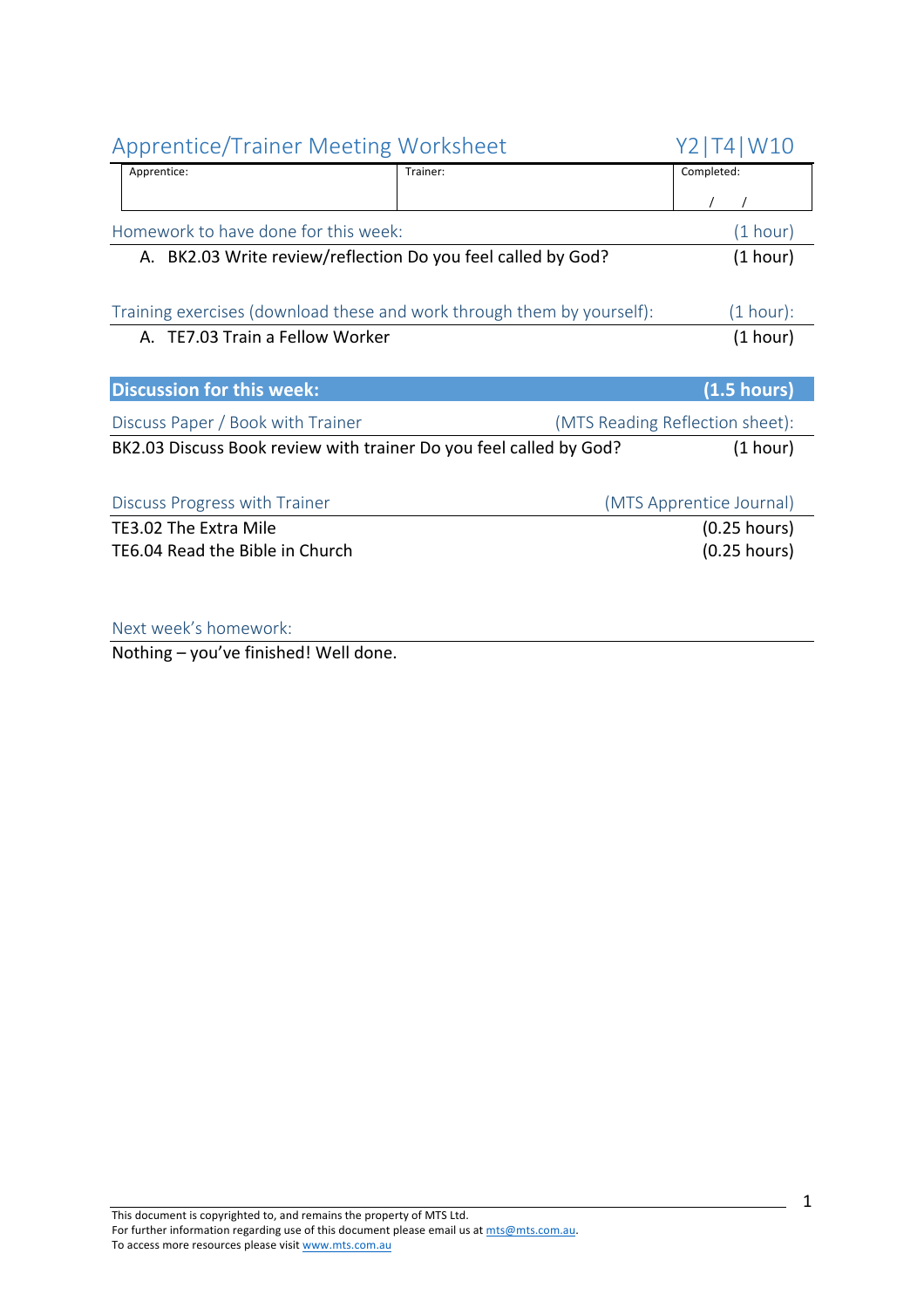## Apprentice/Trainer Meeting Worksheet — Y2|T4|W10

| Apprentice: | Trainer: | Completed: |
|---|---|---|
| | | / / |

### Homework to have done for this week: (1 hour)

A. BK2.03 Write review/reflection Do you feel called by God? (1 hour)

### Training exercises (download these and work through them by yourself): (1 hour):

A. TE7.03 Train a Fellow Worker (1 hour)

### Discussion for this week: (1.5 hours)

#### Discuss Paper / Book with Trainer (MTS Reading Reflection sheet):

BK2.03 Discuss Book review with trainer Do you feel called by God? (1 hour)

#### Discuss Progress with Trainer (MTS Apprentice Journal)

TE3.02 The Extra Mile (0.25 hours)
TE6.04 Read the Bible in Church (0.25 hours)

### Next week's homework:

Nothing – you've finished! Well done.

This document is copyrighted to, and remains the property of MTS Ltd.
For further information regarding use of this document please email us at mts@mts.com.au.
To access more resources please visit www.mts.com.au